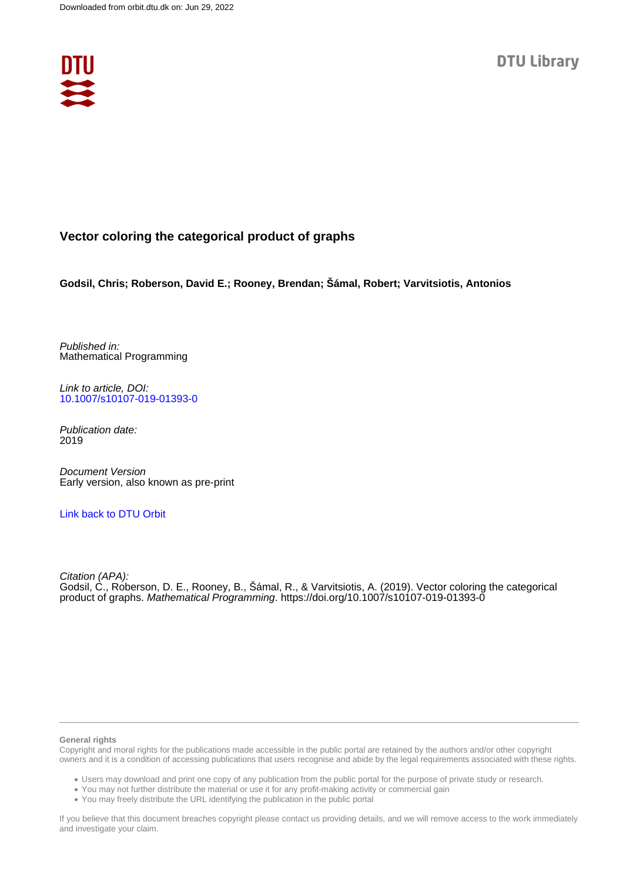Downloaded from orbit.dtu.dk on: Jun 29, 2022

DTU Library

# Vector coloring the categorical product of graphs

**Godsil, Chris; Roberson, David E.; Rooney, Brendan; Šámal, Robert; Varvitsiotis, Antonios**

*Published in:*
Mathematical Programming

*Link to article, DOI:*
[10.1007/s10107-019-01393-0](https://doi.org/10.1007/s10107-019-01393-0)

*Publication date:*
2019

*Document Version*
Early version, also known as pre-print

Link back to DTU Orbit

*Citation (APA):*
Godsil, C., Roberson, D. E., Rooney, B., Šámal, R., & Varvitsiotis, A. (2019). Vector coloring the categorical product of graphs. *Mathematical Programming*. https://doi.org/10.1007/s10107-019-01393-0

**General rights**
Copyright and moral rights for the publications made accessible in the public portal are retained by the authors and/or other copyright owners and it is a condition of accessing publications that users recognise and abide by the legal requirements associated with these rights.

- Users may download and print one copy of any publication from the public portal for the purpose of private study or research.
- You may not further distribute the material or use it for any profit-making activity or commercial gain
- You may freely distribute the URL identifying the publication in the public portal

If you believe that this document breaches copyright please contact us providing details, and we will remove access to the work immediately and investigate your claim.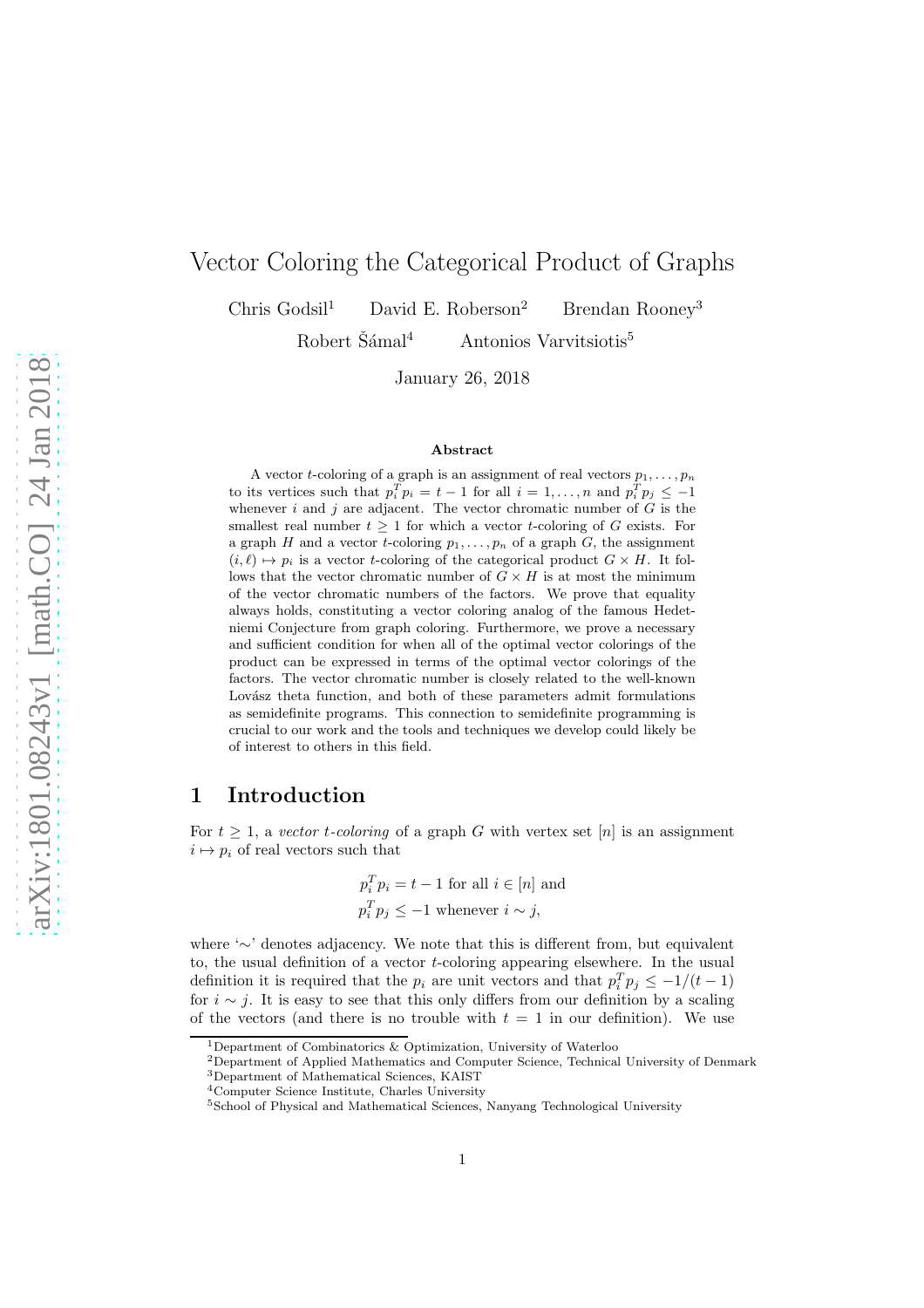# Vector Coloring the Categorical Product of Graphs

Chris Godsil[1] David E. Roberson[2] Brendan Rooney[3]
Robert Šámal[4] Antonios Varvitsiotis[5]

January 26, 2018

### Abstract

A vector $t$-coloring of a graph is an assignment of real vectors $p_1, \ldots, p_n$ to its vertices such that $p_i^T p_i = t - 1$ for all $i = 1, \ldots, n$ and $p_i^T p_j \leq -1$ whenever $i$ and $j$ are adjacent. The vector chromatic number of $G$ is the smallest real number $t \geq 1$ for which a vector $t$-coloring of $G$ exists. For a graph $H$ and a vector $t$-coloring $p_1, \ldots, p_n$ of a graph $G$, the assignment $(i, \ell) \mapsto p_i$ is a vector $t$-coloring of the categorical product $G \times H$. It follows that the vector chromatic number of $G \times H$ is at most the minimum of the vector chromatic numbers of the factors. We prove that equality always holds, constituting a vector coloring analog of the famous Hedetniemi Conjecture from graph coloring. Furthermore, we prove a necessary and sufficient condition for when all of the optimal vector colorings of the product can be expressed in terms of the optimal vector colorings of the factors. The vector chromatic number is closely related to the well-known Lovász theta function, and both of these parameters admit formulations as semidefinite programs. This connection to semidefinite programming is crucial to our work and the tools and techniques we develop could likely be of interest to others in this field.

## 1 Introduction

For $t \geq 1$, a *vector $t$-coloring* of a graph $G$ with vertex set $[n]$ is an assignment $i \mapsto p_i$ of real vectors such that

$$p_i^T p_i = t - 1 \text{ for all } i \in [n] \text{ and}$$
$$p_i^T p_j \leq -1 \text{ whenever } i \sim j,$$

where '$\sim$' denotes adjacency. We note that this is different from, but equivalent to, the usual definition of a vector $t$-coloring appearing elsewhere. In the usual definition it is required that the $p_i$ are unit vectors and that $p_i^T p_j \leq -1/(t-1)$ for $i \sim j$. It is easy to see that this only differs from our definition by a scaling of the vectors (and there is no trouble with $t = 1$ in our definition). We use

[1] Department of Combinatorics & Optimization, University of Waterloo
[2] Department of Applied Mathematics and Computer Science, Technical University of Denmark
[3] Department of Mathematical Sciences, KAIST
[4] Computer Science Institute, Charles University
[5] School of Physical and Mathematical Sciences, Nanyang Technological University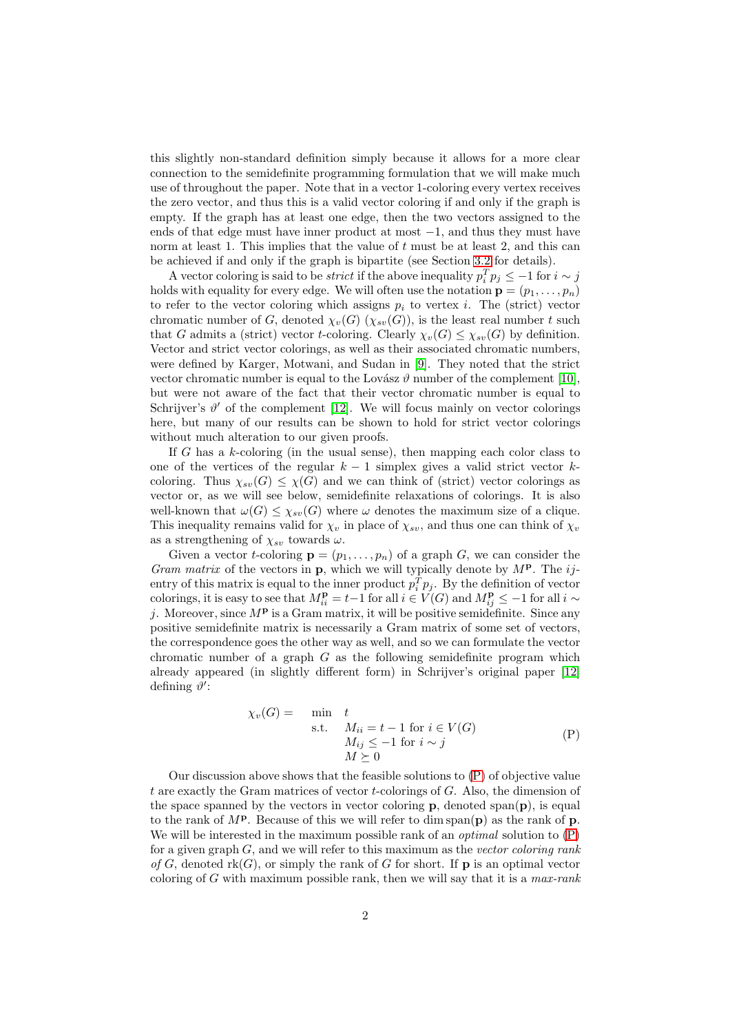this slightly non-standard definition simply because it allows for a more clear connection to the semidefinite programming formulation that we will make much use of throughout the paper. Note that in a vector 1-coloring every vertex receives the zero vector, and thus this is a valid vector coloring if and only if the graph is empty. If the graph has at least one edge, then the two vectors assigned to the ends of that edge must have inner product at most $-1$, and thus they must have norm at least 1. This implies that the value of $t$ must be at least 2, and this can be achieved if and only if the graph is bipartite (see Section 3.2 for details).

A vector coloring is said to be *strict* if the above inequality $p_i^T p_j \leq -1$ for $i \sim j$ holds with equality for every edge. We will often use the notation $\mathbf{p} = (p_1, \ldots, p_n)$ to refer to the vector coloring which assigns $p_i$ to vertex $i$. The (strict) vector chromatic number of $G$, denoted $\chi_v(G)$ ($\chi_{sv}(G)$), is the least real number $t$ such that $G$ admits a (strict) vector $t$-coloring. Clearly $\chi_v(G) \leq \chi_{sv}(G)$ by definition. Vector and strict vector colorings, as well as their associated chromatic numbers, were defined by Karger, Motwani, and Sudan in [9]. They noted that the strict vector chromatic number is equal to the Lovász $\vartheta$ number of the complement [10], but were not aware of the fact that their vector chromatic number is equal to Schrijver's $\vartheta'$ of the complement [12]. We will focus mainly on vector colorings here, but many of our results can be shown to hold for strict vector colorings without much alteration to our given proofs.

If $G$ has a $k$-coloring (in the usual sense), then mapping each color class to one of the vertices of the regular $k-1$ simplex gives a valid strict vector $k$-coloring. Thus $\chi_{sv}(G) \leq \chi(G)$ and we can think of (strict) vector colorings as vector or, as we will see below, semidefinite relaxations of colorings. It is also well-known that $\omega(G) \leq \chi_{sv}(G)$ where $\omega$ denotes the maximum size of a clique. This inequality remains valid for $\chi_v$ in place of $\chi_{sv}$, and thus one can think of $\chi_v$ as a strengthening of $\chi_{sv}$ towards $\omega$.

Given a vector $t$-coloring $\mathbf{p} = (p_1, \ldots, p_n)$ of a graph $G$, we can consider the *Gram matrix* of the vectors in $\mathbf{p}$, which we will typically denote by $M^{\mathbf{p}}$. The $ij$-entry of this matrix is equal to the inner product $p_i^T p_j$. By the definition of vector colorings, it is easy to see that $M^{\mathbf{p}}_{ii} = t-1$ for all $i \in V(G)$ and $M^{\mathbf{p}}_{ij} \leq -1$ for all $i \sim j$. Moreover, since $M^{\mathbf{p}}$ is a Gram matrix, it will be positive semidefinite. Since any positive semidefinite matrix is necessarily a Gram matrix of some set of vectors, the correspondence goes the other way as well, and so we can formulate the vector chromatic number of a graph $G$ as the following semidefinite program which already appeared (in slightly different form) in Schrijver's original paper [12] defining $\vartheta'$:

$$
\begin{aligned}
\chi_v(G) = \quad & \min \quad t \\
& \text{s.t.} \quad M_{ii} = t - 1 \text{ for } i \in V(G) \\
& \qquad\;\; M_{ij} \leq -1 \text{ for } i \sim j \\
& \qquad\;\; M \succeq 0
\end{aligned}
\tag{P}
$$

Our discussion above shows that the feasible solutions to (P) of objective value $t$ are exactly the Gram matrices of vector $t$-colorings of $G$. Also, the dimension of the space spanned by the vectors in vector coloring $\mathbf{p}$, denoted $\operatorname{span}(\mathbf{p})$, is equal to the rank of $M^{\mathbf{p}}$. Because of this we will refer to $\dim \operatorname{span}(\mathbf{p})$ as the rank of $\mathbf{p}$. We will be interested in the maximum possible rank of an *optimal* solution to (P) for a given graph $G$, and we will refer to this maximum as the *vector coloring rank of* $G$, denoted $\operatorname{rk}(G)$, or simply the rank of $G$ for short. If $\mathbf{p}$ is an optimal vector coloring of $G$ with maximum possible rank, then we will say that it is a *max-rank*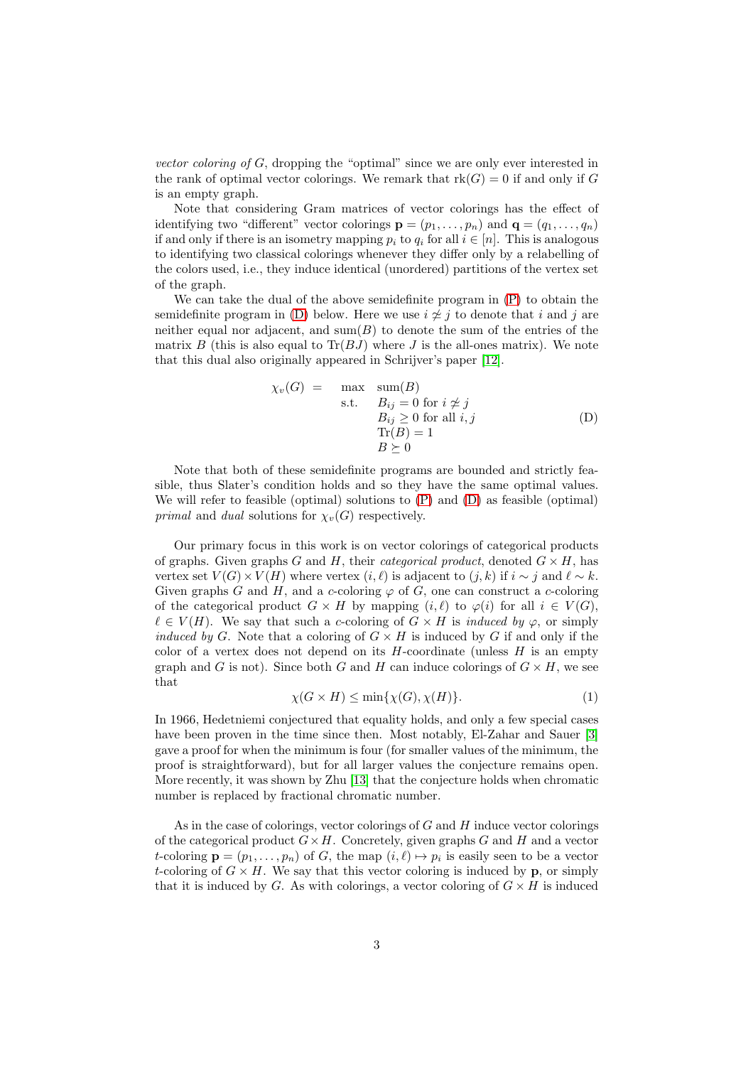*vector coloring of* $G$, dropping the "optimal" since we are only ever interested in the rank of optimal vector colorings. We remark that $\mathrm{rk}(G) = 0$ if and only if $G$ is an empty graph.

Note that considering Gram matrices of vector colorings has the effect of identifying two "different" vector colorings $\mathbf{p} = (p_1, \ldots, p_n)$ and $\mathbf{q} = (q_1, \ldots, q_n)$ if and only if there is an isometry mapping $p_i$ to $q_i$ for all $i \in [n]$. This is analogous to identifying two classical colorings whenever they differ only by a relabelling of the colors used, i.e., they induce identical (unordered) partitions of the vertex set of the graph.

We can take the dual of the above semidefinite program in (P) to obtain the semidefinite program in (D) below. Here we use $i \not\simeq j$ to denote that $i$ and $j$ are neither equal nor adjacent, and $\mathrm{sum}(B)$ to denote the sum of the entries of the matrix $B$ (this is also equal to $\mathrm{Tr}(BJ)$ where $J$ is the all-ones matrix). We note that this dual also originally appeared in Schrijver's paper [12].

$$
\begin{aligned}
\chi_v(G) \;=\; \quad & \max \quad \mathrm{sum}(B) \\
& \text{s.t.} \quad B_{ij} = 0 \text{ for } i \not\simeq j \\
& \qquad\;\; B_{ij} \geq 0 \text{ for all } i, j \\
& \qquad\;\; \mathrm{Tr}(B) = 1 \\
& \qquad\;\; B \succeq 0
\end{aligned}
\tag{D}
$$

Note that both of these semidefinite programs are bounded and strictly feasible, thus Slater's condition holds and so they have the same optimal values. We will refer to feasible (optimal) solutions to (P) and (D) as feasible (optimal) *primal* and *dual* solutions for $\chi_v(G)$ respectively.

Our primary focus in this work is on vector colorings of categorical products of graphs. Given graphs $G$ and $H$, their *categorical product*, denoted $G \times H$, has vertex set $V(G) \times V(H)$ where vertex $(i, \ell)$ is adjacent to $(j, k)$ if $i \sim j$ and $\ell \sim k$. Given graphs $G$ and $H$, and a $c$-coloring $\varphi$ of $G$, one can construct a $c$-coloring of the categorical product $G \times H$ by mapping $(i, \ell)$ to $\varphi(i)$ for all $i \in V(G)$, $\ell \in V(H)$. We say that such a $c$-coloring of $G \times H$ is *induced by* $\varphi$, or simply *induced by* $G$. Note that a coloring of $G \times H$ is induced by $G$ if and only if the color of a vertex does not depend on its $H$-coordinate (unless $H$ is an empty graph and $G$ is not). Since both $G$ and $H$ can induce colorings of $G \times H$, we see that

$$\chi(G \times H) \leq \min\{\chi(G), \chi(H)\}. \tag{1}$$

In 1966, Hedetniemi conjectured that equality holds, and only a few special cases have been proven in the time since then. Most notably, El-Zahar and Sauer [3] gave a proof for when the minimum is four (for smaller values of the minimum, the proof is straightforward), but for all larger values the conjecture remains open. More recently, it was shown by Zhu [13] that the conjecture holds when chromatic number is replaced by fractional chromatic number.

As in the case of colorings, vector colorings of $G$ and $H$ induce vector colorings of the categorical product $G \times H$. Concretely, given graphs $G$ and $H$ and a vector $t$-coloring $\mathbf{p} = (p_1, \ldots, p_n)$ of $G$, the map $(i, \ell) \mapsto p_i$ is easily seen to be a vector $t$-coloring of $G \times H$. We say that this vector coloring is induced by $\mathbf{p}$, or simply that it is induced by $G$. As with colorings, a vector coloring of $G \times H$ is induced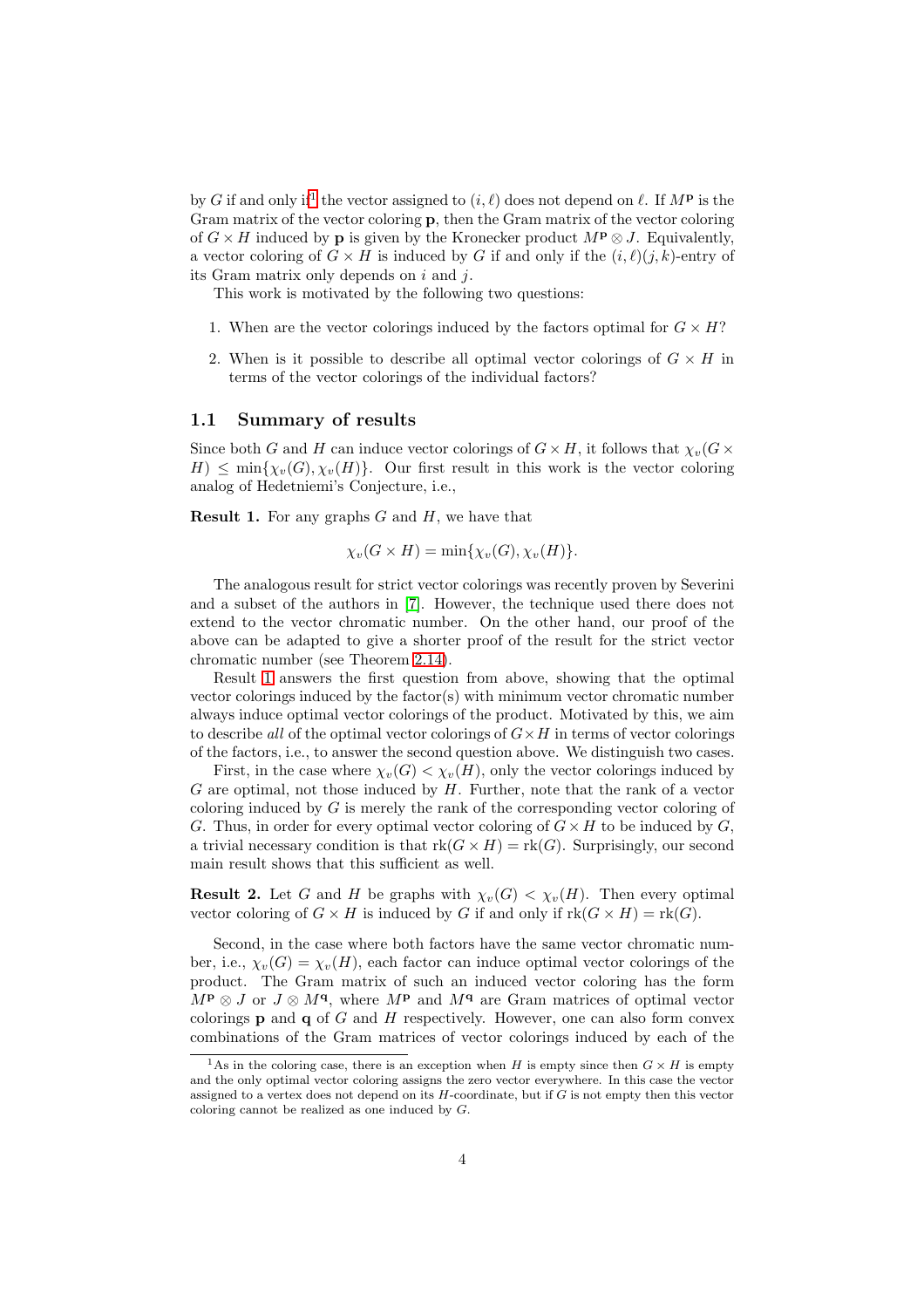by $G$ if and only if[1] the vector assigned to $(i, \ell)$ does not depend on $\ell$. If $M^{\mathbf{p}}$ is the Gram matrix of the vector coloring $\mathbf{p}$, then the Gram matrix of the vector coloring of $G \times H$ induced by $\mathbf{p}$ is given by the Kronecker product $M^{\mathbf{p}} \otimes J$. Equivalently, a vector coloring of $G \times H$ is induced by $G$ if and only if the $(i, \ell)(j, k)$-entry of its Gram matrix only depends on $i$ and $j$.

This work is motivated by the following two questions:

1. When are the vector colorings induced by the factors optimal for $G \times H$?
2. When is it possible to describe all optimal vector colorings of $G \times H$ in terms of the vector colorings of the individual factors?

## 1.1 Summary of results

Since both $G$ and $H$ can induce vector colorings of $G \times H$, it follows that $\chi_v(G \times H) \leq \min\{\chi_v(G), \chi_v(H)\}$. Our first result in this work is the vector coloring analog of Hedetniemi's Conjecture, i.e.,

**Result 1.** For any graphs $G$ and $H$, we have that

$$\chi_v(G \times H) = \min\{\chi_v(G), \chi_v(H)\}.$$

The analogous result for strict vector colorings was recently proven by Severini and a subset of the authors in [7]. However, the technique used there does not extend to the vector chromatic number. On the other hand, our proof of the above can be adapted to give a shorter proof of the result for the strict vector chromatic number (see Theorem 2.14).

Result 1 answers the first question from above, showing that the optimal vector colorings induced by the factor(s) with minimum vector chromatic number always induce optimal vector colorings of the product. Motivated by this, we aim to describe *all* of the optimal vector colorings of $G \times H$ in terms of vector colorings of the factors, i.e., to answer the second question above. We distinguish two cases.

First, in the case where $\chi_v(G) < \chi_v(H)$, only the vector colorings induced by $G$ are optimal, not those induced by $H$. Further, note that the rank of a vector coloring induced by $G$ is merely the rank of the corresponding vector coloring of $G$. Thus, in order for every optimal vector coloring of $G \times H$ to be induced by $G$, a trivial necessary condition is that $\text{rk}(G \times H) = \text{rk}(G)$. Surprisingly, our second main result shows that this sufficient as well.

**Result 2.** Let $G$ and $H$ be graphs with $\chi_v(G) < \chi_v(H)$. Then every optimal vector coloring of $G \times H$ is induced by $G$ if and only if $\text{rk}(G \times H) = \text{rk}(G)$.

Second, in the case where both factors have the same vector chromatic number, i.e., $\chi_v(G) = \chi_v(H)$, each factor can induce optimal vector colorings of the product. The Gram matrix of such an induced vector coloring has the form $M^{\mathbf{p}} \otimes J$ or $J \otimes M^{\mathbf{q}}$, where $M^{\mathbf{p}}$ and $M^{\mathbf{q}}$ are Gram matrices of optimal vector colorings $\mathbf{p}$ and $\mathbf{q}$ of $G$ and $H$ respectively. However, one can also form convex combinations of the Gram matrices of vector colorings induced by each of the

[1] As in the coloring case, there is an exception when $H$ is empty since then $G \times H$ is empty and the only optimal vector coloring assigns the zero vector everywhere. In this case the vector assigned to a vertex does not depend on its $H$-coordinate, but if $G$ is not empty then this vector coloring cannot be realized as one induced by $G$.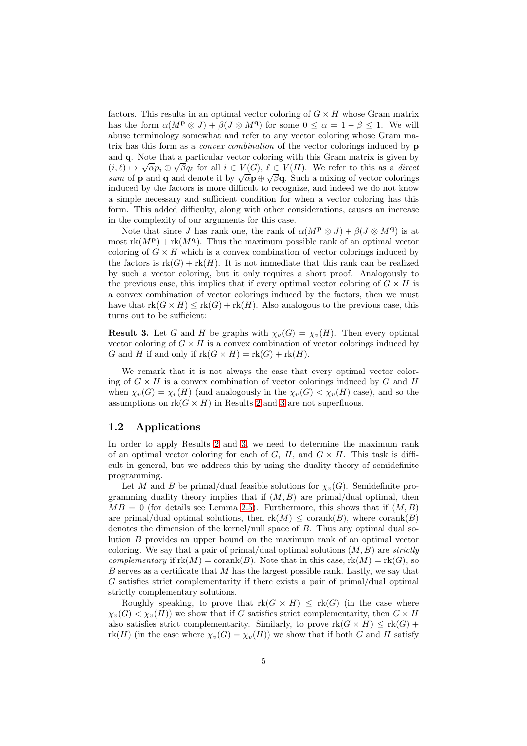factors. This results in an optimal vector coloring of $G \times H$ whose Gram matrix has the form $\alpha(M^{\mathbf{p}} \otimes J) + \beta(J \otimes M^{\mathbf{q}})$ for some $0 \leq \alpha = 1 - \beta \leq 1$. We will abuse terminology somewhat and refer to any vector coloring whose Gram matrix has this form as a *convex combination* of the vector colorings induced by $\mathbf{p}$ and $\mathbf{q}$. Note that a particular vector coloring with this Gram matrix is given by $(i, \ell) \mapsto \sqrt{\alpha} p_i \oplus \sqrt{\beta} q_\ell$ for all $i \in V(G)$, $\ell \in V(H)$. We refer to this as a *direct sum* of $\mathbf{p}$ and $\mathbf{q}$ and denote it by $\sqrt{\alpha}\mathbf{p} \oplus \sqrt{\beta}\mathbf{q}$. Such a mixing of vector colorings induced by the factors is more difficult to recognize, and indeed we do not know a simple necessary and sufficient condition for when a vector coloring has this form. This added difficulty, along with other considerations, causes an increase in the complexity of our arguments for this case.

Note that since $J$ has rank one, the rank of $\alpha(M^{\mathbf{p}} \otimes J) + \beta(J \otimes M^{\mathbf{q}})$ is at most $\text{rk}(M^{\mathbf{p}}) + \text{rk}(M^{\mathbf{q}})$. Thus the maximum possible rank of an optimal vector coloring of $G \times H$ which is a convex combination of vector colorings induced by the factors is $\text{rk}(G) + \text{rk}(H)$. It is not immediate that this rank can be realized by such a vector coloring, but it only requires a short proof. Analogously to the previous case, this implies that if every optimal vector coloring of $G \times H$ is a convex combination of vector colorings induced by the factors, then we must have that $\text{rk}(G \times H) \leq \text{rk}(G) + \text{rk}(H)$. Also analogous to the previous case, this turns out to be sufficient:

**Result 3.** Let $G$ and $H$ be graphs with $\chi_v(G) = \chi_v(H)$. Then every optimal vector coloring of $G \times H$ is a convex combination of vector colorings induced by $G$ and $H$ if and only if $\text{rk}(G \times H) = \text{rk}(G) + \text{rk}(H)$.

We remark that it is not always the case that every optimal vector coloring of $G \times H$ is a convex combination of vector colorings induced by $G$ and $H$ when $\chi_v(G) = \chi_v(H)$ (and analogously in the $\chi_v(G) < \chi_v(H)$ case), and so the assumptions on $\text{rk}(G \times H)$ in Results 2 and 3 are not superfluous.

## 1.2 Applications

In order to apply Results 2 and 3, we need to determine the maximum rank of an optimal vector coloring for each of $G$, $H$, and $G \times H$. This task is difficult in general, but we address this by using the duality theory of semidefinite programming.

Let $M$ and $B$ be primal/dual feasible solutions for $\chi_v(G)$. Semidefinite programming duality theory implies that if $(M, B)$ are primal/dual optimal, then $MB = 0$ (for details see Lemma 2.5). Furthermore, this shows that if $(M, B)$ are primal/dual optimal solutions, then $\text{rk}(M) \leq \text{corank}(B)$, where $\text{corank}(B)$ denotes the dimension of the kernel/null space of $B$. Thus any optimal dual solution $B$ provides an upper bound on the maximum rank of an optimal vector coloring. We say that a pair of primal/dual optimal solutions $(M, B)$ are *strictly complementary* if $\text{rk}(M) = \text{corank}(B)$. Note that in this case, $\text{rk}(M) = \text{rk}(G)$, so $B$ serves as a certificate that $M$ has the largest possible rank. Lastly, we say that $G$ satisfies strict complementarity if there exists a pair of primal/dual optimal strictly complementary solutions.

Roughly speaking, to prove that $\text{rk}(G \times H) \leq \text{rk}(G)$ (in the case where $\chi_v(G) < \chi_v(H)$) we show that if $G$ satisfies strict complementarity, then $G \times H$ also satisfies strict complementarity. Similarly, to prove $\text{rk}(G \times H) \leq \text{rk}(G) + \text{rk}(H)$ (in the case where $\chi_v(G) = \chi_v(H)$) we show that if both $G$ and $H$ satisfy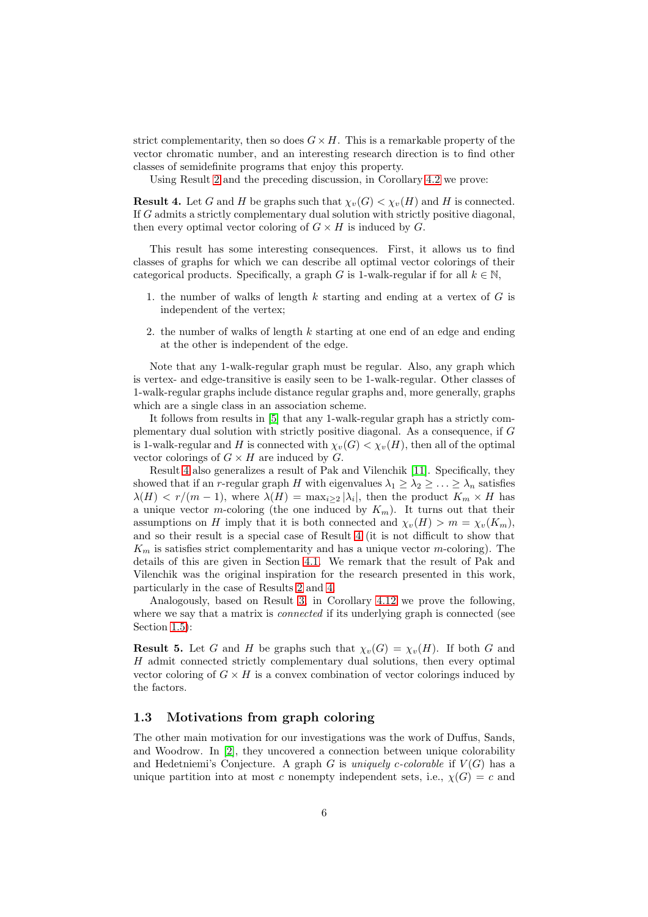strict complementarity, then so does $G \times H$. This is a remarkable property of the vector chromatic number, and an interesting research direction is to find other classes of semidefinite programs that enjoy this property.

Using Result 2 and the preceding discussion, in Corollary 4.2 we prove:

**Result 4.** Let $G$ and $H$ be graphs such that $\chi_v(G) < \chi_v(H)$ and $H$ is connected. If $G$ admits a strictly complementary dual solution with strictly positive diagonal, then every optimal vector coloring of $G \times H$ is induced by $G$.

This result has some interesting consequences. First, it allows us to find classes of graphs for which we can describe all optimal vector colorings of their categorical products. Specifically, a graph $G$ is 1-walk-regular if for all $k \in \mathbb{N}$,

1. the number of walks of length $k$ starting and ending at a vertex of $G$ is independent of the vertex;
2. the number of walks of length $k$ starting at one end of an edge and ending at the other is independent of the edge.

Note that any 1-walk-regular graph must be regular. Also, any graph which is vertex- and edge-transitive is easily seen to be 1-walk-regular. Other classes of 1-walk-regular graphs include distance regular graphs and, more generally, graphs which are a single class in an association scheme.

It follows from results in [5] that any 1-walk-regular graph has a strictly complementary dual solution with strictly positive diagonal. As a consequence, if $G$ is 1-walk-regular and $H$ is connected with $\chi_v(G) < \chi_v(H)$, then all of the optimal vector colorings of $G \times H$ are induced by $G$.

Result 4 also generalizes a result of Pak and Vilenchik [11]. Specifically, they showed that if an $r$-regular graph $H$ with eigenvalues $\lambda_1 \geq \lambda_2 \geq \ldots \geq \lambda_n$ satisfies $\lambda(H) < r/(m-1)$, where $\lambda(H) = \max_{i \geq 2} |\lambda_i|$, then the product $K_m \times H$ has a unique vector $m$-coloring (the one induced by $K_m$). It turns out that their assumptions on $H$ imply that it is both connected and $\chi_v(H) > m = \chi_v(K_m)$, and so their result is a special case of Result 4 (it is not difficult to show that $K_m$ is satisfies strict complementarity and has a unique vector $m$-coloring). The details of this are given in Section 4.1. We remark that the result of Pak and Vilenchik was the original inspiration for the research presented in this work, particularly in the case of Results 2 and 4.

Analogously, based on Result 3, in Corollary 4.12 we prove the following, where we say that a matrix is *connected* if its underlying graph is connected (see Section 1.5):

**Result 5.** Let $G$ and $H$ be graphs such that $\chi_v(G) = \chi_v(H)$. If both $G$ and $H$ admit connected strictly complementary dual solutions, then every optimal vector coloring of $G \times H$ is a convex combination of vector colorings induced by the factors.

## 1.3 Motivations from graph coloring

The other main motivation for our investigations was the work of Duffus, Sands, and Woodrow. In [2], they uncovered a connection between unique colorability and Hedetniemi's Conjecture. A graph $G$ is *uniquely $c$-colorable* if $V(G)$ has a unique partition into at most $c$ nonempty independent sets, i.e., $\chi(G) = c$ and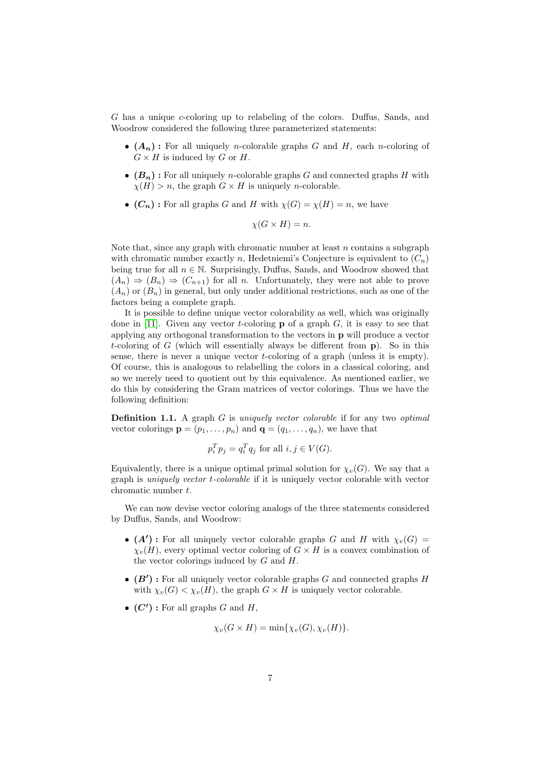$G$ has a unique $c$-coloring up to relabeling of the colors. Duffus, Sands, and Woodrow considered the following three parameterized statements:

- $(\boldsymbol{A_n})$ **:** For all uniquely $n$-colorable graphs $G$ and $H$, each $n$-coloring of $G \times H$ is induced by $G$ or $H$.
- $(\boldsymbol{B_n})$ **:** For all uniquely $n$-colorable graphs $G$ and connected graphs $H$ with $\chi(H) > n$, the graph $G \times H$ is uniquely $n$-colorable.
- $(\boldsymbol{C_n})$ **:** For all graphs $G$ and $H$ with $\chi(G) = \chi(H) = n$, we have

$$\chi(G \times H) = n.$$

Note that, since any graph with chromatic number at least $n$ contains a subgraph with chromatic number exactly $n$, Hedetniemi's Conjecture is equivalent to $(C_n)$ being true for all $n \in \mathbb{N}$. Surprisingly, Duffus, Sands, and Woodrow showed that $(A_n) \Rightarrow (B_n) \Rightarrow (C_{n+1})$ for all $n$. Unfortunately, they were not able to prove $(A_n)$ or $(B_n)$ in general, but only under additional restrictions, such as one of the factors being a complete graph.

It is possible to define unique vector colorability as well, which was originally done in [11]. Given any vector $t$-coloring $\mathbf{p}$ of a graph $G$, it is easy to see that applying any orthogonal transformation to the vectors in $\mathbf{p}$ will produce a vector $t$-coloring of $G$ (which will essentially always be different from $\mathbf{p}$). So in this sense, there is never a unique vector $t$-coloring of a graph (unless it is empty). Of course, this is analogous to relabelling the colors in a classical coloring, and so we merely need to quotient out by this equivalence. As mentioned earlier, we do this by considering the Gram matrices of vector colorings. Thus we have the following definition:

**Definition 1.1.** A graph $G$ is *uniquely vector colorable* if for any two *optimal* vector colorings $\mathbf{p} = (p_1, \ldots, p_n)$ and $\mathbf{q} = (q_1, \ldots, q_n)$, we have that

$$p_i^T p_j = q_i^T q_j \text{ for all } i, j \in V(G).$$

Equivalently, there is a unique optimal primal solution for $\chi_v(G)$. We say that a graph is *uniquely vector $t$-colorable* if it is uniquely vector colorable with vector chromatic number $t$.

We can now devise vector coloring analogs of the three statements considered by Duffus, Sands, and Woodrow:

- $(\boldsymbol{A'})$ **:** For all uniquely vector colorable graphs $G$ and $H$ with $\chi_v(G) = \chi_v(H)$, every optimal vector coloring of $G \times H$ is a convex combination of the vector colorings induced by $G$ and $H$.
- $(\boldsymbol{B'})$ **:** For all uniquely vector colorable graphs $G$ and connected graphs $H$ with $\chi_v(G) < \chi_v(H)$, the graph $G \times H$ is uniquely vector colorable.
- $(\boldsymbol{C'})$ **:** For all graphs $G$ and $H$,

$$\chi_v(G \times H) = \min\{\chi_v(G), \chi_v(H)\}.$$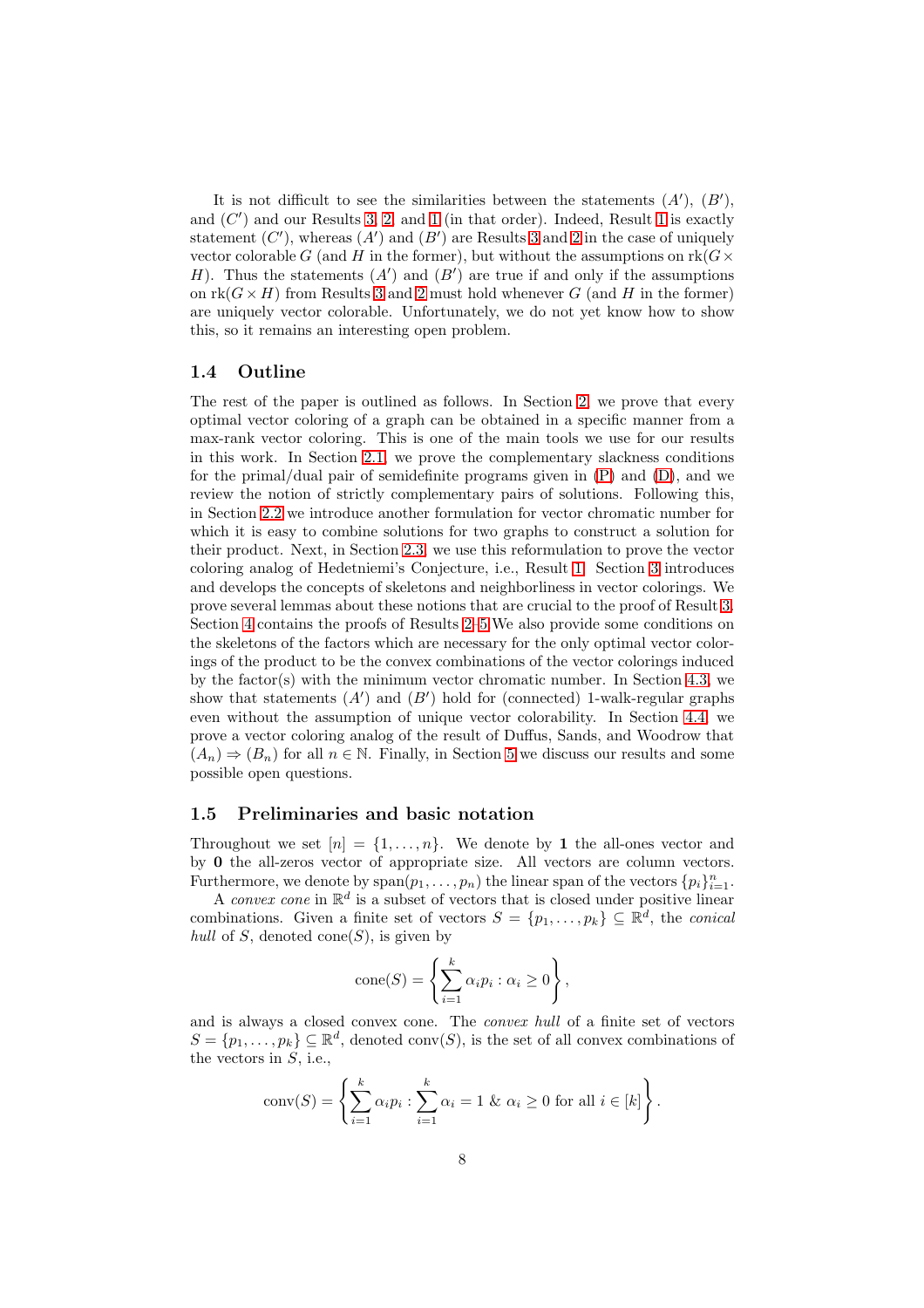It is not difficult to see the similarities between the statements $(A')$, $(B')$, and $(C')$ and our Results 3, 2, and 1 (in that order). Indeed, Result 1 is exactly statement $(C')$, whereas $(A')$ and $(B')$ are Results 3 and 2 in the case of uniquely vector colorable $G$ (and $H$ in the former), but without the assumptions on $\text{rk}(G \times H)$. Thus the statements $(A')$ and $(B')$ are true if and only if the assumptions on $\text{rk}(G \times H)$ from Results 3 and 2 must hold whenever $G$ (and $H$ in the former) are uniquely vector colorable. Unfortunately, we do not yet know how to show this, so it remains an interesting open problem.

## 1.4 Outline

The rest of the paper is outlined as follows. In Section 2, we prove that every optimal vector coloring of a graph can be obtained in a specific manner from a max-rank vector coloring. This is one of the main tools we use for our results in this work. In Section 2.1, we prove the complementary slackness conditions for the primal/dual pair of semidefinite programs given in (P) and (D), and we review the notion of strictly complementary pairs of solutions. Following this, in Section 2.2 we introduce another formulation for vector chromatic number for which it is easy to combine solutions for two graphs to construct a solution for their product. Next, in Section 2.3, we use this reformulation to prove the vector coloring analog of Hedetniemi's Conjecture, i.e., Result 1. Section 3 introduces and develops the concepts of skeletons and neighborliness in vector colorings. We prove several lemmas about these notions that are crucial to the proof of Result 3. Section 4 contains the proofs of Results 2–5 We also provide some conditions on the skeletons of the factors which are necessary for the only optimal vector colorings of the product to be the convex combinations of the vector colorings induced by the factor(s) with the minimum vector chromatic number. In Section 4.3, we show that statements $(A')$ and $(B')$ hold for (connected) 1-walk-regular graphs even without the assumption of unique vector colorability. In Section 4.4, we prove a vector coloring analog of the result of Duffus, Sands, and Woodrow that $(A_n) \Rightarrow (B_n)$ for all $n \in \mathbb{N}$. Finally, in Section 5 we discuss our results and some possible open questions.

## 1.5 Preliminaries and basic notation

Throughout we set $[n] = \{1, \ldots, n\}$. We denote by $\mathbf{1}$ the all-ones vector and by $\mathbf{0}$ the all-zeros vector of appropriate size. All vectors are column vectors. Furthermore, we denote by $\text{span}(p_1, \ldots, p_n)$ the linear span of the vectors $\{p_i\}_{i=1}^n$.

A *convex cone* in $\mathbb{R}^d$ is a subset of vectors that is closed under positive linear combinations. Given a finite set of vectors $S = \{p_1, \ldots, p_k\} \subseteq \mathbb{R}^d$, the *conical hull* of $S$, denoted $\text{cone}(S)$, is given by

$$\text{cone}(S) = \left\{ \sum_{i=1}^{k} \alpha_i p_i : \alpha_i \geq 0 \right\},$$

and is always a closed convex cone. The *convex hull* of a finite set of vectors $S = \{p_1, \ldots, p_k\} \subseteq \mathbb{R}^d$, denoted $\text{conv}(S)$, is the set of all convex combinations of the vectors in $S$, i.e.,

$$\text{conv}(S) = \left\{ \sum_{i=1}^{k} \alpha_i p_i : \sum_{i=1}^{k} \alpha_i = 1 \;\&\; \alpha_i \geq 0 \text{ for all } i \in [k] \right\}.$$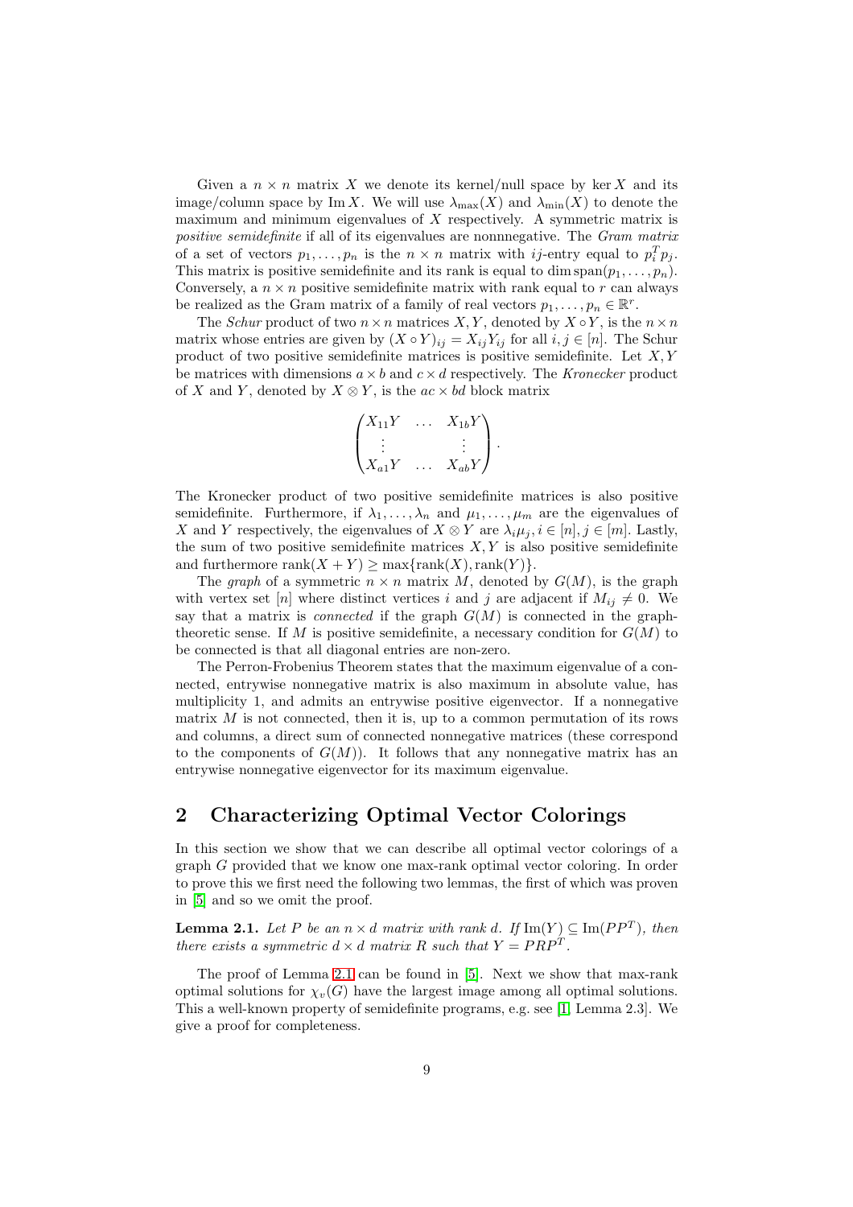Given a $n \times n$ matrix $X$ we denote its kernel/null space by $\ker X$ and its image/column space by $\operatorname{Im} X$. We will use $\lambda_{\max}(X)$ and $\lambda_{\min}(X)$ to denote the maximum and minimum eigenvalues of $X$ respectively. A symmetric matrix is *positive semidefinite* if all of its eigenvalues are nonnegative. The *Gram matrix* of a set of vectors $p_1, \ldots, p_n$ is the $n \times n$ matrix with $ij$-entry equal to $p_i^T p_j$. This matrix is positive semidefinite and its rank is equal to $\dim \operatorname{span}(p_1, \ldots, p_n)$. Conversely, a $n \times n$ positive semidefinite matrix with rank equal to $r$ can always be realized as the Gram matrix of a family of real vectors $p_1, \ldots, p_n \in \mathbb{R}^r$.

The *Schur* product of two $n \times n$ matrices $X, Y$, denoted by $X \circ Y$, is the $n \times n$ matrix whose entries are given by $(X \circ Y)_{ij} = X_{ij} Y_{ij}$ for all $i, j \in [n]$. The Schur product of two positive semidefinite matrices is positive semidefinite. Let $X, Y$ be matrices with dimensions $a \times b$ and $c \times d$ respectively. The *Kronecker* product of $X$ and $Y$, denoted by $X \otimes Y$, is the $ac \times bd$ block matrix

$$\begin{pmatrix} X_{11}Y & \ldots & X_{1b}Y \\ \vdots & & \vdots \\ X_{a1}Y & \ldots & X_{ab}Y \end{pmatrix}.$$

The Kronecker product of two positive semidefinite matrices is also positive semidefinite. Furthermore, if $\lambda_1, \ldots, \lambda_n$ and $\mu_1, \ldots, \mu_m$ are the eigenvalues of $X$ and $Y$ respectively, the eigenvalues of $X \otimes Y$ are $\lambda_i \mu_j, i \in [n], j \in [m]$. Lastly, the sum of two positive semidefinite matrices $X, Y$ is also positive semidefinite and furthermore $\operatorname{rank}(X + Y) \geq \max\{\operatorname{rank}(X), \operatorname{rank}(Y)\}$.

The *graph* of a symmetric $n \times n$ matrix $M$, denoted by $G(M)$, is the graph with vertex set $[n]$ where distinct vertices $i$ and $j$ are adjacent if $M_{ij} \neq 0$. We say that a matrix is *connected* if the graph $G(M)$ is connected in the graph-theoretic sense. If $M$ is positive semidefinite, a necessary condition for $G(M)$ to be connected is that all diagonal entries are non-zero.

The Perron-Frobenius Theorem states that the maximum eigenvalue of a connected, entrywise nonnegative matrix is also maximum in absolute value, has multiplicity 1, and admits an entrywise positive eigenvector. If a nonnegative matrix $M$ is not connected, then it is, up to a common permutation of its rows and columns, a direct sum of connected nonnegative matrices (these correspond to the components of $G(M)$). It follows that any nonnegative matrix has an entrywise nonnegative eigenvector for its maximum eigenvalue.

## 2 Characterizing Optimal Vector Colorings

In this section we show that we can describe all optimal vector colorings of a graph $G$ provided that we know one max-rank optimal vector coloring. In order to prove this we first need the following two lemmas, the first of which was proven in [5] and so we omit the proof.

**Lemma 2.1.** *Let $P$ be an $n \times d$ matrix with rank $d$. If $\operatorname{Im}(Y) \subseteq \operatorname{Im}(PP^T)$, then there exists a symmetric $d \times d$ matrix $R$ such that $Y = PRP^T$.*

The proof of Lemma 2.1 can be found in [5]. Next we show that max-rank optimal solutions for $\chi_v(G)$ have the largest image among all optimal solutions. This a well-known property of semidefinite programs, e.g. see [1, Lemma 2.3]. We give a proof for completeness.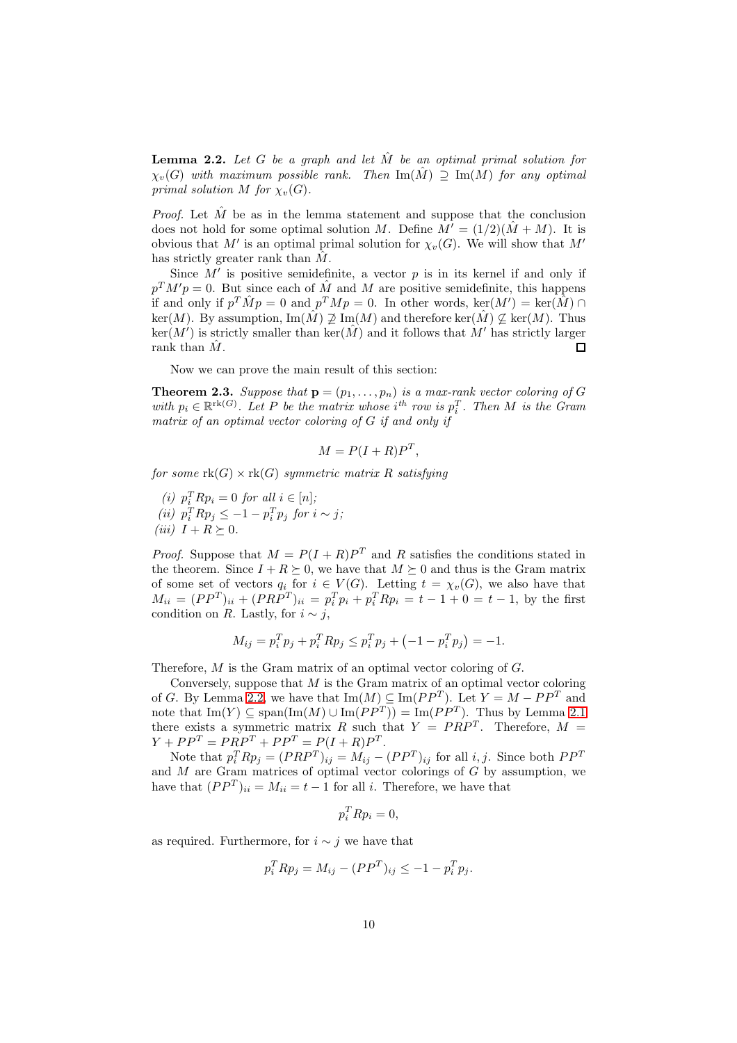**Lemma 2.2.** *Let $G$ be a graph and let $\hat{M}$ be an optimal primal solution for $\chi_v(G)$ with maximum possible rank. Then $\operatorname{Im}(\hat{M}) \supseteq \operatorname{Im}(M)$ for any optimal primal solution $M$ for $\chi_v(G)$.*

*Proof.* Let $\hat{M}$ be as in the lemma statement and suppose that the conclusion does not hold for some optimal solution $M$. Define $M' = (1/2)(\hat{M} + M)$. It is obvious that $M'$ is an optimal primal solution for $\chi_v(G)$. We will show that $M'$ has strictly greater rank than $\hat{M}$.

Since $M'$ is positive semidefinite, a vector $p$ is in its kernel if and only if $p^T M' p = 0$. But since each of $\hat{M}$ and $M$ are positive semidefinite, this happens if and only if $p^T \hat{M} p = 0$ and $p^T M p = 0$. In other words, $\ker(M') = \ker(\hat{M}) \cap \ker(M)$. By assumption, $\operatorname{Im}(\hat{M}) \not\supseteq \operatorname{Im}(M)$ and therefore $\ker(\hat{M}) \not\subseteq \ker(M)$. Thus $\ker(M')$ is strictly smaller than $\ker(\hat{M})$ and it follows that $M'$ has strictly larger rank than $\hat{M}$. □

Now we can prove the main result of this section:

**Theorem 2.3.** *Suppose that $\mathbf{p} = (p_1, \ldots, p_n)$ is a max-rank vector coloring of $G$ with $p_i \in \mathbb{R}^{\operatorname{rk}(G)}$. Let $P$ be the matrix whose $i^{th}$ row is $p_i^T$. Then $M$ is the Gram matrix of an optimal vector coloring of $G$ if and only if*

$$M = P(I + R)P^T,$$

*for some $\operatorname{rk}(G) \times \operatorname{rk}(G)$ symmetric matrix $R$ satisfying*

*(i)* $p_i^T R p_i = 0$ *for all* $i \in [n]$;

*(ii)* $p_i^T R p_j \leq -1 - p_i^T p_j$ *for* $i \sim j$;

*(iii)* $I + R \succeq 0$.

*Proof.* Suppose that $M = P(I + R)P^T$ and $R$ satisfies the conditions stated in the theorem. Since $I + R \succeq 0$, we have that $M \succeq 0$ and thus is the Gram matrix of some set of vectors $q_i$ for $i \in V(G)$. Letting $t = \chi_v(G)$, we also have that $M_{ii} = (PP^T)_{ii} + (PRP^T)_{ii} = p_i^T p_i + p_i^T R p_i = t - 1 + 0 = t - 1$, by the first condition on $R$. Lastly, for $i \sim j$,

$$M_{ij} = p_i^T p_j + p_i^T R p_j \leq p_i^T p_j + \left(-1 - p_i^T p_j\right) = -1.$$

Therefore, $M$ is the Gram matrix of an optimal vector coloring of $G$.

Conversely, suppose that $M$ is the Gram matrix of an optimal vector coloring of $G$. By Lemma 2.2, we have that $\operatorname{Im}(M) \subseteq \operatorname{Im}(PP^T)$. Let $Y = M - PP^T$ and note that $\operatorname{Im}(Y) \subseteq \operatorname{span}(\operatorname{Im}(M) \cup \operatorname{Im}(PP^T)) = \operatorname{Im}(PP^T)$. Thus by Lemma 2.1 there exists a symmetric matrix $R$ such that $Y = PRP^T$. Therefore, $M = Y + PP^T = PRP^T + PP^T = P(I + R)P^T$.

Note that $p_i^T R p_j = (PRP^T)_{ij} = M_{ij} - (PP^T)_{ij}$ for all $i, j$. Since both $PP^T$ and $M$ are Gram matrices of optimal vector colorings of $G$ by assumption, we have that $(PP^T)_{ii} = M_{ii} = t - 1$ for all $i$. Therefore, we have that

$$p_i^T R p_i = 0,$$

as required. Furthermore, for $i \sim j$ we have that

$$p_i^T R p_j = M_{ij} - (PP^T)_{ij} \leq -1 - p_i^T p_j.$$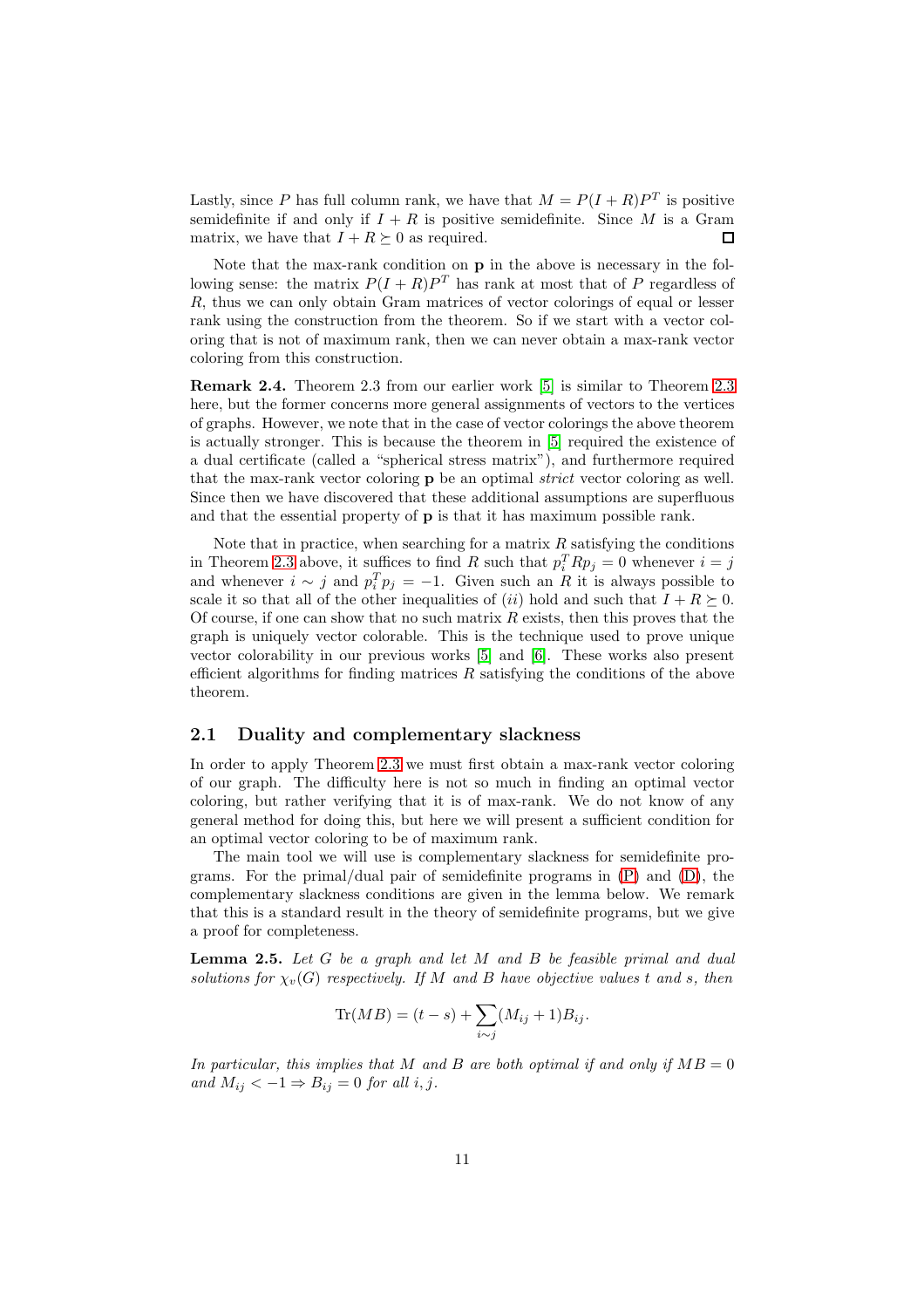Lastly, since $P$ has full column rank, we have that $M = P(I + R)P^T$ is positive semidefinite if and only if $I + R$ is positive semidefinite. Since $M$ is a Gram matrix, we have that $I + R \succeq 0$ as required. □

Note that the max-rank condition on $\mathbf{p}$ in the above is necessary in the following sense: the matrix $P(I + R)P^T$ has rank at most that of $P$ regardless of $R$, thus we can only obtain Gram matrices of vector colorings of equal or lesser rank using the construction from the theorem. So if we start with a vector coloring that is not of maximum rank, then we can never obtain a max-rank vector coloring from this construction.

**Remark 2.4.** Theorem 2.3 from our earlier work [5] is similar to Theorem 2.3 here, but the former concerns more general assignments of vectors to the vertices of graphs. However, we note that in the case of vector colorings the above theorem is actually stronger. This is because the theorem in [5] required the existence of a dual certificate (called a "spherical stress matrix"), and furthermore required that the max-rank vector coloring $\mathbf{p}$ be an optimal *strict* vector coloring as well. Since then we have discovered that these additional assumptions are superfluous and that the essential property of $\mathbf{p}$ is that it has maximum possible rank.

Note that in practice, when searching for a matrix $R$ satisfying the conditions in Theorem 2.3 above, it suffices to find $R$ such that $p_i^T R p_j = 0$ whenever $i = j$ and whenever $i \sim j$ and $p_i^T p_j = -1$. Given such an $R$ it is always possible to scale it so that all of the other inequalities of $(ii)$ hold and such that $I + R \succeq 0$. Of course, if one can show that no such matrix $R$ exists, then this proves that the graph is uniquely vector colorable. This is the technique used to prove unique vector colorability in our previous works [5] and [6]. These works also present efficient algorithms for finding matrices $R$ satisfying the conditions of the above theorem.

## 2.1 Duality and complementary slackness

In order to apply Theorem 2.3 we must first obtain a max-rank vector coloring of our graph. The difficulty here is not so much in finding an optimal vector coloring, but rather verifying that it is of max-rank. We do not know of any general method for doing this, but here we will present a sufficient condition for an optimal vector coloring to be of maximum rank.

The main tool we will use is complementary slackness for semidefinite programs. For the primal/dual pair of semidefinite programs in (P) and (D), the complementary slackness conditions are given in the lemma below. We remark that this is a standard result in the theory of semidefinite programs, but we give a proof for completeness.

**Lemma 2.5.** *Let $G$ be a graph and let $M$ and $B$ be feasible primal and dual solutions for $\chi_v(G)$ respectively. If $M$ and $B$ have objective values $t$ and $s$, then*

$$\mathrm{Tr}(MB) = (t - s) + \sum_{i \sim j} (M_{ij} + 1) B_{ij}.$$

*In particular, this implies that $M$ and $B$ are both optimal if and only if $MB = 0$ and $M_{ij} < -1 \Rightarrow B_{ij} = 0$ for all $i, j$.*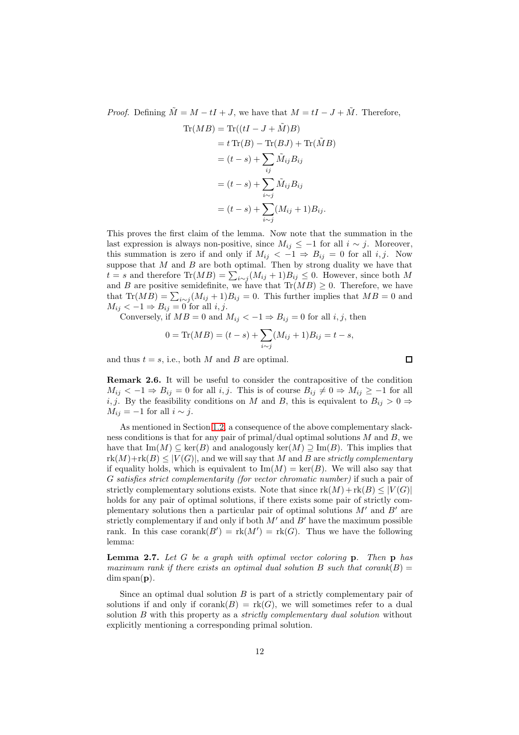*Proof.* Defining $\tilde{M} = M - tI + J$, we have that $M = tI - J + \tilde{M}$. Therefore,

$$
\begin{aligned}
\operatorname{Tr}(MB) &= \operatorname{Tr}((tI - J + \tilde{M})B) \\
&= t\operatorname{Tr}(B) - \operatorname{Tr}(BJ) + \operatorname{Tr}(\tilde{M}B) \\
&= (t-s) + \sum_{ij} \tilde{M}_{ij}B_{ij} \\
&= (t-s) + \sum_{i\sim j} \tilde{M}_{ij}B_{ij} \\
&= (t-s) + \sum_{i\sim j} (M_{ij}+1)B_{ij}.
\end{aligned}
$$

This proves the first claim of the lemma. Now note that the summation in the last expression is always non-positive, since $M_{ij} \leq -1$ for all $i \sim j$. Moreover, this summation is zero if and only if $M_{ij} < -1 \Rightarrow B_{ij} = 0$ for all $i, j$. Now suppose that $M$ and $B$ are both optimal. Then by strong duality we have that $t = s$ and therefore $\operatorname{Tr}(MB) = \sum_{i\sim j}(M_{ij}+1)B_{ij} \leq 0$. However, since both $M$ and $B$ are positive semidefinite, we have that $\operatorname{Tr}(MB) \geq 0$. Therefore, we have that $\operatorname{Tr}(MB) = \sum_{i\sim j}(M_{ij}+1)B_{ij} = 0$. This further implies that $MB = 0$ and $M_{ij} < -1 \Rightarrow B_{ij} = 0$ for all $i, j$.

Conversely, if $MB = 0$ and $M_{ij} < -1 \Rightarrow B_{ij} = 0$ for all $i, j$, then

$$
0 = \operatorname{Tr}(MB) = (t-s) + \sum_{i\sim j}(M_{ij}+1)B_{ij} = t - s,
$$

and thus $t = s$, i.e., both $M$ and $B$ are optimal. $\square$

**Remark 2.6.** It will be useful to consider the contrapositive of the condition $M_{ij} < -1 \Rightarrow B_{ij} = 0$ for all $i, j$. This is of course $B_{ij} \neq 0 \Rightarrow M_{ij} \geq -1$ for all $i, j$. By the feasibility conditions on $M$ and $B$, this is equivalent to $B_{ij} > 0 \Rightarrow M_{ij} = -1$ for all $i \sim j$.

As mentioned in Section 1.2, a consequence of the above complementary slackness conditions is that for any pair of primal/dual optimal solutions $M$ and $B$, we have that $\operatorname{Im}(M) \subseteq \ker(B)$ and analogously $\ker(M) \supseteq \operatorname{Im}(B)$. This implies that $\operatorname{rk}(M)+\operatorname{rk}(B) \leq |V(G)|$, and we will say that $M$ and $B$ are *strictly complementary* if equality holds, which is equivalent to $\operatorname{Im}(M) = \ker(B)$. We will also say that $G$ *satisfies strict complementarity (for vector chromatic number)* if such a pair of strictly complementary solutions exists. Note that since $\operatorname{rk}(M)+\operatorname{rk}(B) \leq |V(G)|$ holds for any pair of optimal solutions, if there exists some pair of strictly complementary solutions then a particular pair of optimal solutions $M'$ and $B'$ are strictly complementary if and only if both $M'$ and $B'$ have the maximum possible rank. In this case $\operatorname{corank}(B') = \operatorname{rk}(M') = \operatorname{rk}(G)$. Thus we have the following lemma:

**Lemma 2.7.** *Let $G$ be a graph with optimal vector coloring $\mathbf{p}$. Then $\mathbf{p}$ has maximum rank if there exists an optimal dual solution $B$ such that $\operatorname{corank}(B) = \dim\operatorname{span}(\mathbf{p})$.*

Since an optimal dual solution $B$ is part of a strictly complementary pair of solutions if and only if $\operatorname{corank}(B) = \operatorname{rk}(G)$, we will sometimes refer to a dual solution $B$ with this property as a *strictly complementary dual solution* without explicitly mentioning a corresponding primal solution.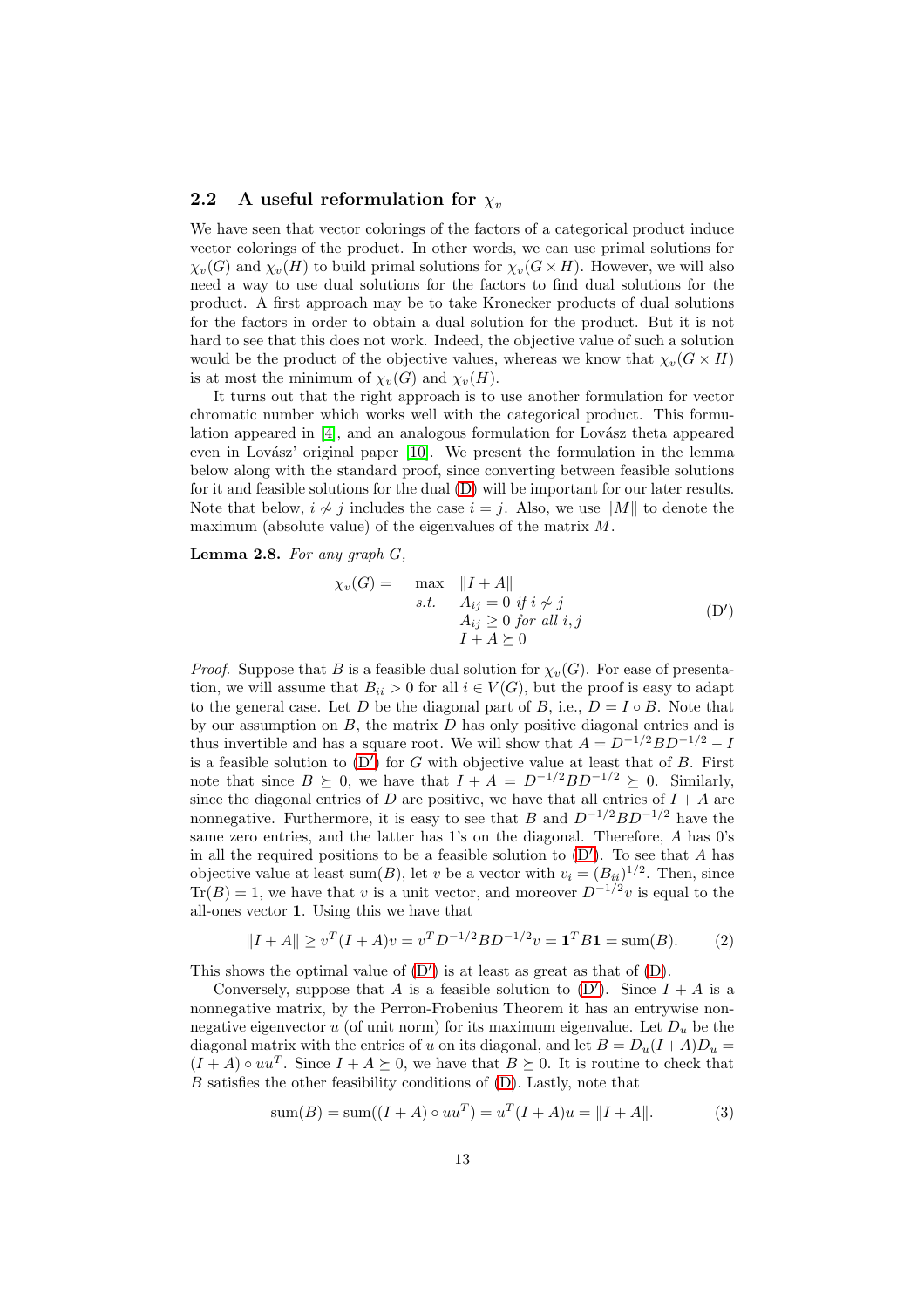### 2.2 A useful reformulation for $\chi_v$

We have seen that vector colorings of the factors of a categorical product induce vector colorings of the product. In other words, we can use primal solutions for $\chi_v(G)$ and $\chi_v(H)$ to build primal solutions for $\chi_v(G \times H)$. However, we will also need a way to use dual solutions for the factors to find dual solutions for the product. A first approach may be to take Kronecker products of dual solutions for the factors in order to obtain a dual solution for the product. But it is not hard to see that this does not work. Indeed, the objective value of such a solution would be the product of the objective values, whereas we know that $\chi_v(G \times H)$ is at most the minimum of $\chi_v(G)$ and $\chi_v(H)$.

It turns out that the right approach is to use another formulation for vector chromatic number which works well with the categorical product. This formulation appeared in [4], and an analogous formulation for Lovász theta appeared even in Lovász' original paper [10]. We present the formulation in the lemma below along with the standard proof, since converting between feasible solutions for it and feasible solutions for the dual (D) will be important for our later results. Note that below, $i \not\sim j$ includes the case $i = j$. Also, we use $\|M\|$ to denote the maximum (absolute value) of the eigenvalues of the matrix $M$.

**Lemma 2.8.** *For any graph $G$,*

$$\begin{array}{rll} \chi_v(G) = & \max & \|I + A\| \\ & s.t. & A_{ij} = 0 \text{ if } i \not\sim j \\ & & A_{ij} \geq 0 \text{ for all } i, j \\ & & I + A \succeq 0 \end{array} \tag{D$'$}$$

*Proof.* Suppose that $B$ is a feasible dual solution for $\chi_v(G)$. For ease of presentation, we will assume that $B_{ii} > 0$ for all $i \in V(G)$, but the proof is easy to adapt to the general case. Let $D$ be the diagonal part of $B$, i.e., $D = I \circ B$. Note that by our assumption on $B$, the matrix $D$ has only positive diagonal entries and is thus invertible and has a square root. We will show that $A = D^{-1/2}BD^{-1/2} - I$ is a feasible solution to (D$'$) for $G$ with objective value at least that of $B$. First note that since $B \succeq 0$, we have that $I + A = D^{-1/2}BD^{-1/2} \succeq 0$. Similarly, since the diagonal entries of $D$ are positive, we have that all entries of $I + A$ are nonnegative. Furthermore, it is easy to see that $B$ and $D^{-1/2}BD^{-1/2}$ have the same zero entries, and the latter has 1's on the diagonal. Therefore, $A$ has 0's in all the required positions to be a feasible solution to (D$'$). To see that $A$ has objective value at least $\text{sum}(B)$, let $v$ be a vector with $v_i = (B_{ii})^{1/2}$. Then, since $\text{Tr}(B) = 1$, we have that $v$ is a unit vector, and moreover $D^{-1/2}v$ is equal to the all-ones vector $\mathbf{1}$. Using this we have that

$$\|I + A\| \geq v^T(I + A)v = v^T D^{-1/2}BD^{-1/2}v = \mathbf{1}^T B \mathbf{1} = \text{sum}(B). \tag{2}$$

This shows the optimal value of (D$'$) is at least as great as that of (D).

Conversely, suppose that $A$ is a feasible solution to (D$'$). Since $I + A$ is a nonnegative matrix, by the Perron-Frobenius Theorem it has an entrywise nonnegative eigenvector $u$ (of unit norm) for its maximum eigenvalue. Let $D_u$ be the diagonal matrix with the entries of $u$ on its diagonal, and let $B = D_u(I + A)D_u = (I + A) \circ uu^T$. Since $I + A \succeq 0$, we have that $B \succeq 0$. It is routine to check that $B$ satisfies the other feasibility conditions of (D). Lastly, note that

$$\text{sum}(B) = \text{sum}((I + A) \circ uu^T) = u^T(I + A)u = \|I + A\|. \tag{3}$$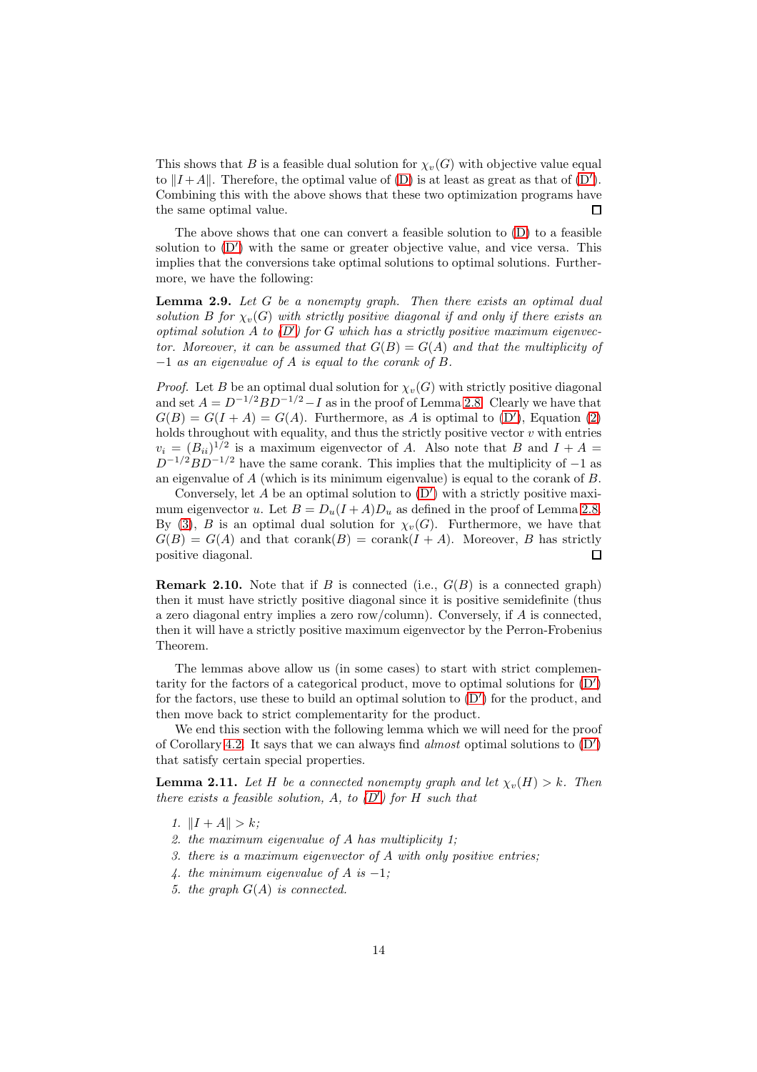This shows that $B$ is a feasible dual solution for $\chi_v(G)$ with objective value equal to $\|I + A\|$. Therefore, the optimal value of (D) is at least as great as that of (D′). Combining this with the above shows that these two optimization programs have the same optimal value. □

The above shows that one can convert a feasible solution to (D) to a feasible solution to (D′) with the same or greater objective value, and vice versa. This implies that the conversions take optimal solutions to optimal solutions. Furthermore, we have the following:

**Lemma 2.9.** *Let $G$ be a nonempty graph. Then there exists an optimal dual solution $B$ for $\chi_v(G)$ with strictly positive diagonal if and only if there exists an optimal solution $A$ to (D′) for $G$ which has a strictly positive maximum eigenvector. Moreover, it can be assumed that $G(B) = G(A)$ and that the multiplicity of $-1$ as an eigenvalue of $A$ is equal to the corank of $B$.*

*Proof.* Let $B$ be an optimal dual solution for $\chi_v(G)$ with strictly positive diagonal and set $A = D^{-1/2}BD^{-1/2} - I$ as in the proof of Lemma 2.8. Clearly we have that $G(B) = G(I + A) = G(A)$. Furthermore, as $A$ is optimal to (D′), Equation (2) holds throughout with equality, and thus the strictly positive vector $v$ with entries $v_i = (B_{ii})^{1/2}$ is a maximum eigenvector of $A$. Also note that $B$ and $I + A = D^{-1/2}BD^{-1/2}$ have the same corank. This implies that the multiplicity of $-1$ as an eigenvalue of $A$ (which is its minimum eigenvalue) is equal to the corank of $B$.

Conversely, let $A$ be an optimal solution to (D′) with a strictly positive maximum eigenvector $u$. Let $B = D_u(I + A)D_u$ as defined in the proof of Lemma 2.8. By (3), $B$ is an optimal dual solution for $\chi_v(G)$. Furthermore, we have that $G(B) = G(A)$ and that $\operatorname{corank}(B) = \operatorname{corank}(I + A)$. Moreover, $B$ has strictly positive diagonal. □

**Remark 2.10.** Note that if $B$ is connected (i.e., $G(B)$ is a connected graph) then it must have strictly positive diagonal since it is positive semidefinite (thus a zero diagonal entry implies a zero row/column). Conversely, if $A$ is connected, then it will have a strictly positive maximum eigenvector by the Perron-Frobenius Theorem.

The lemmas above allow us (in some cases) to start with strict complementarity for the factors of a categorical product, move to optimal solutions for (D′) for the factors, use these to build an optimal solution to (D′) for the product, and then move back to strict complementarity for the product.

We end this section with the following lemma which we will need for the proof of Corollary 4.2. It says that we can always find *almost* optimal solutions to (D′) that satisfy certain special properties.

**Lemma 2.11.** *Let $H$ be a connected nonempty graph and let $\chi_v(H) > k$. Then there exists a feasible solution, $A$, to (D′) for $H$ such that*

1. *$\|I + A\| > k$;*
2. *the maximum eigenvalue of $A$ has multiplicity 1;*
3. *there is a maximum eigenvector of $A$ with only positive entries;*
4. *the minimum eigenvalue of $A$ is $-1$;*
5. *the graph $G(A)$ is connected.*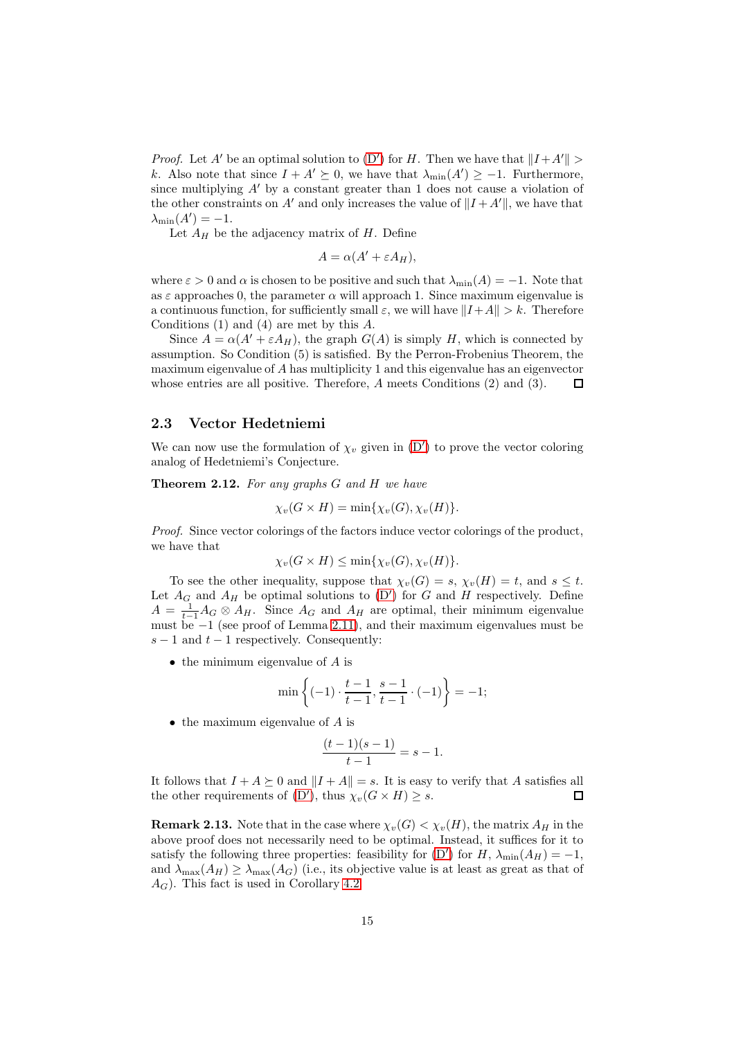*Proof.* Let $A'$ be an optimal solution to (D′) for $H$. Then we have that $\|I+A'\| > k$. Also note that since $I + A' \succeq 0$, we have that $\lambda_{\min}(A') \geq -1$. Furthermore, since multiplying $A'$ by a constant greater than 1 does not cause a violation of the other constraints on $A'$ and only increases the value of $\|I+A'\|$, we have that $\lambda_{\min}(A') = -1$.

Let $A_H$ be the adjacency matrix of $H$. Define

$$A = \alpha(A' + \varepsilon A_H),$$

where $\varepsilon > 0$ and $\alpha$ is chosen to be positive and such that $\lambda_{\min}(A) = -1$. Note that as $\varepsilon$ approaches 0, the parameter $\alpha$ will approach 1. Since maximum eigenvalue is a continuous function, for sufficiently small $\varepsilon$, we will have $\|I+A\| > k$. Therefore Conditions (1) and (4) are met by this $A$.

Since $A = \alpha(A' + \varepsilon A_H)$, the graph $G(A)$ is simply $H$, which is connected by assumption. So Condition (5) is satisfied. By the Perron-Frobenius Theorem, the maximum eigenvalue of $A$ has multiplicity 1 and this eigenvalue has an eigenvector whose entries are all positive. Therefore, $A$ meets Conditions (2) and (3). ◻

## 2.3 Vector Hedetniemi

We can now use the formulation of $\chi_v$ given in (D′) to prove the vector coloring analog of Hedetniemi's Conjecture.

**Theorem 2.12.** *For any graphs $G$ and $H$ we have*

$$\chi_v(G \times H) = \min\{\chi_v(G), \chi_v(H)\}.$$

*Proof.* Since vector colorings of the factors induce vector colorings of the product, we have that

$$\chi_v(G \times H) \leq \min\{\chi_v(G), \chi_v(H)\}.$$

To see the other inequality, suppose that $\chi_v(G) = s$, $\chi_v(H) = t$, and $s \leq t$. Let $A_G$ and $A_H$ be optimal solutions to (D′) for $G$ and $H$ respectively. Define $A = \frac{1}{t-1} A_G \otimes A_H$. Since $A_G$ and $A_H$ are optimal, their minimum eigenvalue must be $-1$ (see proof of Lemma 2.11), and their maximum eigenvalues must be $s-1$ and $t-1$ respectively. Consequently:

- the minimum eigenvalue of $A$ is

$$\min\left\{(-1) \cdot \frac{t-1}{t-1}, \frac{s-1}{t-1} \cdot (-1)\right\} = -1;$$

- the maximum eigenvalue of $A$ is

$$\frac{(t-1)(s-1)}{t-1} = s-1.$$

It follows that $I + A \succeq 0$ and $\|I + A\| = s$. It is easy to verify that $A$ satisfies all the other requirements of (D′), thus $\chi_v(G \times H) \geq s$. ◻

**Remark 2.13.** Note that in the case where $\chi_v(G) < \chi_v(H)$, the matrix $A_H$ in the above proof does not necessarily need to be optimal. Instead, it suffices for it to satisfy the following three properties: feasibility for (D′) for $H$, $\lambda_{\min}(A_H) = -1$, and $\lambda_{\max}(A_H) \geq \lambda_{\max}(A_G)$ (i.e., its objective value is at least as great as that of $A_G$). This fact is used in Corollary 4.2.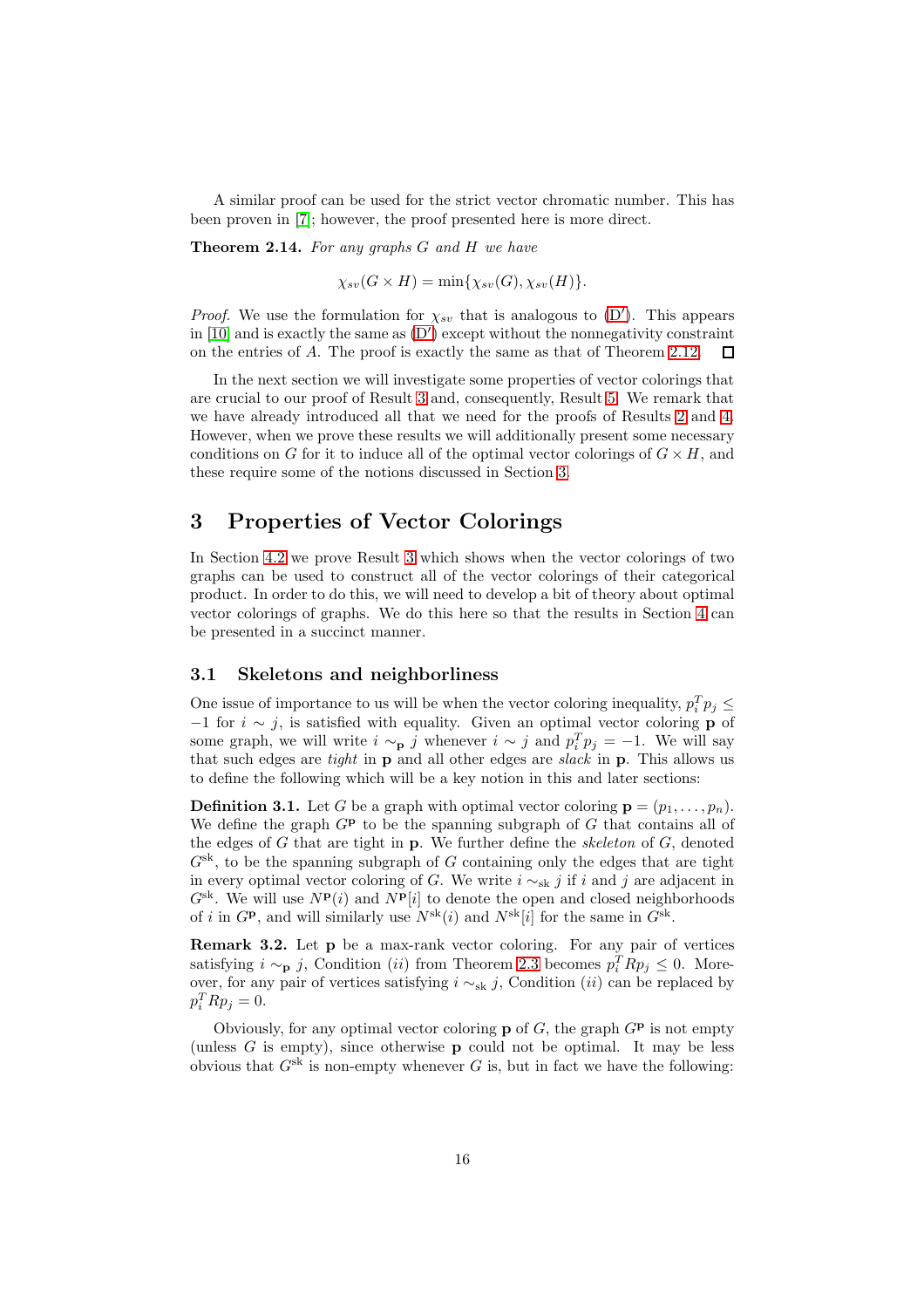A similar proof can be used for the strict vector chromatic number. This has been proven in [7]; however, the proof presented here is more direct.

**Theorem 2.14.** *For any graphs $G$ and $H$ we have*

$$\chi_{sv}(G \times H) = \min\{\chi_{sv}(G), \chi_{sv}(H)\}.$$

*Proof.* We use the formulation for $\chi_{sv}$ that is analogous to (D′). This appears in [10] and is exactly the same as (D′) except without the nonnegativity constraint on the entries of $A$. The proof is exactly the same as that of Theorem 2.12. □

In the next section we will investigate some properties of vector colorings that are crucial to our proof of Result 3 and, consequently, Result 5. We remark that we have already introduced all that we need for the proofs of Results 2 and 4. However, when we prove these results we will additionally present some necessary conditions on $G$ for it to induce all of the optimal vector colorings of $G \times H$, and these require some of the notions discussed in Section 3.

# 3 Properties of Vector Colorings

In Section 4.2 we prove Result 3 which shows when the vector colorings of two graphs can be used to construct all of the vector colorings of their categorical product. In order to do this, we will need to develop a bit of theory about optimal vector colorings of graphs. We do this here so that the results in Section 4 can be presented in a succinct manner.

## 3.1 Skeletons and neighborliness

One issue of importance to us will be when the vector coloring inequality, $p_i^T p_j \leq -1$ for $i \sim j$, is satisfied with equality. Given an optimal vector coloring $\mathbf{p}$ of some graph, we will write $i \sim_{\mathbf{p}} j$ whenever $i \sim j$ and $p_i^T p_j = -1$. We will say that such edges are *tight* in $\mathbf{p}$ and all other edges are *slack* in $\mathbf{p}$. This allows us to define the following which will be a key notion in this and later sections:

**Definition 3.1.** Let $G$ be a graph with optimal vector coloring $\mathbf{p} = (p_1, \ldots, p_n)$. We define the graph $G^{\mathbf{p}}$ to be the spanning subgraph of $G$ that contains all of the edges of $G$ that are tight in $\mathbf{p}$. We further define the *skeleton* of $G$, denoted $G^{\text{sk}}$, to be the spanning subgraph of $G$ containing only the edges that are tight in every optimal vector coloring of $G$. We write $i \sim_{\text{sk}} j$ if $i$ and $j$ are adjacent in $G^{\text{sk}}$. We will use $N^{\mathbf{p}}(i)$ and $N^{\mathbf{p}}[i]$ to denote the open and closed neighborhoods of $i$ in $G^{\mathbf{p}}$, and will similarly use $N^{\text{sk}}(i)$ and $N^{\text{sk}}[i]$ for the same in $G^{\text{sk}}$.

**Remark 3.2.** Let $\mathbf{p}$ be a max-rank vector coloring. For any pair of vertices satisfying $i \sim_{\mathbf{p}} j$, Condition $(ii)$ from Theorem 2.3 becomes $p_i^T R p_j \leq 0$. Moreover, for any pair of vertices satisfying $i \sim_{\text{sk}} j$, Condition $(ii)$ can be replaced by $p_i^T R p_j = 0$.

Obviously, for any optimal vector coloring $\mathbf{p}$ of $G$, the graph $G^{\mathbf{p}}$ is not empty (unless $G$ is empty), since otherwise $\mathbf{p}$ could not be optimal. It may be less obvious that $G^{\text{sk}}$ is non-empty whenever $G$ is, but in fact we have the following: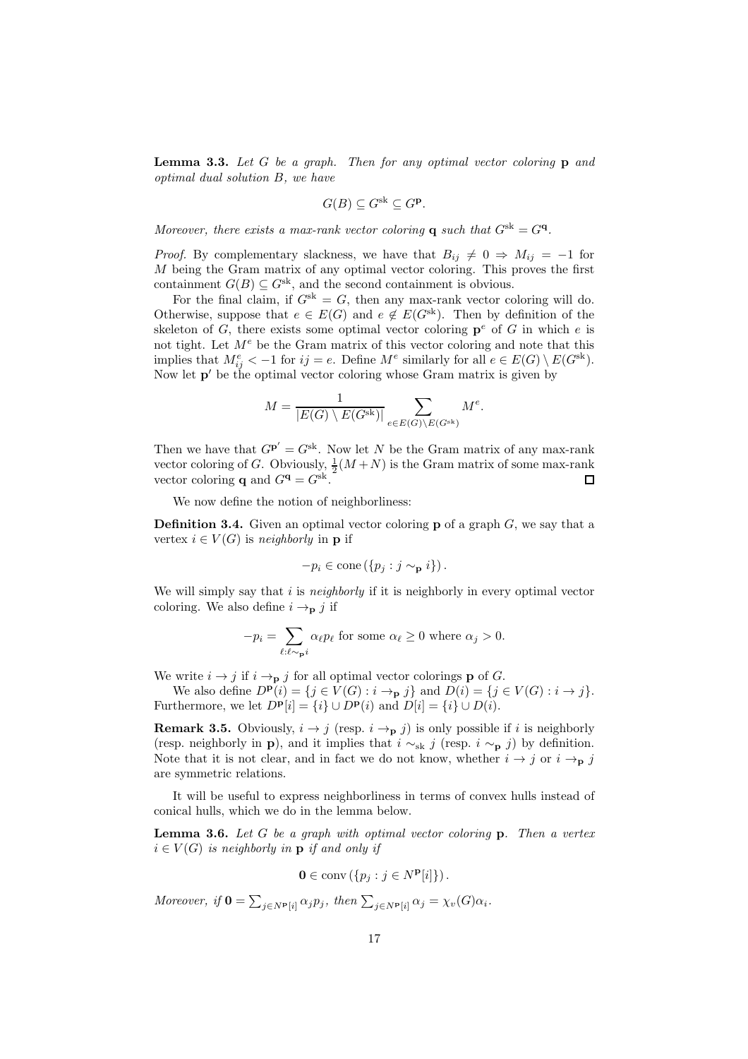**Lemma 3.3.** *Let $G$ be a graph. Then for any optimal vector coloring $\mathbf{p}$ and optimal dual solution $B$, we have*

$$G(B) \subseteq G^{\text{sk}} \subseteq G^{\mathbf{p}}.$$

*Moreover, there exists a max-rank vector coloring $\mathbf{q}$ such that $G^{\text{sk}} = G^{\mathbf{q}}$.*

*Proof.* By complementary slackness, we have that $B_{ij} \neq 0 \Rightarrow M_{ij} = -1$ for $M$ being the Gram matrix of any optimal vector coloring. This proves the first containment $G(B) \subseteq G^{\text{sk}}$, and the second containment is obvious.

For the final claim, if $G^{\text{sk}} = G$, then any max-rank vector coloring will do. Otherwise, suppose that $e \in E(G)$ and $e \notin E(G^{\text{sk}})$. Then by definition of the skeleton of $G$, there exists some optimal vector coloring $\mathbf{p}^e$ of $G$ in which $e$ is not tight. Let $M^e$ be the Gram matrix of this vector coloring and note that this implies that $M^e_{ij} < -1$ for $ij = e$. Define $M^e$ similarly for all $e \in E(G) \setminus E(G^{\text{sk}})$. Now let $\mathbf{p}'$ be the optimal vector coloring whose Gram matrix is given by

$$M = \frac{1}{|E(G) \setminus E(G^{\text{sk}})|} \sum_{e \in E(G) \setminus E(G^{\text{sk}})} M^e.$$

Then we have that $G^{\mathbf{p}'} = G^{\text{sk}}$. Now let $N$ be the Gram matrix of any max-rank vector coloring of $G$. Obviously, $\frac{1}{2}(M + N)$ is the Gram matrix of some max-rank vector coloring $\mathbf{q}$ and $G^{\mathbf{q}} = G^{\text{sk}}$. $\square$

We now define the notion of neighborliness:

**Definition 3.4.** Given an optimal vector coloring $\mathbf{p}$ of a graph $G$, we say that a vertex $i \in V(G)$ is *neighborly* in $\mathbf{p}$ if

$$-p_i \in \text{cone}\left(\{p_j : j \sim_{\mathbf{p}} i\}\right).$$

We will simply say that $i$ is *neighborly* if it is neighborly in every optimal vector coloring. We also define $i \to_{\mathbf{p}} j$ if

$$-p_i = \sum_{\ell : \ell \sim_{\mathbf{p}} i} \alpha_\ell p_\ell \text{ for some } \alpha_\ell \geq 0 \text{ where } \alpha_j > 0.$$

We write $i \to j$ if $i \to_{\mathbf{p}} j$ for all optimal vector colorings $\mathbf{p}$ of $G$.

We also define $D^{\mathbf{p}}(i) = \{j \in V(G) : i \to_{\mathbf{p}} j\}$ and $D(i) = \{j \in V(G) : i \to j\}$. Furthermore, we let $D^{\mathbf{p}}[i] = \{i\} \cup D^{\mathbf{p}}(i)$ and $D[i] = \{i\} \cup D(i)$.

**Remark 3.5.** Obviously, $i \to j$ (resp. $i \to_{\mathbf{p}} j$) is only possible if $i$ is neighborly (resp. neighborly in $\mathbf{p}$), and it implies that $i \sim_{\text{sk}} j$ (resp. $i \sim_{\mathbf{p}} j$) by definition. Note that it is not clear, and in fact we do not know, whether $i \to j$ or $i \to_{\mathbf{p}} j$ are symmetric relations.

It will be useful to express neighborliness in terms of convex hulls instead of conical hulls, which we do in the lemma below.

**Lemma 3.6.** *Let $G$ be a graph with optimal vector coloring $\mathbf{p}$. Then a vertex $i \in V(G)$ is neighborly in $\mathbf{p}$ if and only if*

$$\mathbf{0} \in \text{conv}\left(\{p_j : j \in N^{\mathbf{p}}[i]\}\right).$$

*Moreover, if $\mathbf{0} = \sum_{j \in N^{\mathbf{p}}[i]} \alpha_j p_j$, then $\sum_{j \in N^{\mathbf{p}}[i]} \alpha_j = \chi_v(G)\alpha_i$.*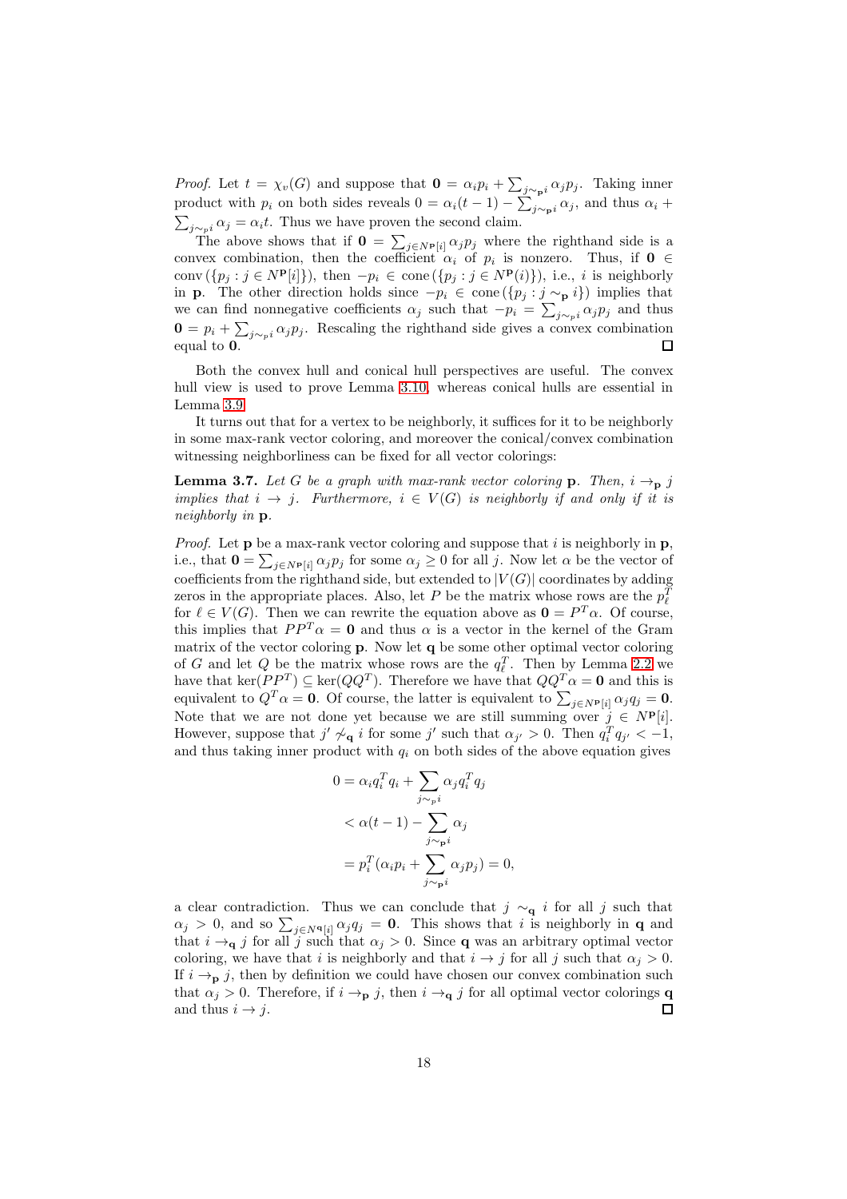*Proof.* Let $t = \chi_v(G)$ and suppose that $\mathbf{0} = \alpha_i p_i + \sum_{j \sim_{\mathbf{p}} i} \alpha_j p_j$. Taking inner product with $p_i$ on both sides reveals $0 = \alpha_i(t-1) - \sum_{j \sim_{\mathbf{p}} i} \alpha_j$, and thus $\alpha_i + \sum_{j \sim_p i} \alpha_j = \alpha_i t$. Thus we have proven the second claim.

The above shows that if $\mathbf{0} = \sum_{j \in N^{\mathbf{p}}[i]} \alpha_j p_j$ where the righthand side is a convex combination, then the coefficient $\alpha_i$ of $p_i$ is nonzero. Thus, if $\mathbf{0} \in \operatorname{conv}(\{p_j : j \in N^{\mathbf{p}}[i]\})$, then $-p_i \in \operatorname{cone}(\{p_j : j \in N^{\mathbf{p}}(i)\})$, i.e., $i$ is neighborly in $\mathbf{p}$. The other direction holds since $-p_i \in \operatorname{cone}(\{p_j : j \sim_{\mathbf{p}} i\})$ implies that we can find nonnegative coefficients $\alpha_j$ such that $-p_i = \sum_{j \sim_p i} \alpha_j p_j$ and thus $\mathbf{0} = p_i + \sum_{j \sim_p i} \alpha_j p_j$. Rescaling the righthand side gives a convex combination equal to $\mathbf{0}$. ◻

Both the convex hull and conical hull perspectives are useful. The convex hull view is used to prove Lemma 3.10, whereas conical hulls are essential in Lemma 3.9.

It turns out that for a vertex to be neighborly, it suffices for it to be neighborly in some max-rank vector coloring, and moreover the conical/convex combination witnessing neighborliness can be fixed for all vector colorings:

**Lemma 3.7.** *Let $G$ be a graph with max-rank vector coloring $\mathbf{p}$. Then, $i \to_{\mathbf{p}} j$ implies that $i \to j$. Furthermore, $i \in V(G)$ is neighborly if and only if it is neighborly in $\mathbf{p}$.*

*Proof.* Let $\mathbf{p}$ be a max-rank vector coloring and suppose that $i$ is neighborly in $\mathbf{p}$, i.e., that $\mathbf{0} = \sum_{j \in N^{\mathbf{p}}[i]} \alpha_j p_j$ for some $\alpha_j \geq 0$ for all $j$. Now let $\alpha$ be the vector of coefficients from the righthand side, but extended to $|V(G)|$ coordinates by adding zeros in the appropriate places. Also, let $P$ be the matrix whose rows are the $p_\ell^T$ for $\ell \in V(G)$. Then we can rewrite the equation above as $\mathbf{0} = P^T \alpha$. Of course, this implies that $PP^T \alpha = \mathbf{0}$ and thus $\alpha$ is a vector in the kernel of the Gram matrix of the vector coloring $\mathbf{p}$. Now let $\mathbf{q}$ be some other optimal vector coloring of $G$ and let $Q$ be the matrix whose rows are the $q_\ell^T$. Then by Lemma 2.2 we have that $\ker(PP^T) \subseteq \ker(QQ^T)$. Therefore we have that $QQ^T \alpha = \mathbf{0}$ and this is equivalent to $Q^T \alpha = \mathbf{0}$. Of course, the latter is equivalent to $\sum_{j \in N^{\mathbf{p}}[i]} \alpha_j q_j = \mathbf{0}$. Note that we are not done yet because we are still summing over $j \in N^{\mathbf{p}}[i]$. However, suppose that $j' \not\sim_{\mathbf{q}} i$ for some $j'$ such that $\alpha_{j'} > 0$. Then $q_i^T q_{j'} < -1$, and thus taking inner product with $q_i$ on both sides of the above equation gives

$$
\begin{aligned}
0 &= \alpha_i q_i^T q_i + \sum_{j \sim_p i} \alpha_j q_i^T q_j \\
&< \alpha(t-1) - \sum_{j \sim_{\mathbf{p}} i} \alpha_j \\
&= p_i^T(\alpha_i p_i + \sum_{j \sim_{\mathbf{p}} i} \alpha_j p_j) = 0,
\end{aligned}
$$

a clear contradiction. Thus we can conclude that $j \sim_{\mathbf{q}} i$ for all $j$ such that $\alpha_j > 0$, and so $\sum_{j \in N^{\mathbf{q}}[i]} \alpha_j q_j = \mathbf{0}$. This shows that $i$ is neighborly in $\mathbf{q}$ and that $i \to_{\mathbf{q}} j$ for all $j$ such that $\alpha_j > 0$. Since $\mathbf{q}$ was an arbitrary optimal vector coloring, we have that $i$ is neighborly and that $i \to j$ for all $j$ such that $\alpha_j > 0$. If $i \to_{\mathbf{p}} j$, then by definition we could have chosen our convex combination such that $\alpha_j > 0$. Therefore, if $i \to_{\mathbf{p}} j$, then $i \to_{\mathbf{q}} j$ for all optimal vector colorings $\mathbf{q}$ and thus $i \to j$. ◻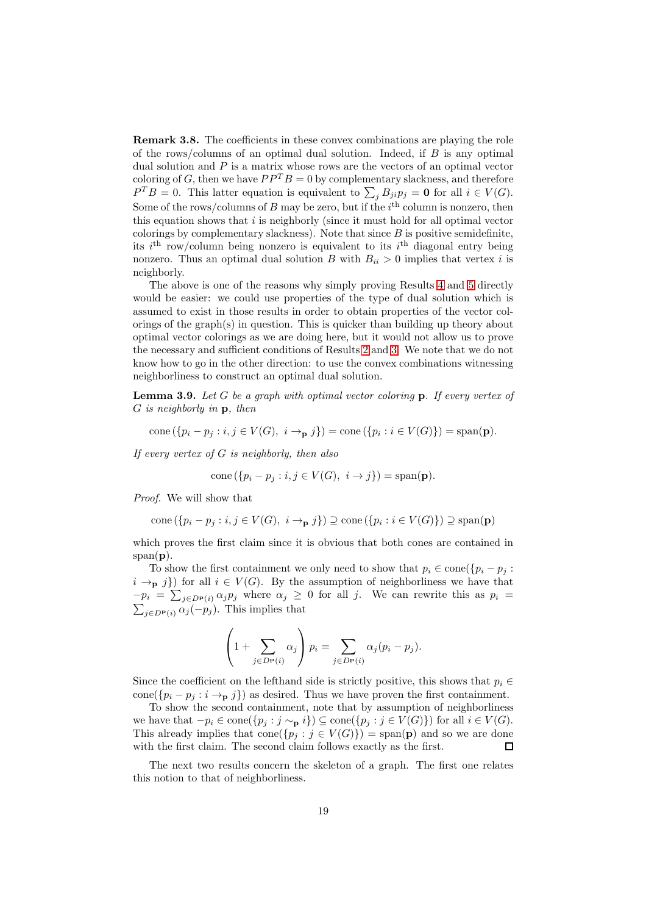**Remark 3.8.** The coefficients in these convex combinations are playing the role of the rows/columns of an optimal dual solution. Indeed, if $B$ is any optimal dual solution and $P$ is a matrix whose rows are the vectors of an optimal vector coloring of $G$, then we have $PP^TB = 0$ by complementary slackness, and therefore $P^TB = 0$. This latter equation is equivalent to $\sum_j B_{ji} p_j = \mathbf{0}$ for all $i \in V(G)$. Some of the rows/columns of $B$ may be zero, but if the $i^{\text{th}}$ column is nonzero, then this equation shows that $i$ is neighborly (since it must hold for all optimal vector colorings by complementary slackness). Note that since $B$ is positive semidefinite, its $i^{\text{th}}$ row/column being nonzero is equivalent to its $i^{\text{th}}$ diagonal entry being nonzero. Thus an optimal dual solution $B$ with $B_{ii} > 0$ implies that vertex $i$ is neighborly.

The above is one of the reasons why simply proving Results 4 and 5 directly would be easier: we could use properties of the type of dual solution which is assumed to exist in those results in order to obtain properties of the vector colorings of the graph(s) in question. This is quicker than building up theory about optimal vector colorings as we are doing here, but it would not allow us to prove the necessary and sufficient conditions of Results 2 and 3. We note that we do not know how to go in the other direction: to use the convex combinations witnessing neighborliness to construct an optimal dual solution.

**Lemma 3.9.** *Let $G$ be a graph with optimal vector coloring $\mathbf{p}$. If every vertex of $G$ is neighborly in $\mathbf{p}$, then*

$$\text{cone}\left(\{p_i - p_j : i, j \in V(G),\ i \rightarrow_{\mathbf{p}} j\}\right) = \text{cone}\left(\{p_i : i \in V(G)\}\right) = \text{span}(\mathbf{p}).$$

*If every vertex of $G$ is neighborly, then also*

$$\text{cone}\left(\{p_i - p_j : i, j \in V(G),\ i \rightarrow j\}\right) = \text{span}(\mathbf{p}).$$

*Proof.* We will show that

$$\text{cone}\left(\{p_i - p_j : i, j \in V(G),\ i \rightarrow_{\mathbf{p}} j\}\right) \supseteq \text{cone}\left(\{p_i : i \in V(G)\}\right) \supseteq \text{span}(\mathbf{p})$$

which proves the first claim since it is obvious that both cones are contained in $\text{span}(\mathbf{p})$.

To show the first containment we only need to show that $p_i \in \text{cone}(\{p_i - p_j : i \rightarrow_{\mathbf{p}} j\})$ for all $i \in V(G)$. By the assumption of neighborliness we have that $-p_i = \sum_{j \in D^{\mathbf{p}}(i)} \alpha_j p_j$ where $\alpha_j \geq 0$ for all $j$. We can rewrite this as $p_i = \sum_{j \in D^{\mathbf{p}}(i)} \alpha_j(-p_j)$. This implies that

$$\left(1 + \sum_{j \in D^{\mathbf{p}}(i)} \alpha_j\right) p_i = \sum_{j \in D^{\mathbf{p}}(i)} \alpha_j (p_i - p_j).$$

Since the coefficient on the lefthand side is strictly positive, this shows that $p_i \in \text{cone}(\{p_i - p_j : i \rightarrow_{\mathbf{p}} j\})$ as desired. Thus we have proven the first containment.

To show the second containment, note that by assumption of neighborliness we have that $-p_i \in \text{cone}(\{p_j : j \sim_{\mathbf{p}} i\}) \subseteq \text{cone}(\{p_j : j \in V(G)\})$ for all $i \in V(G)$. This already implies that $\text{cone}(\{p_j : j \in V(G)\}) = \text{span}(\mathbf{p})$ and so we are done with the first claim. The second claim follows exactly as the first. $\square$

The next two results concern the skeleton of a graph. The first one relates this notion to that of neighborliness.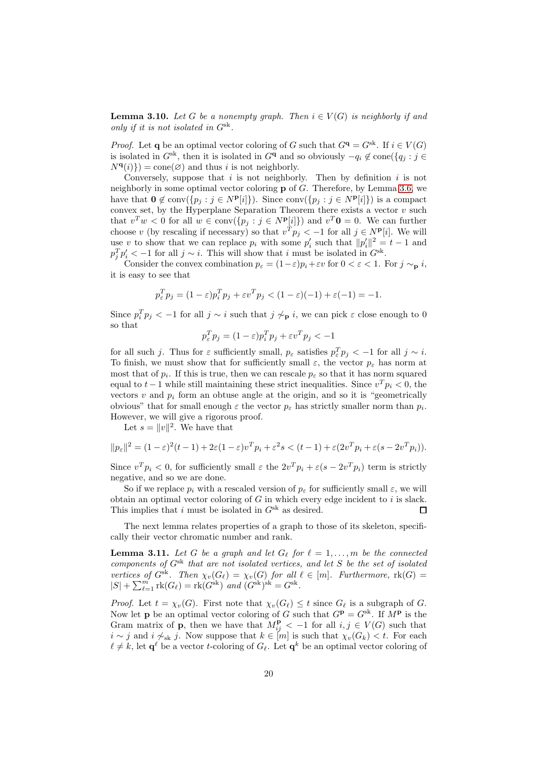**Lemma 3.10.** *Let $G$ be a nonempty graph. Then $i \in V(G)$ is neighborly if and only if it is not isolated in $G^{\text{sk}}$.*

*Proof.* Let $\mathbf{q}$ be an optimal vector coloring of $G$ such that $G^{\mathbf{q}} = G^{\text{sk}}$. If $i \in V(G)$ is isolated in $G^{\text{sk}}$, then it is isolated in $G^{\mathbf{q}}$ and so obviously $-q_i \notin \text{cone}(\{q_j : j \in N^{\mathbf{q}}(i)\}) = \text{cone}(\varnothing)$ and thus $i$ is not neighborly.

Conversely, suppose that $i$ is not neighborly. Then by definition $i$ is not neighborly in some optimal vector coloring $\mathbf{p}$ of $G$. Therefore, by Lemma 3.6, we have that $\mathbf{0} \notin \text{conv}(\{p_j : j \in N^{\mathbf{p}}[i]\})$. Since $\text{conv}(\{p_j : j \in N^{\mathbf{p}}[i]\})$ is a compact convex set, by the Hyperplane Separation Theorem there exists a vector $v$ such that $v^T w < 0$ for all $w \in \text{conv}(\{p_j : j \in N^{\mathbf{p}}[i]\})$ and $v^T \mathbf{0} = 0$. We can further choose $v$ (by rescaling if necessary) so that $v^T p_j < -1$ for all $j \in N^{\mathbf{p}}[i]$. We will use $v$ to show that we can replace $p_i$ with some $p'_i$ such that $\|p'_i\|^2 = t-1$ and $p_j^T p'_i < -1$ for all $j \sim i$. This will show that $i$ must be isolated in $G^{\text{sk}}$.

Consider the convex combination $p_\varepsilon = (1-\varepsilon)p_i + \varepsilon v$ for $0 < \varepsilon < 1$. For $j \sim_{\mathbf{p}} i$, it is easy to see that

$$p_\varepsilon^T p_j = (1-\varepsilon)p_i^T p_j + \varepsilon v^T p_j < (1-\varepsilon)(-1) + \varepsilon(-1) = -1.$$

Since $p_i^T p_j < -1$ for all $j \sim i$ such that $j \not\sim_{\mathbf{p}} i$, we can pick $\varepsilon$ close enough to 0 so that

$$p_\varepsilon^T p_j = (1-\varepsilon)p_i^T p_j + \varepsilon v^T p_j < -1$$

for all such $j$. Thus for $\varepsilon$ sufficiently small, $p_\varepsilon$ satisfies $p_\varepsilon^T p_j < -1$ for all $j \sim i$. To finish, we must show that for sufficiently small $\varepsilon$, the vector $p_\varepsilon$ has norm at most that of $p_i$. If this is true, then we can rescale $p_\varepsilon$ so that it has norm squared equal to $t-1$ while still maintaining these strict inequalities. Since $v^T p_i < 0$, the vectors $v$ and $p_i$ form an obtuse angle at the origin, and so it is "geometrically obvious" that for small enough $\varepsilon$ the vector $p_\varepsilon$ has strictly smaller norm than $p_i$. However, we will give a rigorous proof.

Let $s = \|v\|^2$. We have that

$$\|p_\varepsilon\|^2 = (1-\varepsilon)^2(t-1) + 2\varepsilon(1-\varepsilon)v^T p_i + \varepsilon^2 s < (t-1) + \varepsilon(2v^T p_i + \varepsilon(s - 2v^T p_i)).$$

Since $v^T p_i < 0$, for sufficiently small $\varepsilon$ the $2v^T p_i + \varepsilon(s - 2v^T p_i)$ term is strictly negative, and so we are done.

So if we replace $p_i$ with a rescaled version of $p_\varepsilon$ for sufficiently small $\varepsilon$, we will obtain an optimal vector coloring of $G$ in which every edge incident to $i$ is slack. This implies that $i$ must be isolated in $G^{\text{sk}}$ as desired. $\square$

The next lemma relates properties of a graph to those of its skeleton, specifically their vector chromatic number and rank.

**Lemma 3.11.** *Let $G$ be a graph and let $G_\ell$ for $\ell = 1, \ldots, m$ be the connected components of $G^{\text{sk}}$ that are not isolated vertices, and let $S$ be the set of isolated vertices of $G^{\text{sk}}$. Then $\chi_v(G_\ell) = \chi_v(G)$ for all $\ell \in [m]$. Furthermore, $\text{rk}(G) = |S| + \sum_{\ell=1}^{m} \text{rk}(G_\ell) = \text{rk}(G^{\text{sk}})$ and $(G^{\text{sk}})^{\text{sk}} = G^{\text{sk}}$.*

*Proof.* Let $t = \chi_v(G)$. First note that $\chi_v(G_\ell) \leq t$ since $G_\ell$ is a subgraph of $G$. Now let $\mathbf{p}$ be an optimal vector coloring of $G$ such that $G^{\mathbf{p}} = G^{\text{sk}}$. If $M^{\mathbf{p}}$ is the Gram matrix of $\mathbf{p}$, then we have that $M^{\mathbf{p}}_{ij} < -1$ for all $i, j \in V(G)$ such that $i \sim j$ and $i \not\sim_{\text{sk}} j$. Now suppose that $k \in [m]$ is such that $\chi_v(G_k) < t$. For each $\ell \neq k$, let $\mathbf{q}^\ell$ be a vector $t$-coloring of $G_\ell$. Let $\mathbf{q}^k$ be an optimal vector coloring of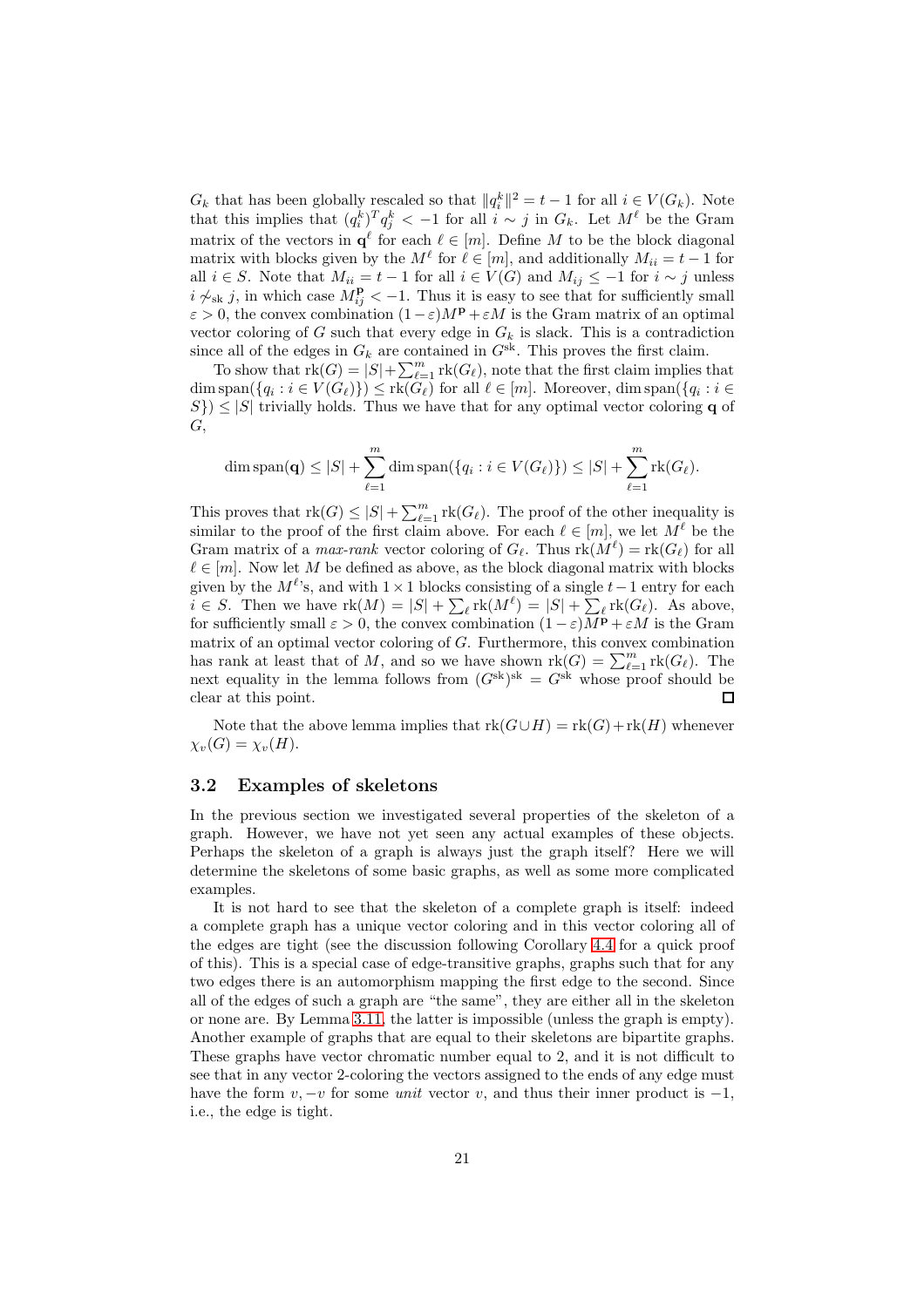$G_k$ that has been globally rescaled so that $\|q_i^k\|^2 = t-1$ for all $i \in V(G_k)$. Note that this implies that $(q_i^k)^T q_j^k < -1$ for all $i \sim j$ in $G_k$. Let $M^\ell$ be the Gram matrix of the vectors in $\mathbf{q}^\ell$ for each $\ell \in [m]$. Define $M$ to be the block diagonal matrix with blocks given by the $M^\ell$ for $\ell \in [m]$, and additionally $M_{ii} = t-1$ for all $i \in S$. Note that $M_{ii} = t-1$ for all $i \in V(G)$ and $M_{ij} \leq -1$ for $i \sim j$ unless $i \not\sim_{\text{sk}} j$, in which case $M_{ij}^{\mathbf{p}} < -1$. Thus it is easy to see that for sufficiently small $\varepsilon > 0$, the convex combination $(1-\varepsilon)M^{\mathbf{p}} + \varepsilon M$ is the Gram matrix of an optimal vector coloring of $G$ such that every edge in $G_k$ is slack. This is a contradiction since all of the edges in $G_k$ are contained in $G^{\text{sk}}$. This proves the first claim.

To show that $\text{rk}(G) = |S| + \sum_{\ell=1}^m \text{rk}(G_\ell)$, note that the first claim implies that $\dim \text{span}(\{q_i : i \in V(G_\ell)\}) \leq \text{rk}(G_\ell)$ for all $\ell \in [m]$. Moreover, $\dim \text{span}(\{q_i : i \in S\}) \leq |S|$ trivially holds. Thus we have that for any optimal vector coloring $\mathbf{q}$ of $G$,

$$\dim \text{span}(\mathbf{q}) \leq |S| + \sum_{\ell=1}^m \dim \text{span}(\{q_i : i \in V(G_\ell)\}) \leq |S| + \sum_{\ell=1}^m \text{rk}(G_\ell).$$

This proves that $\text{rk}(G) \leq |S| + \sum_{\ell=1}^m \text{rk}(G_\ell)$. The proof of the other inequality is similar to the proof of the first claim above. For each $\ell \in [m]$, we let $M^\ell$ be the Gram matrix of a *max-rank* vector coloring of $G_\ell$. Thus $\text{rk}(M^\ell) = \text{rk}(G_\ell)$ for all $\ell \in [m]$. Now let $M$ be defined as above, as the block diagonal matrix with blocks given by the $M^\ell$'s, and with $1 \times 1$ blocks consisting of a single $t-1$ entry for each $i \in S$. Then we have $\text{rk}(M) = |S| + \sum_\ell \text{rk}(M^\ell) = |S| + \sum_\ell \text{rk}(G_\ell)$. As above, for sufficiently small $\varepsilon > 0$, the convex combination $(1-\varepsilon)M^{\mathbf{p}} + \varepsilon M$ is the Gram matrix of an optimal vector coloring of $G$. Furthermore, this convex combination has rank at least that of $M$, and so we have shown $\text{rk}(G) = \sum_{\ell=1}^m \text{rk}(G_\ell)$. The next equality in the lemma follows from $(G^{\text{sk}})^{\text{sk}} = G^{\text{sk}}$ whose proof should be clear at this point. ☐

Note that the above lemma implies that $\text{rk}(G \cup H) = \text{rk}(G) + \text{rk}(H)$ whenever $\chi_v(G) = \chi_v(H)$.

## 3.2 Examples of skeletons

In the previous section we investigated several properties of the skeleton of a graph. However, we have not yet seen any actual examples of these objects. Perhaps the skeleton of a graph is always just the graph itself? Here we will determine the skeletons of some basic graphs, as well as some more complicated examples.

It is not hard to see that the skeleton of a complete graph is itself: indeed a complete graph has a unique vector coloring and in this vector coloring all of the edges are tight (see the discussion following Corollary 4.4 for a quick proof of this). This is a special case of edge-transitive graphs, graphs such that for any two edges there is an automorphism mapping the first edge to the second. Since all of the edges of such a graph are "the same", they are either all in the skeleton or none are. By Lemma 3.11, the latter is impossible (unless the graph is empty). Another example of graphs that are equal to their skeletons are bipartite graphs. These graphs have vector chromatic number equal to 2, and it is not difficult to see that in any vector 2-coloring the vectors assigned to the ends of any edge must have the form $v, -v$ for some *unit* vector $v$, and thus their inner product is $-1$, i.e., the edge is tight.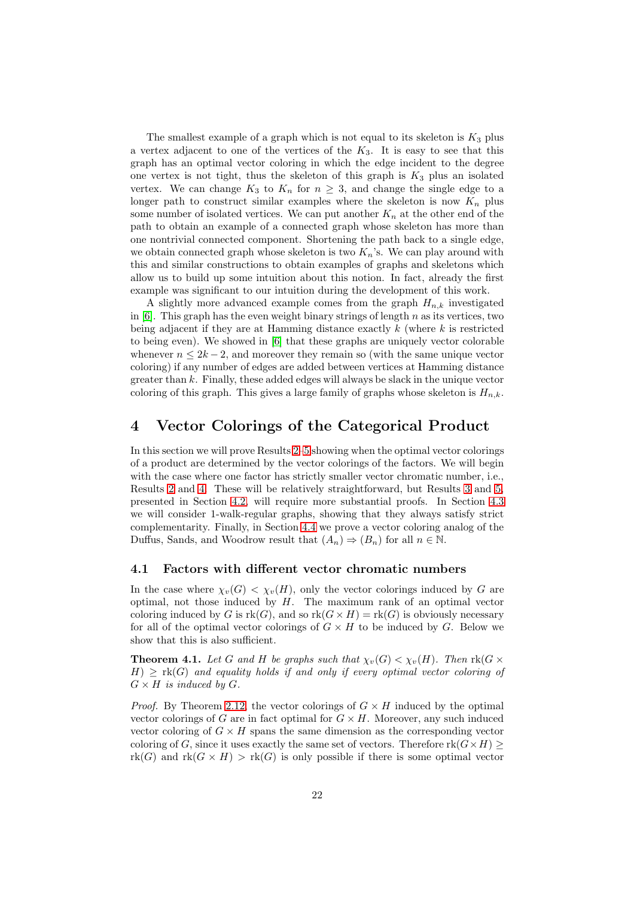The smallest example of a graph which is not equal to its skeleton is $K_3$ plus a vertex adjacent to one of the vertices of the $K_3$. It is easy to see that this graph has an optimal vector coloring in which the edge incident to the degree one vertex is not tight, thus the skeleton of this graph is $K_3$ plus an isolated vertex. We can change $K_3$ to $K_n$ for $n \geq 3$, and change the single edge to a longer path to construct similar examples where the skeleton is now $K_n$ plus some number of isolated vertices. We can put another $K_n$ at the other end of the path to obtain an example of a connected graph whose skeleton has more than one nontrivial connected component. Shortening the path back to a single edge, we obtain connected graph whose skeleton is two $K_n$'s. We can play around with this and similar constructions to obtain examples of graphs and skeletons which allow us to build up some intuition about this notion. In fact, already the first example was significant to our intuition during the development of this work.

A slightly more advanced example comes from the graph $H_{n,k}$ investigated in [6]. This graph has the even weight binary strings of length $n$ as its vertices, two being adjacent if they are at Hamming distance exactly $k$ (where $k$ is restricted to being even). We showed in [6] that these graphs are uniquely vector colorable whenever $n \leq 2k - 2$, and moreover they remain so (with the same unique vector coloring) if any number of edges are added between vertices at Hamming distance greater than $k$. Finally, these added edges will always be slack in the unique vector coloring of this graph. This gives a large family of graphs whose skeleton is $H_{n,k}$.

# 4 Vector Colorings of the Categorical Product

In this section we will prove Results 2–5 showing when the optimal vector colorings of a product are determined by the vector colorings of the factors. We will begin with the case where one factor has strictly smaller vector chromatic number, i.e., Results 2 and 4. These will be relatively straightforward, but Results 3 and 5, presented in Section 4.2, will require more substantial proofs. In Section 4.3 we will consider 1-walk-regular graphs, showing that they always satisfy strict complementarity. Finally, in Section 4.4 we prove a vector coloring analog of the Duffus, Sands, and Woodrow result that $(A_n) \Rightarrow (B_n)$ for all $n \in \mathbb{N}$.

## 4.1 Factors with different vector chromatic numbers

In the case where $\chi_v(G) < \chi_v(H)$, only the vector colorings induced by $G$ are optimal, not those induced by $H$. The maximum rank of an optimal vector coloring induced by $G$ is $\mathrm{rk}(G)$, and so $\mathrm{rk}(G \times H) = \mathrm{rk}(G)$ is obviously necessary for all of the optimal vector colorings of $G \times H$ to be induced by $G$. Below we show that this is also sufficient.

**Theorem 4.1.** *Let $G$ and $H$ be graphs such that $\chi_v(G) < \chi_v(H)$. Then $\mathrm{rk}(G \times H) \geq \mathrm{rk}(G)$ and equality holds if and only if every optimal vector coloring of $G \times H$ is induced by $G$.*

*Proof.* By Theorem 2.12, the vector colorings of $G \times H$ induced by the optimal vector colorings of $G$ are in fact optimal for $G \times H$. Moreover, any such induced vector coloring of $G \times H$ spans the same dimension as the corresponding vector coloring of $G$, since it uses exactly the same set of vectors. Therefore $\mathrm{rk}(G \times H) \geq \mathrm{rk}(G)$ and $\mathrm{rk}(G \times H) > \mathrm{rk}(G)$ is only possible if there is some optimal vector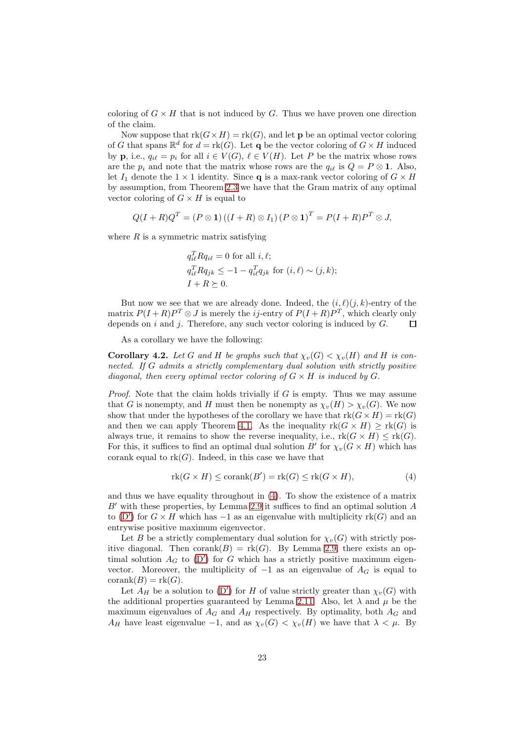coloring of $G \times H$ that is not induced by $G$. Thus we have proven one direction of the claim.

Now suppose that $\mathrm{rk}(G \times H) = \mathrm{rk}(G)$, and let $\mathbf{p}$ be an optimal vector coloring of $G$ that spans $\mathbb{R}^d$ for $d = \mathrm{rk}(G)$. Let $\mathbf{q}$ be the vector coloring of $G \times H$ induced by $\mathbf{p}$, i.e., $q_{i\ell} = p_i$ for all $i \in V(G)$, $\ell \in V(H)$. Let $P$ be the matrix whose rows are the $p_i$ and note that the matrix whose rows are the $q_{i\ell}$ is $Q = P \otimes \mathbf{1}$. Also, let $I_1$ denote the $1 \times 1$ identity. Since $\mathbf{q}$ is a max-rank vector coloring of $G \times H$ by assumption, from Theorem 2.3 we have that the Gram matrix of any optimal vector coloring of $G \times H$ is equal to

$$Q(I+R)Q^T = (P \otimes \mathbf{1}) \left((I+R) \otimes I_1\right) (P \otimes \mathbf{1})^T = P(I+R)P^T \otimes J,$$

where $R$ is a symmetric matrix satisfying

$$\begin{aligned}
&q_{i\ell}^T R q_{i\ell} = 0 \text{ for all } i, \ell; \\
&q_{i\ell}^T R q_{jk} \leq -1 - q_{i\ell}^T q_{jk} \text{ for } (i,\ell) \sim (j,k); \\
&I + R \succeq 0.
\end{aligned}$$

But now we see that we are already done. Indeed, the $(i,\ell)(j,k)$-entry of the matrix $P(I+R)P^T \otimes J$ is merely the $ij$-entry of $P(I+R)P^T$, which clearly only depends on $i$ and $j$. Therefore, any such vector coloring is induced by $G$. $\square$

As a corollary we have the following:

**Corollary 4.2.** *Let $G$ and $H$ be graphs such that $\chi_v(G) < \chi_v(H)$ and $H$ is connected. If $G$ admits a strictly complementary dual solution with strictly positive diagonal, then every optimal vector coloring of $G \times H$ is induced by $G$.*

*Proof.* Note that the claim holds trivially if $G$ is empty. Thus we may assume that $G$ is nonempty, and $H$ must then be nonempty as $\chi_v(H) > \chi_v(G)$. We now show that under the hypotheses of the corollary we have that $\mathrm{rk}(G \times H) = \mathrm{rk}(G)$ and then we can apply Theorem 4.1. As the inequality $\mathrm{rk}(G \times H) \geq \mathrm{rk}(G)$ is always true, it remains to show the reverse inequality, i.e., $\mathrm{rk}(G \times H) \leq \mathrm{rk}(G)$. For this, it suffices to find an optimal dual solution $B'$ for $\chi_v(G \times H)$ which has corank equal to $\mathrm{rk}(G)$. Indeed, in this case we have that

$$\mathrm{rk}(G \times H) \leq \mathrm{corank}(B') = \mathrm{rk}(G) \leq \mathrm{rk}(G \times H), \tag{4}$$

and thus we have equality throughout in (4). To show the existence of a matrix $B'$ with these properties, by Lemma 2.9 it suffices to find an optimal solution $A$ to (D′) for $G \times H$ which has $-1$ as an eigenvalue with multiplicity $\mathrm{rk}(G)$ and an entrywise positive maximum eigenvector.

Let $B$ be a strictly complementary dual solution for $\chi_v(G)$ with strictly positive diagonal. Then $\mathrm{corank}(B) = \mathrm{rk}(G)$. By Lemma 2.9, there exists an optimal solution $A_G$ to (D′) for $G$ which has a strictly positive maximum eigenvector. Moreover, the multiplicity of $-1$ as an eigenvalue of $A_G$ is equal to $\mathrm{corank}(B) = \mathrm{rk}(G)$.

Let $A_H$ be a solution to (D′) for $H$ of value strictly greater than $\chi_v(G)$ with the additional properties guaranteed by Lemma 2.11. Also, let $\lambda$ and $\mu$ be the maximum eigenvalues of $A_G$ and $A_H$ respectively. By optimality, both $A_G$ and $A_H$ have least eigenvalue $-1$, and as $\chi_v(G) < \chi_v(H)$ we have that $\lambda < \mu$. By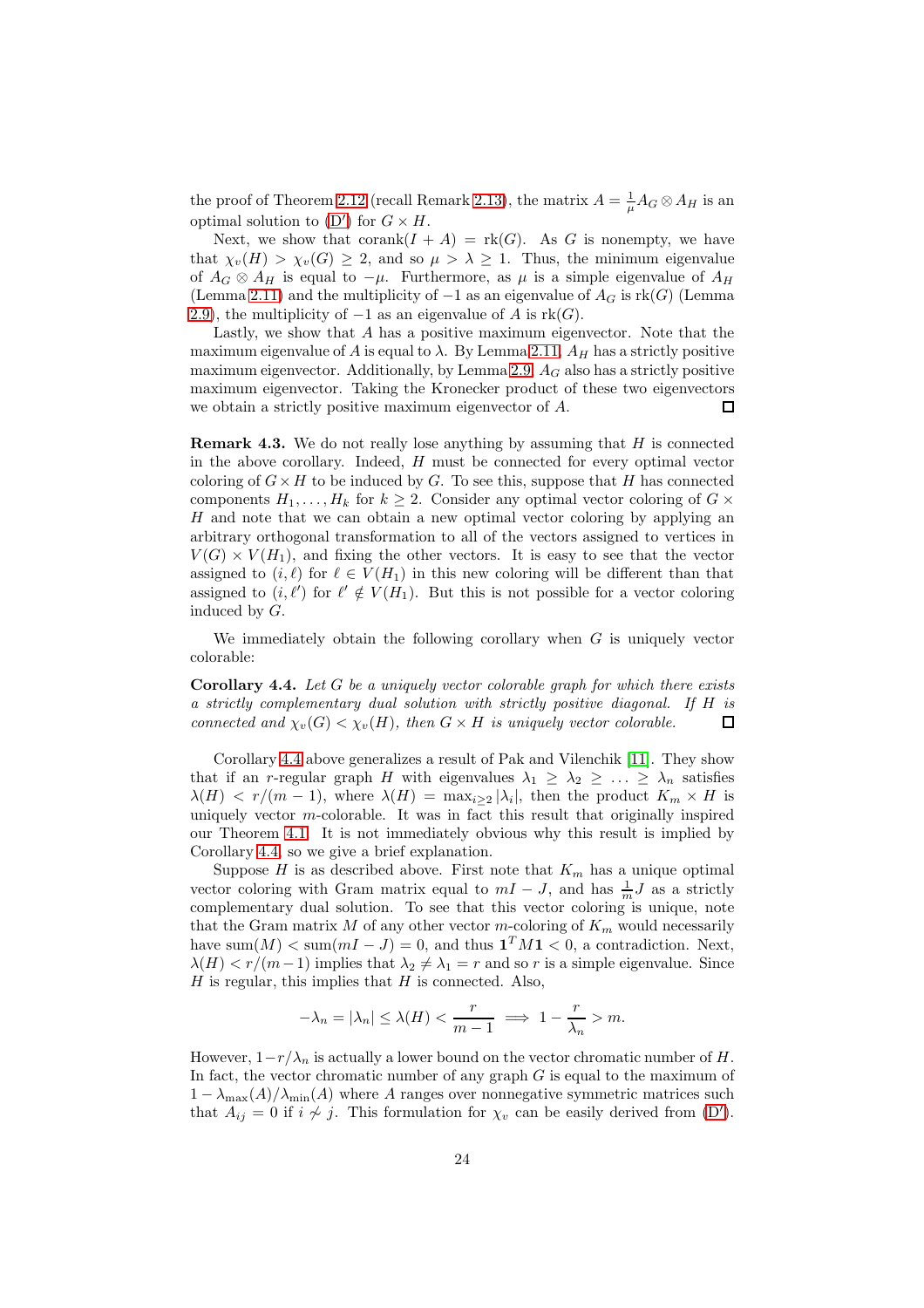the proof of Theorem 2.12 (recall Remark 2.13), the matrix $A = \frac{1}{\mu} A_G \otimes A_H$ is an optimal solution to (D′) for $G \times H$.

Next, we show that $\text{corank}(I + A) = \text{rk}(G)$. As $G$ is nonempty, we have that $\chi_v(H) > \chi_v(G) \geq 2$, and so $\mu > \lambda \geq 1$. Thus, the minimum eigenvalue of $A_G \otimes A_H$ is equal to $-\mu$. Furthermore, as $\mu$ is a simple eigenvalue of $A_H$ (Lemma 2.11) and the multiplicity of $-1$ as an eigenvalue of $A_G$ is $\text{rk}(G)$ (Lemma 2.9), the multiplicity of $-1$ as an eigenvalue of $A$ is $\text{rk}(G)$.

Lastly, we show that $A$ has a positive maximum eigenvector. Note that the maximum eigenvalue of $A$ is equal to $\lambda$. By Lemma 2.11, $A_H$ has a strictly positive maximum eigenvector. Additionally, by Lemma 2.9, $A_G$ also has a strictly positive maximum eigenvector. Taking the Kronecker product of these two eigenvectors we obtain a strictly positive maximum eigenvector of $A$. □

**Remark 4.3.** We do not really lose anything by assuming that $H$ is connected in the above corollary. Indeed, $H$ must be connected for every optimal vector coloring of $G \times H$ to be induced by $G$. To see this, suppose that $H$ has connected components $H_1, \ldots, H_k$ for $k \geq 2$. Consider any optimal vector coloring of $G \times H$ and note that we can obtain a new optimal vector coloring by applying an arbitrary orthogonal transformation to all of the vectors assigned to vertices in $V(G) \times V(H_1)$, and fixing the other vectors. It is easy to see that the vector assigned to $(i, \ell)$ for $\ell \in V(H_1)$ in this new coloring will be different than that assigned to $(i, \ell')$ for $\ell' \notin V(H_1)$. But this is not possible for a vector coloring induced by $G$.

We immediately obtain the following corollary when $G$ is uniquely vector colorable:

**Corollary 4.4.** *Let $G$ be a uniquely vector colorable graph for which there exists a strictly complementary dual solution with strictly positive diagonal. If $H$ is connected and $\chi_v(G) < \chi_v(H)$, then $G \times H$ is uniquely vector colorable.* □

Corollary 4.4 above generalizes a result of Pak and Vilenchik [11]. They show that if an $r$-regular graph $H$ with eigenvalues $\lambda_1 \geq \lambda_2 \geq \ldots \geq \lambda_n$ satisfies $\lambda(H) < r/(m-1)$, where $\lambda(H) = \max_{i \geq 2} |\lambda_i|$, then the product $K_m \times H$ is uniquely vector $m$-colorable. It was in fact this result that originally inspired our Theorem 4.1. It is not immediately obvious why this result is implied by Corollary 4.4, so we give a brief explanation.

Suppose $H$ is as described above. First note that $K_m$ has a unique optimal vector coloring with Gram matrix equal to $mI - J$, and has $\frac{1}{m} J$ as a strictly complementary dual solution. To see that this vector coloring is unique, note that the Gram matrix $M$ of any other vector $m$-coloring of $K_m$ would necessarily have $\text{sum}(M) < \text{sum}(mI - J) = 0$, and thus $\mathbf{1}^T M \mathbf{1} < 0$, a contradiction. Next, $\lambda(H) < r/(m-1)$ implies that $\lambda_2 \neq \lambda_1 = r$ and so $r$ is a simple eigenvalue. Since $H$ is regular, this implies that $H$ is connected. Also,

$$-\lambda_n = |\lambda_n| \leq \lambda(H) < \frac{r}{m-1} \implies 1 - \frac{r}{\lambda_n} > m.$$

However, $1 - r/\lambda_n$ is actually a lower bound on the vector chromatic number of $H$. In fact, the vector chromatic number of any graph $G$ is equal to the maximum of $1 - \lambda_{\max}(A)/\lambda_{\min}(A)$ where $A$ ranges over nonnegative symmetric matrices such that $A_{ij} = 0$ if $i \not\sim j$. This formulation for $\chi_v$ can be easily derived from (D′).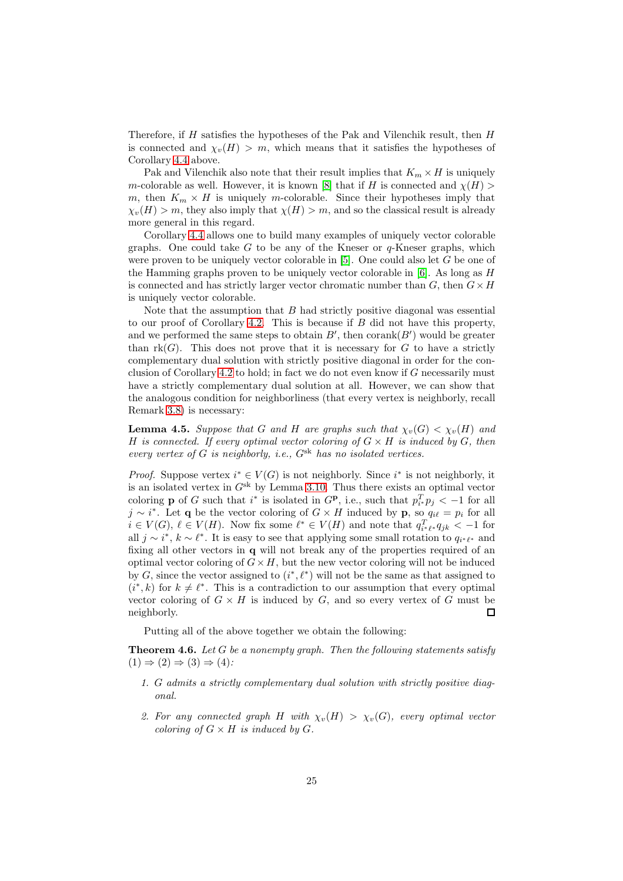Therefore, if $H$ satisfies the hypotheses of the Pak and Vilenchik result, then $H$ is connected and $\chi_v(H) > m$, which means that it satisfies the hypotheses of Corollary 4.4 above.

Pak and Vilenchik also note that their result implies that $K_m \times H$ is uniquely $m$-colorable as well. However, it is known [8] that if $H$ is connected and $\chi(H) > m$, then $K_m \times H$ is uniquely $m$-colorable. Since their hypotheses imply that $\chi_v(H) > m$, they also imply that $\chi(H) > m$, and so the classical result is already more general in this regard.

Corollary 4.4 allows one to build many examples of uniquely vector colorable graphs. One could take $G$ to be any of the Kneser or $q$-Kneser graphs, which were proven to be uniquely vector colorable in [5]. One could also let $G$ be one of the Hamming graphs proven to be uniquely vector colorable in [6]. As long as $H$ is connected and has strictly larger vector chromatic number than $G$, then $G \times H$ is uniquely vector colorable.

Note that the assumption that $B$ had strictly positive diagonal was essential to our proof of Corollary 4.2. This is because if $B$ did not have this property, and we performed the same steps to obtain $B'$, then $\operatorname{corank}(B')$ would be greater than $\operatorname{rk}(G)$. This does not prove that it is necessary for $G$ to have a strictly complementary dual solution with strictly positive diagonal in order for the conclusion of Corollary 4.2 to hold; in fact we do not even know if $G$ necessarily must have a strictly complementary dual solution at all. However, we can show that the analogous condition for neighborliness (that every vertex is neighborly, recall Remark 3.8) is necessary:

**Lemma 4.5.** *Suppose that $G$ and $H$ are graphs such that $\chi_v(G) < \chi_v(H)$ and $H$ is connected. If every optimal vector coloring of $G \times H$ is induced by $G$, then every vertex of $G$ is neighborly, i.e., $G^{\text{sk}}$ has no isolated vertices.*

*Proof.* Suppose vertex $i^* \in V(G)$ is not neighborly. Since $i^*$ is not neighborly, it is an isolated vertex in $G^{\text{sk}}$ by Lemma 3.10. Thus there exists an optimal vector coloring $\mathbf{p}$ of $G$ such that $i^*$ is isolated in $G^{\mathbf{p}}$, i.e., such that $p_{i^*}^T p_j < -1$ for all $j \sim i^*$. Let $\mathbf{q}$ be the vector coloring of $G \times H$ induced by $\mathbf{p}$, so $q_{i\ell} = p_i$ for all $i \in V(G)$, $\ell \in V(H)$. Now fix some $\ell^* \in V(H)$ and note that $q_{i^*\ell^*}^T q_{jk} < -1$ for all $j \sim i^*$, $k \sim \ell^*$. It is easy to see that applying some small rotation to $q_{i^*\ell^*}$ and fixing all other vectors in $\mathbf{q}$ will not break any of the properties required of an optimal vector coloring of $G \times H$, but the new vector coloring will not be induced by $G$, since the vector assigned to $(i^*, \ell^*)$ will not be the same as that assigned to $(i^*, k)$ for $k \neq \ell^*$. This is a contradiction to our assumption that every optimal vector coloring of $G \times H$ is induced by $G$, and so every vertex of $G$ must be neighborly. □

Putting all of the above together we obtain the following:

**Theorem 4.6.** *Let $G$ be a nonempty graph. Then the following statements satisfy $(1) \Rightarrow (2) \Rightarrow (3) \Rightarrow (4)$:*

1. *$G$ admits a strictly complementary dual solution with strictly positive diagonal.*

2. *For any connected graph $H$ with $\chi_v(H) > \chi_v(G)$, every optimal vector coloring of $G \times H$ is induced by $G$.*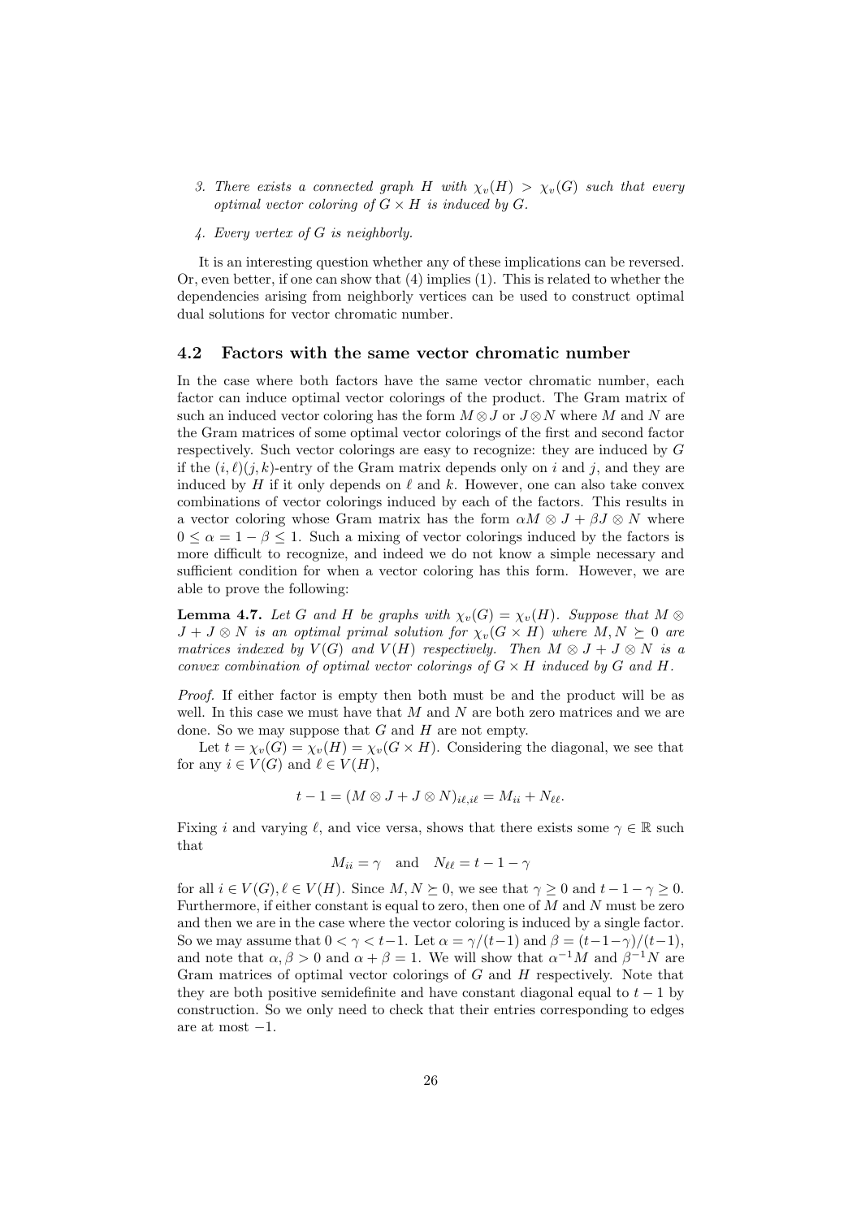3. *There exists a connected graph $H$ with $\chi_v(H) > \chi_v(G)$ such that every optimal vector coloring of $G \times H$ is induced by $G$.*

4. *Every vertex of $G$ is neighborly.*

It is an interesting question whether any of these implications can be reversed. Or, even better, if one can show that (4) implies (1). This is related to whether the dependencies arising from neighborly vertices can be used to construct optimal dual solutions for vector chromatic number.

## 4.2 Factors with the same vector chromatic number

In the case where both factors have the same vector chromatic number, each factor can induce optimal vector colorings of the product. The Gram matrix of such an induced vector coloring has the form $M \otimes J$ or $J \otimes N$ where $M$ and $N$ are the Gram matrices of some optimal vector colorings of the first and second factor respectively. Such vector colorings are easy to recognize: they are induced by $G$ if the $(i, \ell)(j, k)$-entry of the Gram matrix depends only on $i$ and $j$, and they are induced by $H$ if it only depends on $\ell$ and $k$. However, one can also take convex combinations of vector colorings induced by each of the factors. This results in a vector coloring whose Gram matrix has the form $\alpha M \otimes J + \beta J \otimes N$ where $0 \leq \alpha = 1 - \beta \leq 1$. Such a mixing of vector colorings induced by the factors is more difficult to recognize, and indeed we do not know a simple necessary and sufficient condition for when a vector coloring has this form. However, we are able to prove the following:

**Lemma 4.7.** *Let $G$ and $H$ be graphs with $\chi_v(G) = \chi_v(H)$. Suppose that $M \otimes J + J \otimes N$ is an optimal primal solution for $\chi_v(G \times H)$ where $M, N \succeq 0$ are matrices indexed by $V(G)$ and $V(H)$ respectively. Then $M \otimes J + J \otimes N$ is a convex combination of optimal vector colorings of $G \times H$ induced by $G$ and $H$.*

*Proof.* If either factor is empty then both must be and the product will be as well. In this case we must have that $M$ and $N$ are both zero matrices and we are done. So we may suppose that $G$ and $H$ are not empty.

Let $t = \chi_v(G) = \chi_v(H) = \chi_v(G \times H)$. Considering the diagonal, we see that for any $i \in V(G)$ and $\ell \in V(H)$,

$$t - 1 = (M \otimes J + J \otimes N)_{i\ell, i\ell} = M_{ii} + N_{\ell\ell}.$$

Fixing $i$ and varying $\ell$, and vice versa, shows that there exists some $\gamma \in \mathbb{R}$ such that

$$M_{ii} = \gamma \quad \text{and} \quad N_{\ell\ell} = t - 1 - \gamma$$

for all $i \in V(G), \ell \in V(H)$. Since $M, N \succeq 0$, we see that $\gamma \geq 0$ and $t - 1 - \gamma \geq 0$. Furthermore, if either constant is equal to zero, then one of $M$ and $N$ must be zero and then we are in the case where the vector coloring is induced by a single factor. So we may assume that $0 < \gamma < t-1$. Let $\alpha = \gamma/(t-1)$ and $\beta = (t-1-\gamma)/(t-1)$, and note that $\alpha, \beta > 0$ and $\alpha + \beta = 1$. We will show that $\alpha^{-1}M$ and $\beta^{-1}N$ are Gram matrices of optimal vector colorings of $G$ and $H$ respectively. Note that they are both positive semidefinite and have constant diagonal equal to $t - 1$ by construction. So we only need to check that their entries corresponding to edges are at most $-1$.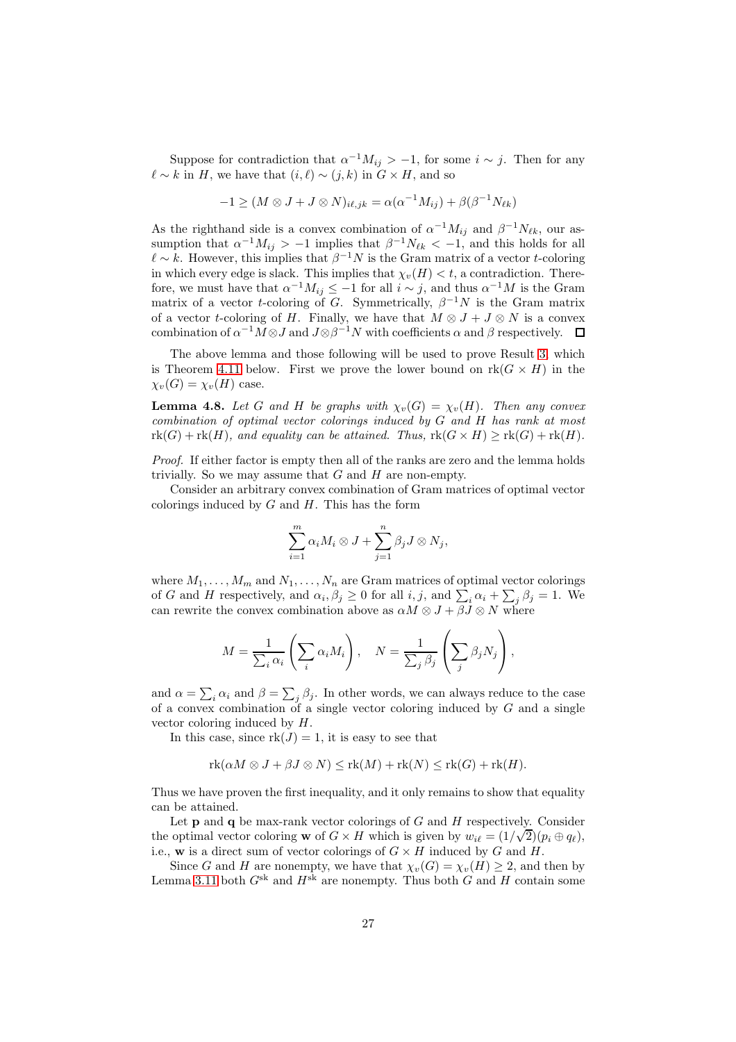Suppose for contradiction that $\alpha^{-1}M_{ij} > -1$, for some $i \sim j$. Then for any $\ell \sim k$ in $H$, we have that $(i,\ell) \sim (j,k)$ in $G \times H$, and so

$$-1 \geq (M \otimes J + J \otimes N)_{i\ell,jk} = \alpha(\alpha^{-1}M_{ij}) + \beta(\beta^{-1}N_{\ell k})$$

As the righthand side is a convex combination of $\alpha^{-1}M_{ij}$ and $\beta^{-1}N_{\ell k}$, our assumption that $\alpha^{-1}M_{ij} > -1$ implies that $\beta^{-1}N_{\ell k} < -1$, and this holds for all $\ell \sim k$. However, this implies that $\beta^{-1}N$ is the Gram matrix of a vector $t$-coloring in which every edge is slack. This implies that $\chi_v(H) < t$, a contradiction. Therefore, we must have that $\alpha^{-1}M_{ij} \leq -1$ for all $i \sim j$, and thus $\alpha^{-1}M$ is the Gram matrix of a vector $t$-coloring of $G$. Symmetrically, $\beta^{-1}N$ is the Gram matrix of a vector $t$-coloring of $H$. Finally, we have that $M \otimes J + J \otimes N$ is a convex combination of $\alpha^{-1}M \otimes J$ and $J \otimes \beta^{-1}N$ with coefficients $\alpha$ and $\beta$ respectively. □

The above lemma and those following will be used to prove Result 3, which is Theorem 4.11 below. First we prove the lower bound on $\mathrm{rk}(G \times H)$ in the $\chi_v(G) = \chi_v(H)$ case.

**Lemma 4.8.** *Let $G$ and $H$ be graphs with $\chi_v(G) = \chi_v(H)$. Then any convex combination of optimal vector colorings induced by $G$ and $H$ has rank at most $\mathrm{rk}(G) + \mathrm{rk}(H)$, and equality can be attained. Thus, $\mathrm{rk}(G \times H) \geq \mathrm{rk}(G) + \mathrm{rk}(H)$.*

*Proof.* If either factor is empty then all of the ranks are zero and the lemma holds trivially. So we may assume that $G$ and $H$ are non-empty.

Consider an arbitrary convex combination of Gram matrices of optimal vector colorings induced by $G$ and $H$. This has the form

$$\sum_{i=1}^{m} \alpha_i M_i \otimes J + \sum_{j=1}^{n} \beta_j J \otimes N_j,$$

where $M_1, \ldots, M_m$ and $N_1, \ldots, N_n$ are Gram matrices of optimal vector colorings of $G$ and $H$ respectively, and $\alpha_i, \beta_j \geq 0$ for all $i, j$, and $\sum_i \alpha_i + \sum_j \beta_j = 1$. We can rewrite the convex combination above as $\alpha M \otimes J + \beta J \otimes N$ where

$$M = \frac{1}{\sum_i \alpha_i}\left(\sum_i \alpha_i M_i\right), \quad N = \frac{1}{\sum_j \beta_j}\left(\sum_j \beta_j N_j\right),$$

and $\alpha = \sum_i \alpha_i$ and $\beta = \sum_j \beta_j$. In other words, we can always reduce to the case of a convex combination of a single vector coloring induced by $G$ and a single vector coloring induced by $H$.

In this case, since $\mathrm{rk}(J) = 1$, it is easy to see that

$$\mathrm{rk}(\alpha M \otimes J + \beta J \otimes N) \leq \mathrm{rk}(M) + \mathrm{rk}(N) \leq \mathrm{rk}(G) + \mathrm{rk}(H).$$

Thus we have proven the first inequality, and it only remains to show that equality can be attained.

Let $\mathbf{p}$ and $\mathbf{q}$ be max-rank vector colorings of $G$ and $H$ respectively. Consider the optimal vector coloring $\mathbf{w}$ of $G \times H$ which is given by $w_{i\ell} = (1/\sqrt{2})(p_i \oplus q_\ell)$, i.e., $\mathbf{w}$ is a direct sum of vector colorings of $G \times H$ induced by $G$ and $H$.

Since $G$ and $H$ are nonempty, we have that $\chi_v(G) = \chi_v(H) \geq 2$, and then by Lemma 3.11 both $G^{\mathrm{sk}}$ and $H^{\mathrm{sk}}$ are nonempty. Thus both $G$ and $H$ contain some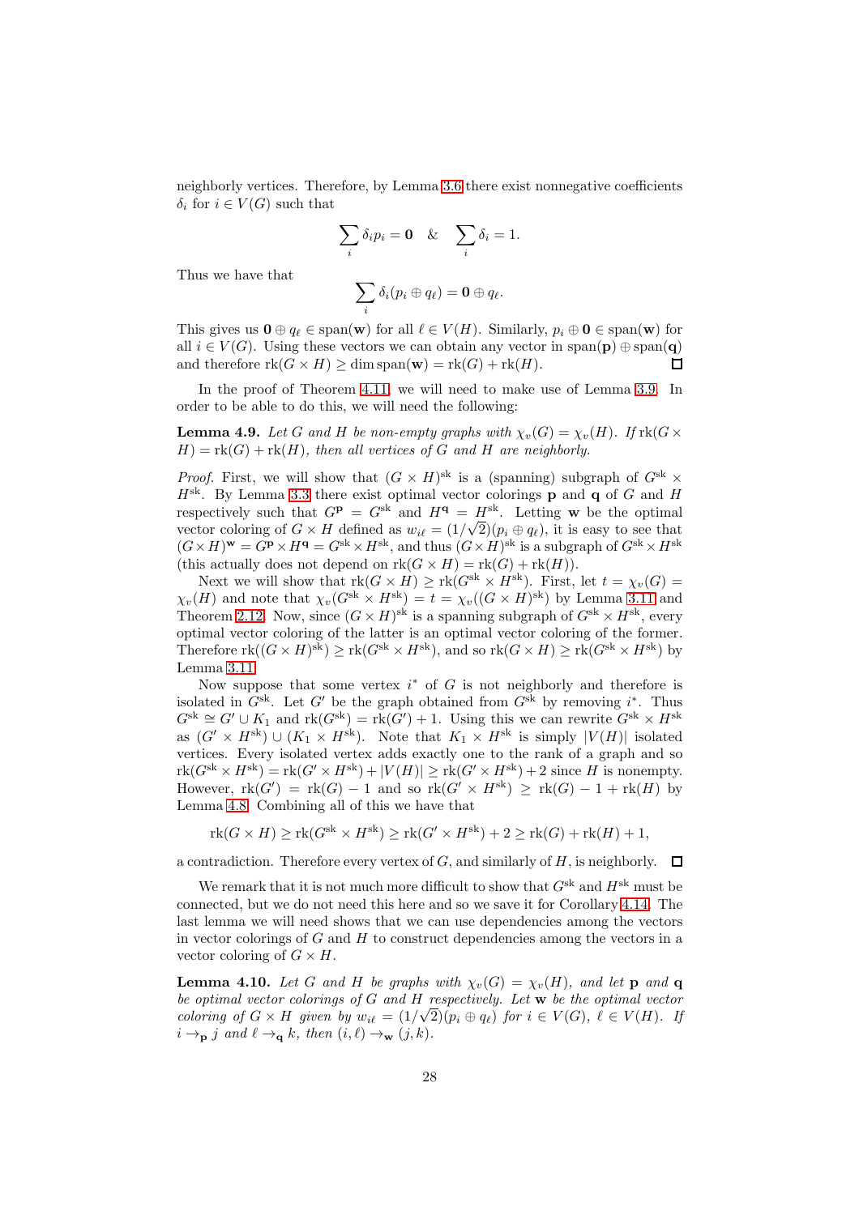neighborly vertices. Therefore, by Lemma 3.6 there exist nonnegative coefficients $\delta_i$ for $i \in V(G)$ such that

$$\sum_i \delta_i p_i = \mathbf{0} \quad \& \quad \sum_i \delta_i = 1.$$

Thus we have that

$$\sum_i \delta_i (p_i \oplus q_\ell) = \mathbf{0} \oplus q_\ell.$$

This gives us $\mathbf{0} \oplus q_\ell \in \operatorname{span}(\mathbf{w})$ for all $\ell \in V(H)$. Similarly, $p_i \oplus \mathbf{0} \in \operatorname{span}(\mathbf{w})$ for all $i \in V(G)$. Using these vectors we can obtain any vector in $\operatorname{span}(\mathbf{p}) \oplus \operatorname{span}(\mathbf{q})$ and therefore $\operatorname{rk}(G \times H) \geq \dim \operatorname{span}(\mathbf{w}) = \operatorname{rk}(G) + \operatorname{rk}(H)$. ☐

In the proof of Theorem 4.11, we will need to make use of Lemma 3.9. In order to be able to do this, we will need the following:

**Lemma 4.9.** *Let $G$ and $H$ be non-empty graphs with $\chi_v(G) = \chi_v(H)$. If $\operatorname{rk}(G \times H) = \operatorname{rk}(G) + \operatorname{rk}(H)$, then all vertices of $G$ and $H$ are neighborly.*

*Proof.* First, we will show that $(G \times H)^{\text{sk}}$ is a (spanning) subgraph of $G^{\text{sk}} \times H^{\text{sk}}$. By Lemma 3.3 there exist optimal vector colorings $\mathbf{p}$ and $\mathbf{q}$ of $G$ and $H$ respectively such that $G^{\mathbf{p}} = G^{\text{sk}}$ and $H^{\mathbf{q}} = H^{\text{sk}}$. Letting $\mathbf{w}$ be the optimal vector coloring of $G \times H$ defined as $w_{i\ell} = (1/\sqrt{2})(p_i \oplus q_\ell)$, it is easy to see that $(G \times H)^{\mathbf{w}} = G^{\mathbf{p}} \times H^{\mathbf{q}} = G^{\text{sk}} \times H^{\text{sk}}$, and thus $(G \times H)^{\text{sk}}$ is a subgraph of $G^{\text{sk}} \times H^{\text{sk}}$ (this actually does not depend on $\operatorname{rk}(G \times H) = \operatorname{rk}(G) + \operatorname{rk}(H)$).

Next we will show that $\operatorname{rk}(G \times H) \geq \operatorname{rk}(G^{\text{sk}} \times H^{\text{sk}})$. First, let $t = \chi_v(G) = \chi_v(H)$ and note that $\chi_v(G^{\text{sk}} \times H^{\text{sk}}) = t = \chi_v((G \times H)^{\text{sk}})$ by Lemma 3.11 and Theorem 2.12. Now, since $(G \times H)^{\text{sk}}$ is a spanning subgraph of $G^{\text{sk}} \times H^{\text{sk}}$, every optimal vector coloring of the latter is an optimal vector coloring of the former. Therefore $\operatorname{rk}((G \times H)^{\text{sk}}) \geq \operatorname{rk}(G^{\text{sk}} \times H^{\text{sk}})$, and so $\operatorname{rk}(G \times H) \geq \operatorname{rk}(G^{\text{sk}} \times H^{\text{sk}})$ by Lemma 3.11.

Now suppose that some vertex $i^*$ of $G$ is not neighborly and therefore is isolated in $G^{\text{sk}}$. Let $G'$ be the graph obtained from $G^{\text{sk}}$ by removing $i^*$. Thus $G^{\text{sk}} \cong G' \cup K_1$ and $\operatorname{rk}(G^{\text{sk}}) = \operatorname{rk}(G') + 1$. Using this we can rewrite $G^{\text{sk}} \times H^{\text{sk}}$ as $(G' \times H^{\text{sk}}) \cup (K_1 \times H^{\text{sk}})$. Note that $K_1 \times H^{\text{sk}}$ is simply $|V(H)|$ isolated vertices. Every isolated vertex adds exactly one to the rank of a graph and so $\operatorname{rk}(G^{\text{sk}} \times H^{\text{sk}}) = \operatorname{rk}(G' \times H^{\text{sk}}) + |V(H)| \geq \operatorname{rk}(G' \times H^{\text{sk}}) + 2$ since $H$ is nonempty. However, $\operatorname{rk}(G') = \operatorname{rk}(G) - 1$ and so $\operatorname{rk}(G' \times H^{\text{sk}}) \geq \operatorname{rk}(G) - 1 + \operatorname{rk}(H)$ by Lemma 4.8. Combining all of this we have that

$$\operatorname{rk}(G \times H) \geq \operatorname{rk}(G^{\text{sk}} \times H^{\text{sk}}) \geq \operatorname{rk}(G' \times H^{\text{sk}}) + 2 \geq \operatorname{rk}(G) + \operatorname{rk}(H) + 1,$$

a contradiction. Therefore every vertex of $G$, and similarly of $H$, is neighborly. ☐

We remark that it is not much more difficult to show that $G^{\text{sk}}$ and $H^{\text{sk}}$ must be connected, but we do not need this here and so we save it for Corollary 4.14. The last lemma we will need shows that we can use dependencies among the vectors in vector colorings of $G$ and $H$ to construct dependencies among the vectors in a vector coloring of $G \times H$.

**Lemma 4.10.** *Let $G$ and $H$ be graphs with $\chi_v(G) = \chi_v(H)$, and let $\mathbf{p}$ and $\mathbf{q}$ be optimal vector colorings of $G$ and $H$ respectively. Let $\mathbf{w}$ be the optimal vector coloring of $G \times H$ given by $w_{i\ell} = (1/\sqrt{2})(p_i \oplus q_\ell)$ for $i \in V(G)$, $\ell \in V(H)$. If $i \to_{\mathbf{p}} j$ and $\ell \to_{\mathbf{q}} k$, then $(i, \ell) \to_{\mathbf{w}} (j, k)$.*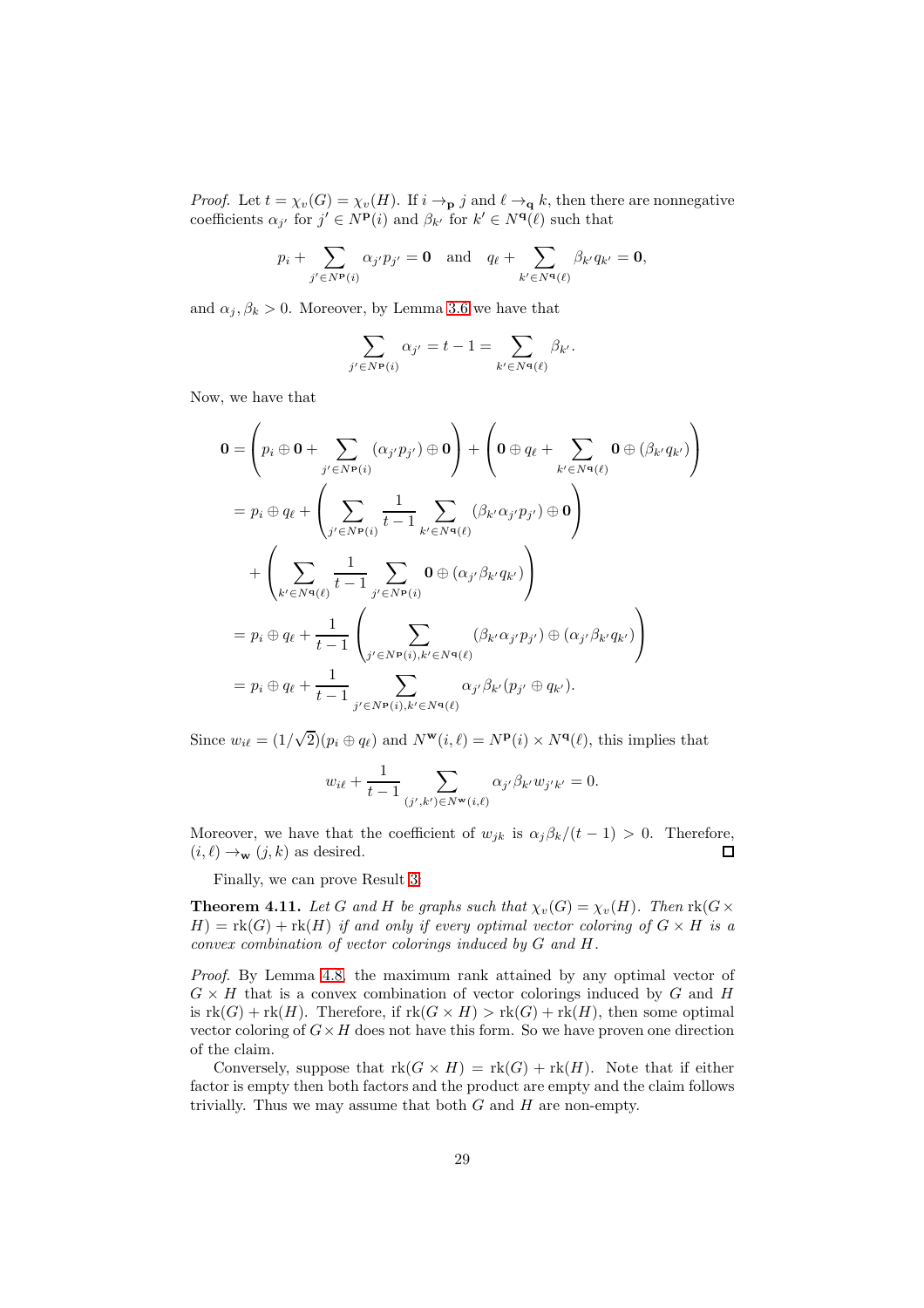*Proof.* Let $t = \chi_v(G) = \chi_v(H)$. If $i \to_{\mathbf{p}} j$ and $\ell \to_{\mathbf{q}} k$, then there are nonnegative coefficients $\alpha_{j'}$ for $j' \in N^{\mathbf{p}}(i)$ and $\beta_{k'}$ for $k' \in N^{\mathbf{q}}(\ell)$ such that

$$p_i + \sum_{j' \in N^{\mathbf{p}}(i)} \alpha_{j'} p_{j'} = \mathbf{0} \quad \text{and} \quad q_\ell + \sum_{k' \in N^{\mathbf{q}}(\ell)} \beta_{k'} q_{k'} = \mathbf{0},$$

and $\alpha_j, \beta_k > 0$. Moreover, by Lemma 3.6 we have that

$$\sum_{j' \in N^{\mathbf{p}}(i)} \alpha_{j'} = t - 1 = \sum_{k' \in N^{\mathbf{q}}(\ell)} \beta_{k'}.$$

Now, we have that

$$\begin{aligned}
\mathbf{0} &= \left( p_i \oplus \mathbf{0} + \sum_{j' \in N^{\mathbf{p}}(i)} (\alpha_{j'} p_{j'}) \oplus \mathbf{0} \right) + \left( \mathbf{0} \oplus q_\ell + \sum_{k' \in N^{\mathbf{q}}(\ell)} \mathbf{0} \oplus (\beta_{k'} q_{k'}) \right) \\
&= p_i \oplus q_\ell + \left( \sum_{j' \in N^{\mathbf{p}}(i)} \frac{1}{t-1} \sum_{k' \in N^{\mathbf{q}}(\ell)} (\beta_{k'} \alpha_{j'} p_{j'}) \oplus \mathbf{0} \right) \\
&\quad + \left( \sum_{k' \in N^{\mathbf{q}}(\ell)} \frac{1}{t-1} \sum_{j' \in N^{\mathbf{p}}(i)} \mathbf{0} \oplus (\alpha_{j'} \beta_{k'} q_{k'}) \right) \\
&= p_i \oplus q_\ell + \frac{1}{t-1} \left( \sum_{j' \in N^{\mathbf{p}}(i), k' \in N^{\mathbf{q}}(\ell)} (\beta_{k'} \alpha_{j'} p_{j'}) \oplus (\alpha_{j'} \beta_{k'} q_{k'}) \right) \\
&= p_i \oplus q_\ell + \frac{1}{t-1} \sum_{j' \in N^{\mathbf{p}}(i), k' \in N^{\mathbf{q}}(\ell)} \alpha_{j'} \beta_{k'} (p_{j'} \oplus q_{k'}).
\end{aligned}$$

Since $w_{i\ell} = (1/\sqrt{2})(p_i \oplus q_\ell)$ and $N^{\mathbf{w}}(i, \ell) = N^{\mathbf{p}}(i) \times N^{\mathbf{q}}(\ell)$, this implies that

$$w_{i\ell} + \frac{1}{t-1} \sum_{(j', k') \in N^{\mathbf{w}}(i, \ell)} \alpha_{j'} \beta_{k'} w_{j'k'} = 0.$$

Moreover, we have that the coefficient of $w_{jk}$ is $\alpha_j \beta_k / (t-1) > 0$. Therefore, $(i, \ell) \to_{\mathbf{w}} (j, k)$ as desired. ◻

Finally, we can prove Result 3.

**Theorem 4.11.** *Let $G$ and $H$ be graphs such that $\chi_v(G) = \chi_v(H)$. Then $\mathrm{rk}(G \times H) = \mathrm{rk}(G) + \mathrm{rk}(H)$ if and only if every optimal vector coloring of $G \times H$ is a convex combination of vector colorings induced by $G$ and $H$.*

*Proof.* By Lemma 4.8, the maximum rank attained by any optimal vector of $G \times H$ that is a convex combination of vector colorings induced by $G$ and $H$ is $\mathrm{rk}(G) + \mathrm{rk}(H)$. Therefore, if $\mathrm{rk}(G \times H) > \mathrm{rk}(G) + \mathrm{rk}(H)$, then some optimal vector coloring of $G \times H$ does not have this form. So we have proven one direction of the claim.

Conversely, suppose that $\mathrm{rk}(G \times H) = \mathrm{rk}(G) + \mathrm{rk}(H)$. Note that if either factor is empty then both factors and the product are empty and the claim follows trivially. Thus we may assume that both $G$ and $H$ are non-empty.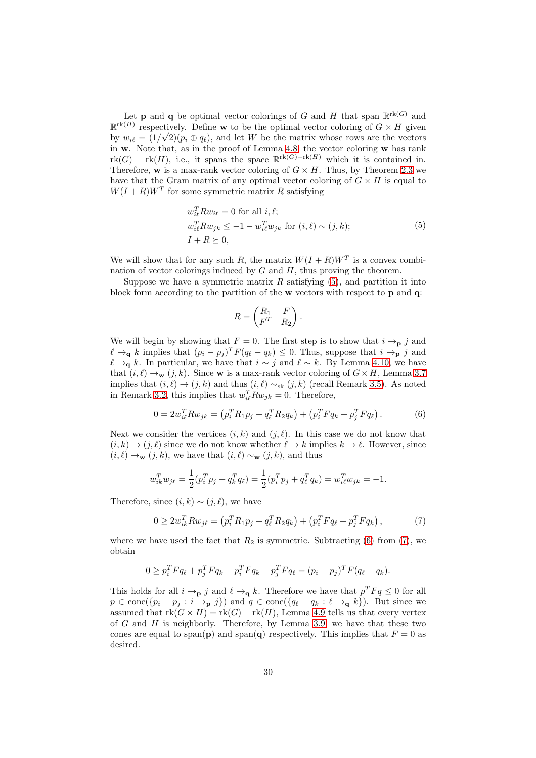Let $\mathbf{p}$ and $\mathbf{q}$ be optimal vector colorings of $G$ and $H$ that span $\mathbb{R}^{\mathrm{rk}(G)}$ and $\mathbb{R}^{\mathrm{rk}(H)}$ respectively. Define $\mathbf{w}$ to be the optimal vector coloring of $G \times H$ given by $w_{i\ell} = (1/\sqrt{2})(p_i \oplus q_\ell)$, and let $W$ be the matrix whose rows are the vectors in $\mathbf{w}$. Note that, as in the proof of Lemma 4.8, the vector coloring $\mathbf{w}$ has rank $\mathrm{rk}(G) + \mathrm{rk}(H)$, i.e., it spans the space $\mathbb{R}^{\mathrm{rk}(G)+\mathrm{rk}(H)}$ which it is contained in. Therefore, $\mathbf{w}$ is a max-rank vector coloring of $G \times H$. Thus, by Theorem 2.3 we have that the Gram matrix of any optimal vector coloring of $G \times H$ is equal to $W(I + R)W^T$ for some symmetric matrix $R$ satisfying

$$
\begin{aligned}
&w_{i\ell}^T R w_{i\ell} = 0 \text{ for all } i, \ell; \\
&w_{i\ell}^T R w_{jk} \leq -1 - w_{i\ell}^T w_{jk} \text{ for } (i,\ell) \sim (j,k); \\
&I + R \succeq 0,
\end{aligned}
\tag{5}
$$

We will show that for any such $R$, the matrix $W(I + R)W^T$ is a convex combination of vector colorings induced by $G$ and $H$, thus proving the theorem.

Suppose we have a symmetric matrix $R$ satisfying (5), and partition it into block form according to the partition of the $\mathbf{w}$ vectors with respect to $\mathbf{p}$ and $\mathbf{q}$:

$$
R = \begin{pmatrix} R_1 & F \\ F^T & R_2 \end{pmatrix}.
$$

We will begin by showing that $F = 0$. The first step is to show that $i \to_{\mathbf{p}} j$ and $\ell \to_{\mathbf{q}} k$ implies that $(p_i - p_j)^T F(q_\ell - q_k) \leq 0$. Thus, suppose that $i \to_{\mathbf{p}} j$ and $\ell \to_{\mathbf{q}} k$. In particular, we have that $i \sim j$ and $\ell \sim k$. By Lemma 4.10, we have that $(i,\ell) \to_{\mathbf{w}} (j,k)$. Since $\mathbf{w}$ is a max-rank vector coloring of $G \times H$, Lemma 3.7 implies that $(i,\ell) \to (j,k)$ and thus $(i,\ell) \sim_{\mathrm{sk}} (j,k)$ (recall Remark 3.5). As noted in Remark 3.2, this implies that $w_{i\ell}^T R w_{jk} = 0$. Therefore,

$$
0 = 2 w_{i\ell}^T R w_{jk} = \left(p_i^T R_1 p_j + q_\ell^T R_2 q_k\right) + \left(p_i^T F q_k + p_j^T F q_\ell\right). \tag{6}
$$

Next we consider the vertices $(i,k)$ and $(j,\ell)$. In this case we do not know that $(i,k) \to (j,\ell)$ since we do not know whether $\ell \to k$ implies $k \to \ell$. However, since $(i,\ell) \to_{\mathbf{w}} (j,k)$, we have that $(i,\ell) \sim_{\mathbf{w}} (j,k)$, and thus

$$
w_{ik}^T w_{j\ell} = \frac{1}{2}(p_i^T p_j + q_k^T q_\ell) = \frac{1}{2}(p_i^T p_j + q_\ell^T q_k) = w_{i\ell}^T w_{jk} = -1.
$$

Therefore, since $(i,k) \sim (j,\ell)$, we have

$$
0 \geq 2 w_{ik}^T R w_{j\ell} = \left(p_i^T R_1 p_j + q_\ell^T R_2 q_k\right) + \left(p_i^T F q_\ell + p_j^T F q_k\right), \tag{7}
$$

where we have used the fact that $R_2$ is symmetric. Subtracting (6) from (7), we obtain

$$
0 \geq p_i^T F q_\ell + p_j^T F q_k - p_i^T F q_k - p_j^T F q_\ell = (p_i - p_j)^T F (q_\ell - q_k).
$$

This holds for all $i \to_{\mathbf{p}} j$ and $\ell \to_{\mathbf{q}} k$. Therefore we have that $p^T F q \leq 0$ for all $p \in \mathrm{cone}(\{p_i - p_j : i \to_{\mathbf{p}} j\})$ and $q \in \mathrm{cone}(\{q_\ell - q_k : \ell \to_{\mathbf{q}} k\})$. But since we assumed that $\mathrm{rk}(G \times H) = \mathrm{rk}(G) + \mathrm{rk}(H)$, Lemma 4.9 tells us that every vertex of $G$ and $H$ is neighborly. Therefore, by Lemma 3.9, we have that these two cones are equal to $\mathrm{span}(\mathbf{p})$ and $\mathrm{span}(\mathbf{q})$ respectively. This implies that $F = 0$ as desired.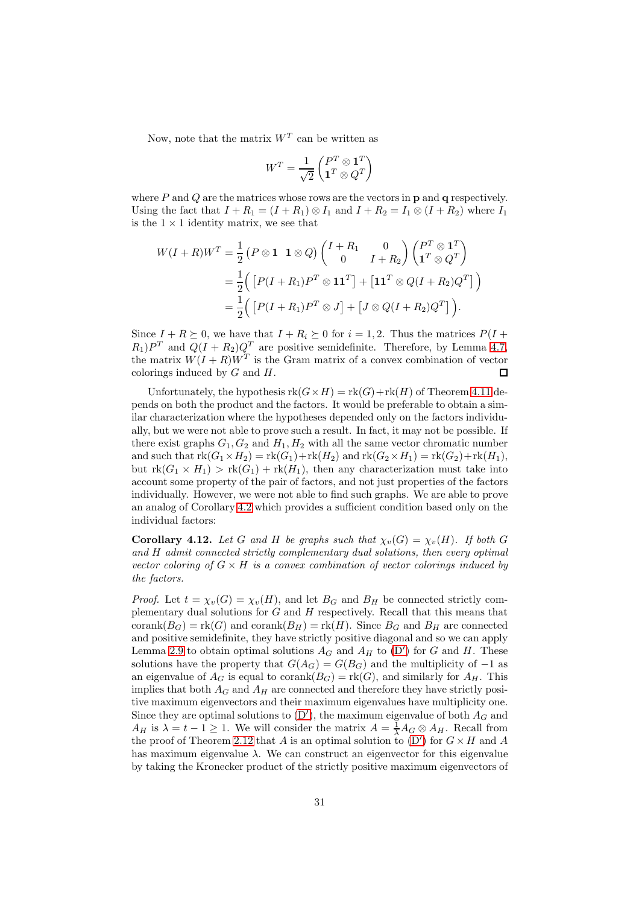Now, note that the matrix $W^T$ can be written as

$$W^T = \frac{1}{\sqrt{2}} \begin{pmatrix} P^T \otimes \mathbf{1}^T \\ \mathbf{1}^T \otimes Q^T \end{pmatrix}$$

where $P$ and $Q$ are the matrices whose rows are the vectors in $\mathbf{p}$ and $\mathbf{q}$ respectively. Using the fact that $I + R_1 = (I + R_1) \otimes I_1$ and $I + R_2 = I_1 \otimes (I + R_2)$ where $I_1$ is the $1 \times 1$ identity matrix, we see that

$$\begin{aligned}
W(I+R)W^T &= \frac{1}{2} \begin{pmatrix} P \otimes \mathbf{1} & \mathbf{1} \otimes Q \end{pmatrix} \begin{pmatrix} I + R_1 & 0 \\ 0 & I + R_2 \end{pmatrix} \begin{pmatrix} P^T \otimes \mathbf{1}^T \\ \mathbf{1}^T \otimes Q^T \end{pmatrix} \\
&= \frac{1}{2} \Big( \big[ P(I+R_1)P^T \otimes \mathbf{1}\mathbf{1}^T \big] + \big[ \mathbf{1}\mathbf{1}^T \otimes Q(I+R_2)Q^T \big] \Big) \\
&= \frac{1}{2} \Big( \big[ P(I+R_1)P^T \otimes J \big] + \big[ J \otimes Q(I+R_2)Q^T \big] \Big).
\end{aligned}$$

Since $I + R \succeq 0$, we have that $I + R_i \succeq 0$ for $i = 1, 2$. Thus the matrices $P(I + R_1)P^T$ and $Q(I + R_2)Q^T$ are positive semidefinite. Therefore, by Lemma 4.7, the matrix $W(I+R)W^T$ is the Gram matrix of a convex combination of vector colorings induced by $G$ and $H$. ◻

Unfortunately, the hypothesis $\mathrm{rk}(G \times H) = \mathrm{rk}(G) + \mathrm{rk}(H)$ of Theorem 4.11 depends on both the product and the factors. It would be preferable to obtain a similar characterization where the hypotheses depended only on the factors individually, but we were not able to prove such a result. In fact, it may not be possible. If there exist graphs $G_1, G_2$ and $H_1, H_2$ with all the same vector chromatic number and such that $\mathrm{rk}(G_1 \times H_2) = \mathrm{rk}(G_1) + \mathrm{rk}(H_2)$ and $\mathrm{rk}(G_2 \times H_1) = \mathrm{rk}(G_2) + \mathrm{rk}(H_1)$, but $\mathrm{rk}(G_1 \times H_1) > \mathrm{rk}(G_1) + \mathrm{rk}(H_1)$, then any characterization must take into account some property of the pair of factors, and not just properties of the factors individually. However, we were not able to find such graphs. We are able to prove an analog of Corollary 4.2 which provides a sufficient condition based only on the individual factors:

**Corollary 4.12.** *Let $G$ and $H$ be graphs such that $\chi_v(G) = \chi_v(H)$. If both $G$ and $H$ admit connected strictly complementary dual solutions, then every optimal vector coloring of $G \times H$ is a convex combination of vector colorings induced by the factors.*

*Proof.* Let $t = \chi_v(G) = \chi_v(H)$, and let $B_G$ and $B_H$ be connected strictly complementary dual solutions for $G$ and $H$ respectively. Recall that this means that $\mathrm{corank}(B_G) = \mathrm{rk}(G)$ and $\mathrm{corank}(B_H) = \mathrm{rk}(H)$. Since $B_G$ and $B_H$ are connected and positive semidefinite, they have strictly positive diagonal and so we can apply Lemma 2.9 to obtain optimal solutions $A_G$ and $A_H$ to (D′) for $G$ and $H$. These solutions have the property that $G(A_G) = G(B_G)$ and the multiplicity of $-1$ as an eigenvalue of $A_G$ is equal to $\mathrm{corank}(B_G) = \mathrm{rk}(G)$, and similarly for $A_H$. This implies that both $A_G$ and $A_H$ are connected and therefore they have strictly positive maximum eigenvectors and their maximum eigenvalues have multiplicity one. Since they are optimal solutions to (D′), the maximum eigenvalue of both $A_G$ and $A_H$ is $\lambda = t - 1 \geq 1$. We will consider the matrix $A = \frac{1}{\lambda} A_G \otimes A_H$. Recall from the proof of Theorem 2.12 that $A$ is an optimal solution to (D′) for $G \times H$ and $A$ has maximum eigenvalue $\lambda$. We can construct an eigenvector for this eigenvalue by taking the Kronecker product of the strictly positive maximum eigenvectors of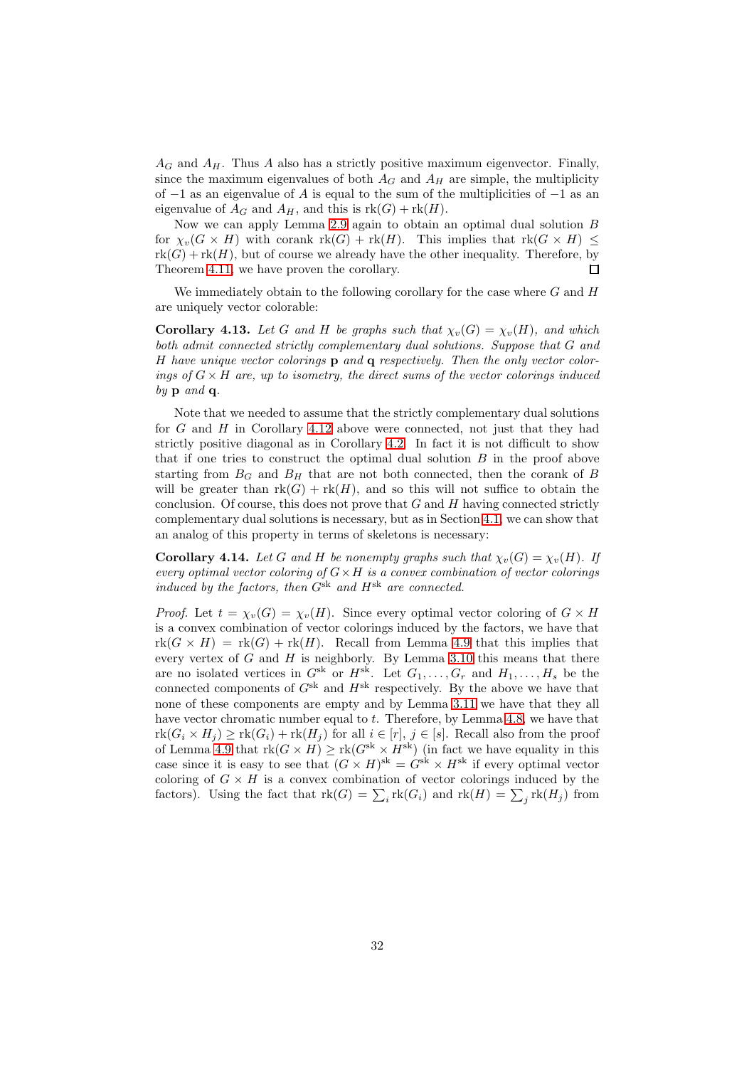$A_G$ and $A_H$. Thus $A$ also has a strictly positive maximum eigenvector. Finally, since the maximum eigenvalues of both $A_G$ and $A_H$ are simple, the multiplicity of $-1$ as an eigenvalue of $A$ is equal to the sum of the multiplicities of $-1$ as an eigenvalue of $A_G$ and $A_H$, and this is $\mathrm{rk}(G) + \mathrm{rk}(H)$.

Now we can apply Lemma 2.9 again to obtain an optimal dual solution $B$ for $\chi_v(G \times H)$ with corank $\mathrm{rk}(G) + \mathrm{rk}(H)$. This implies that $\mathrm{rk}(G \times H) \leq \mathrm{rk}(G) + \mathrm{rk}(H)$, but of course we already have the other inequality. Therefore, by Theorem 4.11, we have proven the corollary. ☐

We immediately obtain to the following corollary for the case where $G$ and $H$ are uniquely vector colorable:

**Corollary 4.13.** *Let $G$ and $H$ be graphs such that $\chi_v(G) = \chi_v(H)$, and which both admit connected strictly complementary dual solutions. Suppose that $G$ and $H$ have unique vector colorings $\mathbf{p}$ and $\mathbf{q}$ respectively. Then the only vector colorings of $G \times H$ are, up to isometry, the direct sums of the vector colorings induced by $\mathbf{p}$ and $\mathbf{q}$.*

Note that we needed to assume that the strictly complementary dual solutions for $G$ and $H$ in Corollary 4.12 above were connected, not just that they had strictly positive diagonal as in Corollary 4.2. In fact it is not difficult to show that if one tries to construct the optimal dual solution $B$ in the proof above starting from $B_G$ and $B_H$ that are not both connected, then the corank of $B$ will be greater than $\mathrm{rk}(G) + \mathrm{rk}(H)$, and so this will not suffice to obtain the conclusion. Of course, this does not prove that $G$ and $H$ having connected strictly complementary dual solutions is necessary, but as in Section 4.1, we can show that an analog of this property in terms of skeletons is necessary:

**Corollary 4.14.** *Let $G$ and $H$ be nonempty graphs such that $\chi_v(G) = \chi_v(H)$. If every optimal vector coloring of $G \times H$ is a convex combination of vector colorings induced by the factors, then $G^{\mathrm{sk}}$ and $H^{\mathrm{sk}}$ are connected.*

*Proof.* Let $t = \chi_v(G) = \chi_v(H)$. Since every optimal vector coloring of $G \times H$ is a convex combination of vector colorings induced by the factors, we have that $\mathrm{rk}(G \times H) = \mathrm{rk}(G) + \mathrm{rk}(H)$. Recall from Lemma 4.9 that this implies that every vertex of $G$ and $H$ is neighborly. By Lemma 3.10 this means that there are no isolated vertices in $G^{\mathrm{sk}}$ or $H^{\mathrm{sk}}$. Let $G_1, \ldots, G_r$ and $H_1, \ldots, H_s$ be the connected components of $G^{\mathrm{sk}}$ and $H^{\mathrm{sk}}$ respectively. By the above we have that none of these components are empty and by Lemma 3.11 we have that they all have vector chromatic number equal to $t$. Therefore, by Lemma 4.8, we have that $\mathrm{rk}(G_i \times H_j) \geq \mathrm{rk}(G_i) + \mathrm{rk}(H_j)$ for all $i \in [r]$, $j \in [s]$. Recall also from the proof of Lemma 4.9 that $\mathrm{rk}(G \times H) \geq \mathrm{rk}(G^{\mathrm{sk}} \times H^{\mathrm{sk}})$ (in fact we have equality in this case since it is easy to see that $(G \times H)^{\mathrm{sk}} = G^{\mathrm{sk}} \times H^{\mathrm{sk}}$ if every optimal vector coloring of $G \times H$ is a convex combination of vector colorings induced by the factors). Using the fact that $\mathrm{rk}(G) = \sum_i \mathrm{rk}(G_i)$ and $\mathrm{rk}(H) = \sum_j \mathrm{rk}(H_j)$ from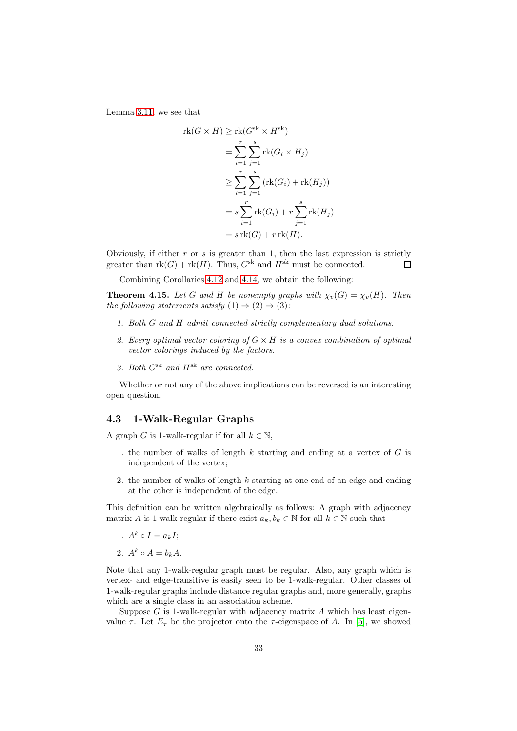Lemma 3.11, we see that

$$
\begin{aligned}
\operatorname{rk}(G \times H) &\geq \operatorname{rk}(G^{\text{sk}} \times H^{\text{sk}}) \\
&= \sum_{i=1}^{r} \sum_{j=1}^{s} \operatorname{rk}(G_i \times H_j) \\
&\geq \sum_{i=1}^{r} \sum_{j=1}^{s} \left(\operatorname{rk}(G_i) + \operatorname{rk}(H_j)\right) \\
&= s \sum_{i=1}^{r} \operatorname{rk}(G_i) + r \sum_{j=1}^{s} \operatorname{rk}(H_j) \\
&= s \operatorname{rk}(G) + r \operatorname{rk}(H).
\end{aligned}
$$

Obviously, if either $r$ or $s$ is greater than 1, then the last expression is strictly greater than $\operatorname{rk}(G) + \operatorname{rk}(H)$. Thus, $G^{\text{sk}}$ and $H^{\text{sk}}$ must be connected. ☐

Combining Corollaries 4.12 and 4.14, we obtain the following:

**Theorem 4.15.** *Let $G$ and $H$ be nonempty graphs with $\chi_v(G) = \chi_v(H)$. Then the following statements satisfy (1) $\Rightarrow$ (2) $\Rightarrow$ (3):*

1. *Both $G$ and $H$ admit connected strictly complementary dual solutions.*
2. *Every optimal vector coloring of $G \times H$ is a convex combination of optimal vector colorings induced by the factors.*
3. *Both $G^{\text{sk}}$ and $H^{\text{sk}}$ are connected.*

Whether or not any of the above implications can be reversed is an interesting open question.

### 4.3 1-Walk-Regular Graphs

A graph $G$ is 1-walk-regular if for all $k \in \mathbb{N}$,

1. the number of walks of length $k$ starting and ending at a vertex of $G$ is independent of the vertex;
2. the number of walks of length $k$ starting at one end of an edge and ending at the other is independent of the edge.

This definition can be written algebraically as follows: A graph with adjacency matrix $A$ is 1-walk-regular if there exist $a_k, b_k \in \mathbb{N}$ for all $k \in \mathbb{N}$ such that

1. $A^k \circ I = a_k I$;
2. $A^k \circ A = b_k A$.

Note that any 1-walk-regular graph must be regular. Also, any graph which is vertex- and edge-transitive is easily seen to be 1-walk-regular. Other classes of 1-walk-regular graphs include distance regular graphs and, more generally, graphs which are a single class in an association scheme.

Suppose $G$ is 1-walk-regular with adjacency matrix $A$ which has least eigenvalue $\tau$. Let $E_\tau$ be the projector onto the $\tau$-eigenspace of $A$. In [5], we showed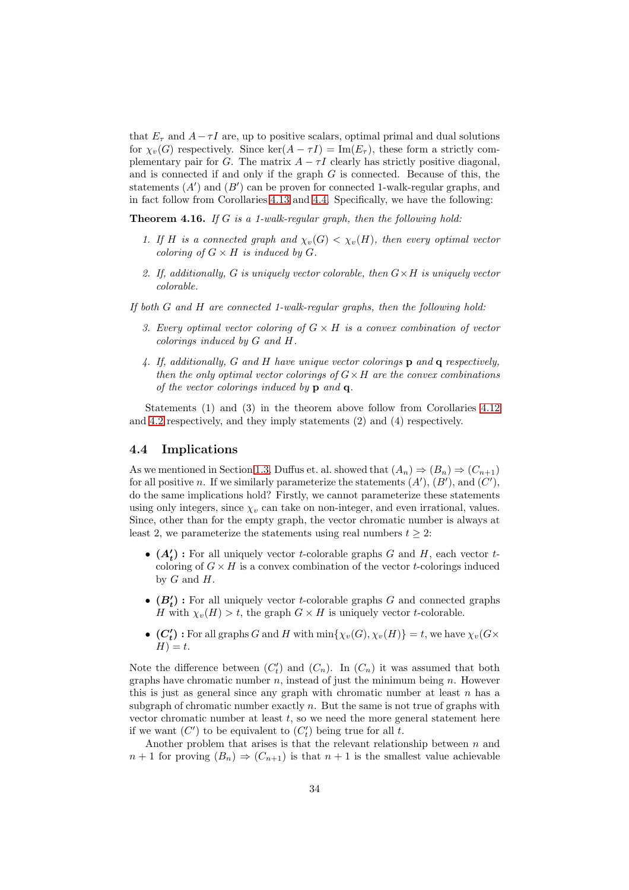that $E_\tau$ and $A - \tau I$ are, up to positive scalars, optimal primal and dual solutions for $\chi_v(G)$ respectively. Since $\ker(A - \tau I) = \operatorname{Im}(E_\tau)$, these form a strictly complementary pair for $G$. The matrix $A - \tau I$ clearly has strictly positive diagonal, and is connected if and only if the graph $G$ is connected. Because of this, the statements $(A')$ and $(B')$ can be proven for connected 1-walk-regular graphs, and in fact follow from Corollaries 4.13 and 4.4. Specifically, we have the following:

**Theorem 4.16.** *If $G$ is a 1-walk-regular graph, then the following hold:*

1. *If $H$ is a connected graph and $\chi_v(G) < \chi_v(H)$, then every optimal vector coloring of $G \times H$ is induced by $G$.*

2. *If, additionally, $G$ is uniquely vector colorable, then $G \times H$ is uniquely vector colorable.*

*If both $G$ and $H$ are connected 1-walk-regular graphs, then the following hold:*

3. *Every optimal vector coloring of $G \times H$ is a convex combination of vector colorings induced by $G$ and $H$.*

4. *If, additionally, $G$ and $H$ have unique vector colorings $\mathbf{p}$ and $\mathbf{q}$ respectively, then the only optimal vector colorings of $G \times H$ are the convex combinations of the vector colorings induced by $\mathbf{p}$ and $\mathbf{q}$.*

Statements (1) and (3) in the theorem above follow from Corollaries 4.12 and 4.2 respectively, and they imply statements (2) and (4) respectively.

## 4.4 Implications

As we mentioned in Section 1.3, Duffus et. al. showed that $(A_n) \Rightarrow (B_n) \Rightarrow (C_{n+1})$ for all positive $n$. If we similarly parameterize the statements $(A')$, $(B')$, and $(C')$, do the same implications hold? Firstly, we cannot parameterize these statements using only integers, since $\chi_v$ can take on non-integer, and even irrational, values. Since, other than for the empty graph, the vector chromatic number is always at least 2, we parameterize the statements using real numbers $t \geq 2$:

- $\boldsymbol{(A'_t)}$ **:** For all uniquely vector $t$-colorable graphs $G$ and $H$, each vector $t$-coloring of $G \times H$ is a convex combination of the vector $t$-colorings induced by $G$ and $H$.
- $\boldsymbol{(B'_t)}$ **:** For all uniquely vector $t$-colorable graphs $G$ and connected graphs $H$ with $\chi_v(H) > t$, the graph $G \times H$ is uniquely vector $t$-colorable.
- $\boldsymbol{(C'_t)}$ **:** For all graphs $G$ and $H$ with $\min\{\chi_v(G), \chi_v(H)\} = t$, we have $\chi_v(G \times H) = t$.

Note the difference between $(C'_t)$ and $(C_n)$. In $(C_n)$ it was assumed that both graphs have chromatic number $n$, instead of just the minimum being $n$. However this is just as general since any graph with chromatic number at least $n$ has a subgraph of chromatic number exactly $n$. But the same is not true of graphs with vector chromatic number at least $t$, so we need the more general statement here if we want $(C')$ to be equivalent to $(C'_t)$ being true for all $t$.

Another problem that arises is that the relevant relationship between $n$ and $n+1$ for proving $(B_n) \Rightarrow (C_{n+1})$ is that $n+1$ is the smallest value achievable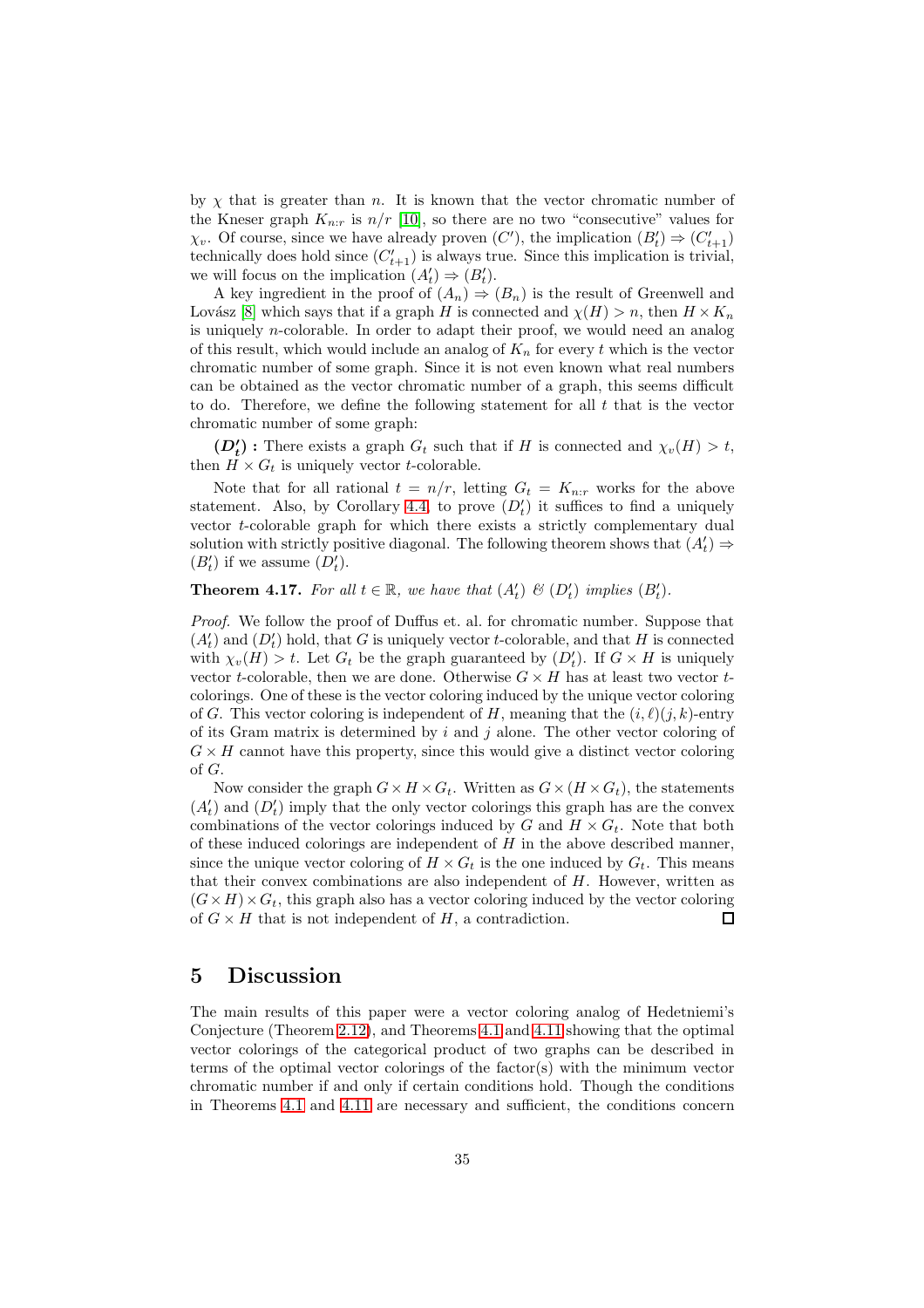by $\chi$ that is greater than $n$. It is known that the vector chromatic number of the Kneser graph $K_{n:r}$ is $n/r$ [10], so there are no two "consecutive" values for $\chi_v$. Of course, since we have already proven $(C')$, the implication $(B'_t) \Rightarrow (C'_{t+1})$ technically does hold since $(C'_{t+1})$ is always true. Since this implication is trivial, we will focus on the implication $(A'_t) \Rightarrow (B'_t)$.

A key ingredient in the proof of $(A_n) \Rightarrow (B_n)$ is the result of Greenwell and Lovász [8] which says that if a graph $H$ is connected and $\chi(H) > n$, then $H \times K_n$ is uniquely $n$-colorable. In order to adapt their proof, we would need an analog of this result, which would include an analog of $K_n$ for every $t$ which is the vector chromatic number of some graph. Since it is not even known what real numbers can be obtained as the vector chromatic number of a graph, this seems difficult to do. Therefore, we define the following statement for all $t$ that is the vector chromatic number of some graph:

$\boldsymbol{(D'_t)}$ **:** There exists a graph $G_t$ such that if $H$ is connected and $\chi_v(H) > t$, then $H \times G_t$ is uniquely vector $t$-colorable.

Note that for all rational $t = n/r$, letting $G_t = K_{n:r}$ works for the above statement. Also, by Corollary 4.4, to prove $(D'_t)$ it suffices to find a uniquely vector $t$-colorable graph for which there exists a strictly complementary dual solution with strictly positive diagonal. The following theorem shows that $(A'_t) \Rightarrow (B'_t)$ if we assume $(D'_t)$.

**Theorem 4.17.** *For all $t \in \mathbb{R}$, we have that $(A'_t)$ & $(D'_t)$ implies $(B'_t)$.*

*Proof.* We follow the proof of Duffus et. al. for chromatic number. Suppose that $(A'_t)$ and $(D'_t)$ hold, that $G$ is uniquely vector $t$-colorable, and that $H$ is connected with $\chi_v(H) > t$. Let $G_t$ be the graph guaranteed by $(D'_t)$. If $G \times H$ is uniquely vector $t$-colorable, then we are done. Otherwise $G \times H$ has at least two vector $t$-colorings. One of these is the vector coloring induced by the unique vector coloring of $G$. This vector coloring is independent of $H$, meaning that the $(i, \ell)(j, k)$-entry of its Gram matrix is determined by $i$ and $j$ alone. The other vector coloring of $G \times H$ cannot have this property, since this would give a distinct vector coloring of $G$.

Now consider the graph $G \times H \times G_t$. Written as $G \times (H \times G_t)$, the statements $(A'_t)$ and $(D'_t)$ imply that the only vector colorings this graph has are the convex combinations of the vector colorings induced by $G$ and $H \times G_t$. Note that both of these induced colorings are independent of $H$ in the above described manner, since the unique vector coloring of $H \times G_t$ is the one induced by $G_t$. This means that their convex combinations are also independent of $H$. However, written as $(G \times H) \times G_t$, this graph also has a vector coloring induced by the vector coloring of $G \times H$ that is not independent of $H$, a contradiction. □

# 5 Discussion

The main results of this paper were a vector coloring analog of Hedetniemi's Conjecture (Theorem 2.12), and Theorems 4.1 and 4.11 showing that the optimal vector colorings of the categorical product of two graphs can be described in terms of the optimal vector colorings of the factor(s) with the minimum vector chromatic number if and only if certain conditions hold. Though the conditions in Theorems 4.1 and 4.11 are necessary and sufficient, the conditions concern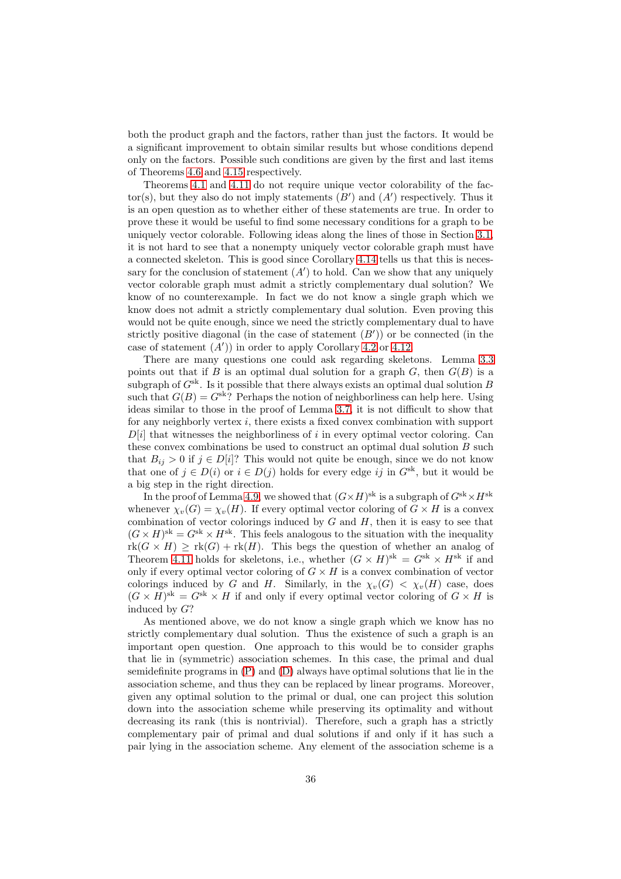both the product graph and the factors, rather than just the factors. It would be a significant improvement to obtain similar results but whose conditions depend only on the factors. Possible such conditions are given by the first and last items of Theorems 4.6 and 4.15 respectively.

Theorems 4.1 and 4.11 do not require unique vector colorability of the factor(s), but they also do not imply statements $(B')$ and $(A')$ respectively. Thus it is an open question as to whether either of these statements are true. In order to prove these it would be useful to find some necessary conditions for a graph to be uniquely vector colorable. Following ideas along the lines of those in Section 3.1, it is not hard to see that a nonempty uniquely vector colorable graph must have a connected skeleton. This is good since Corollary 4.14 tells us that this is necessary for the conclusion of statement $(A')$ to hold. Can we show that any uniquely vector colorable graph must admit a strictly complementary dual solution? We know of no counterexample. In fact we do not know a single graph which we know does not admit a strictly complementary dual solution. Even proving this would not be quite enough, since we need the strictly complementary dual to have strictly positive diagonal (in the case of statement $(B')$) or be connected (in the case of statement $(A')$) in order to apply Corollary 4.2 or 4.12.

There are many questions one could ask regarding skeletons. Lemma 3.3 points out that if $B$ is an optimal dual solution for a graph $G$, then $G(B)$ is a subgraph of $G^{\text{sk}}$. Is it possible that there always exists an optimal dual solution $B$ such that $G(B) = G^{\text{sk}}$? Perhaps the notion of neighborliness can help here. Using ideas similar to those in the proof of Lemma 3.7, it is not difficult to show that for any neighborly vertex $i$, there exists a fixed convex combination with support $D[i]$ that witnesses the neighborliness of $i$ in every optimal vector coloring. Can these convex combinations be used to construct an optimal dual solution $B$ such that $B_{ij} > 0$ if $j \in D[i]$? This would not quite be enough, since we do not know that one of $j \in D(i)$ or $i \in D(j)$ holds for every edge $ij$ in $G^{\text{sk}}$, but it would be a big step in the right direction.

In the proof of Lemma 4.9, we showed that $(G \times H)^{\text{sk}}$ is a subgraph of $G^{\text{sk}} \times H^{\text{sk}}$ whenever $\chi_v(G) = \chi_v(H)$. If every optimal vector coloring of $G \times H$ is a convex combination of vector colorings induced by $G$ and $H$, then it is easy to see that $(G \times H)^{\text{sk}} = G^{\text{sk}} \times H^{\text{sk}}$. This feels analogous to the situation with the inequality $\text{rk}(G \times H) \geq \text{rk}(G) + \text{rk}(H)$. This begs the question of whether an analog of Theorem 4.11 holds for skeletons, i.e., whether $(G \times H)^{\text{sk}} = G^{\text{sk}} \times H^{\text{sk}}$ if and only if every optimal vector coloring of $G \times H$ is a convex combination of vector colorings induced by $G$ and $H$. Similarly, in the $\chi_v(G) < \chi_v(H)$ case, does $(G \times H)^{\text{sk}} = G^{\text{sk}} \times H$ if and only if every optimal vector coloring of $G \times H$ is induced by $G$?

As mentioned above, we do not know a single graph which we know has no strictly complementary dual solution. Thus the existence of such a graph is an important open question. One approach to this would be to consider graphs that lie in (symmetric) association schemes. In this case, the primal and dual semidefinite programs in (P) and (D) always have optimal solutions that lie in the association scheme, and thus they can be replaced by linear programs. Moreover, given any optimal solution to the primal or dual, one can project this solution down into the association scheme while preserving its optimality and without decreasing its rank (this is nontrivial). Therefore, such a graph has a strictly complementary pair of primal and dual solutions if and only if it has such a pair lying in the association scheme. Any element of the association scheme is a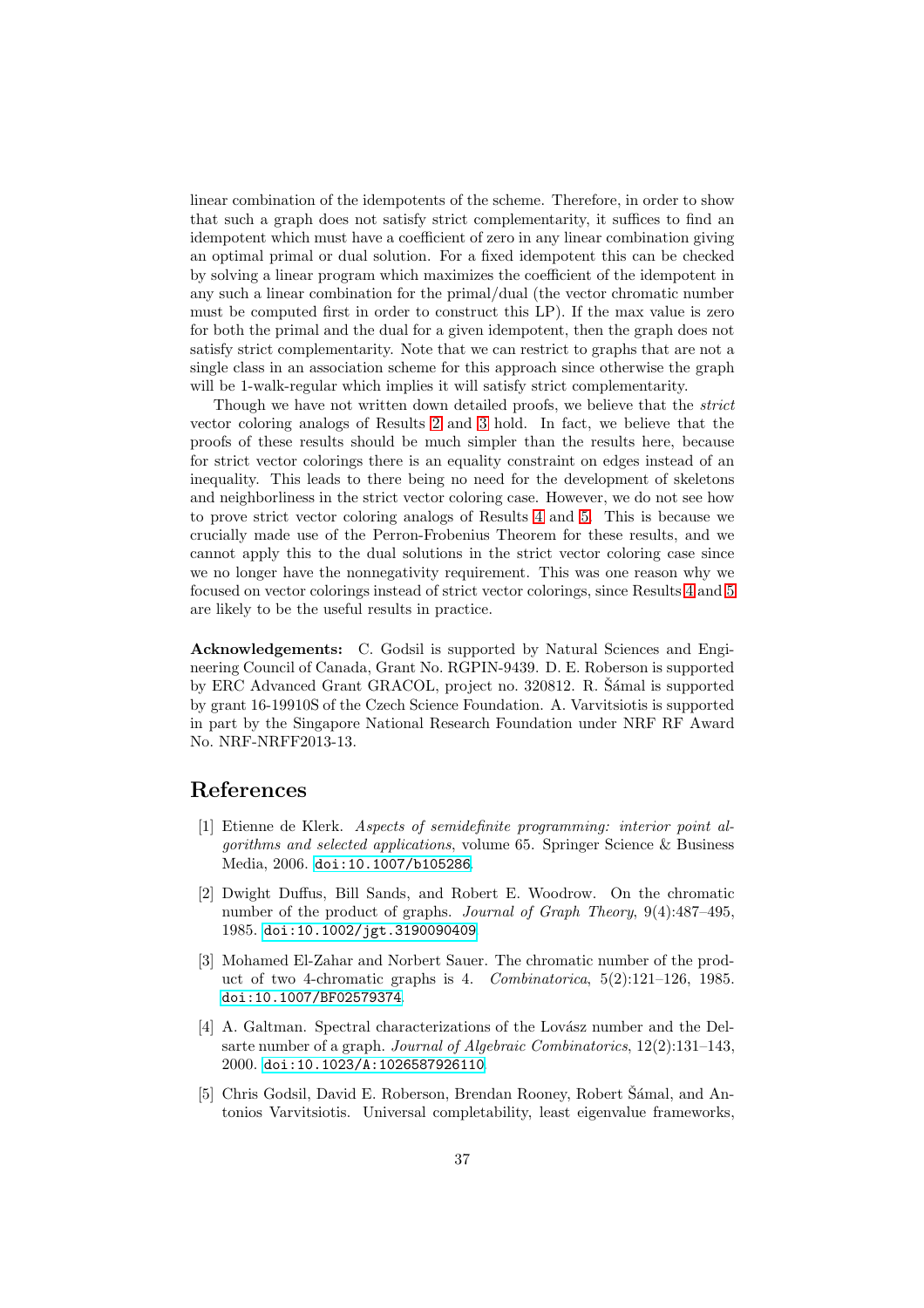linear combination of the idempotents of the scheme. Therefore, in order to show that such a graph does not satisfy strict complementarity, it suffices to find an idempotent which must have a coefficient of zero in any linear combination giving an optimal primal or dual solution. For a fixed idempotent this can be checked by solving a linear program which maximizes the coefficient of the idempotent in any such a linear combination for the primal/dual (the vector chromatic number must be computed first in order to construct this LP). If the max value is zero for both the primal and the dual for a given idempotent, then the graph does not satisfy strict complementarity. Note that we can restrict to graphs that are not a single class in an association scheme for this approach since otherwise the graph will be 1-walk-regular which implies it will satisfy strict complementarity.

Though we have not written down detailed proofs, we believe that the *strict* vector coloring analogs of Results 2 and 3 hold. In fact, we believe that the proofs of these results should be much simpler than the results here, because for strict vector colorings there is an equality constraint on edges instead of an inequality. This leads to there being no need for the development of skeletons and neighborliness in the strict vector coloring case. However, we do not see how to prove strict vector coloring analogs of Results 4 and 5. This is because we crucially made use of the Perron-Frobenius Theorem for these results, and we cannot apply this to the dual solutions in the strict vector coloring case since we no longer have the nonnegativity requirement. This was one reason why we focused on vector colorings instead of strict vector colorings, since Results 4 and 5 are likely to be the useful results in practice.

**Acknowledgements:** C. Godsil is supported by Natural Sciences and Engineering Council of Canada, Grant No. RGPIN-9439. D. E. Roberson is supported by ERC Advanced Grant GRACOL, project no. 320812. R. Šámal is supported by grant 16-19910S of the Czech Science Foundation. A. Varvitsiotis is supported in part by the Singapore National Research Foundation under NRF RF Award No. NRF-NRFF2013-13.

## References

[1] Etienne de Klerk. *Aspects of semidefinite programming: interior point algorithms and selected applications*, volume 65. Springer Science & Business Media, 2006. doi:10.1007/b105286.

[2] Dwight Duffus, Bill Sands, and Robert E. Woodrow. On the chromatic number of the product of graphs. *Journal of Graph Theory*, 9(4):487–495, 1985. doi:10.1002/jgt.3190090409.

[3] Mohamed El-Zahar and Norbert Sauer. The chromatic number of the product of two 4-chromatic graphs is 4. *Combinatorica*, 5(2):121–126, 1985. doi:10.1007/BF02579374.

[4] A. Galtman. Spectral characterizations of the Lovász number and the Delsarte number of a graph. *Journal of Algebraic Combinatorics*, 12(2):131–143, 2000. doi:10.1023/A:1026587926110.

[5] Chris Godsil, David E. Roberson, Brendan Rooney, Robert Šámal, and Antonios Varvitsiotis. Universal completability, least eigenvalue frameworks,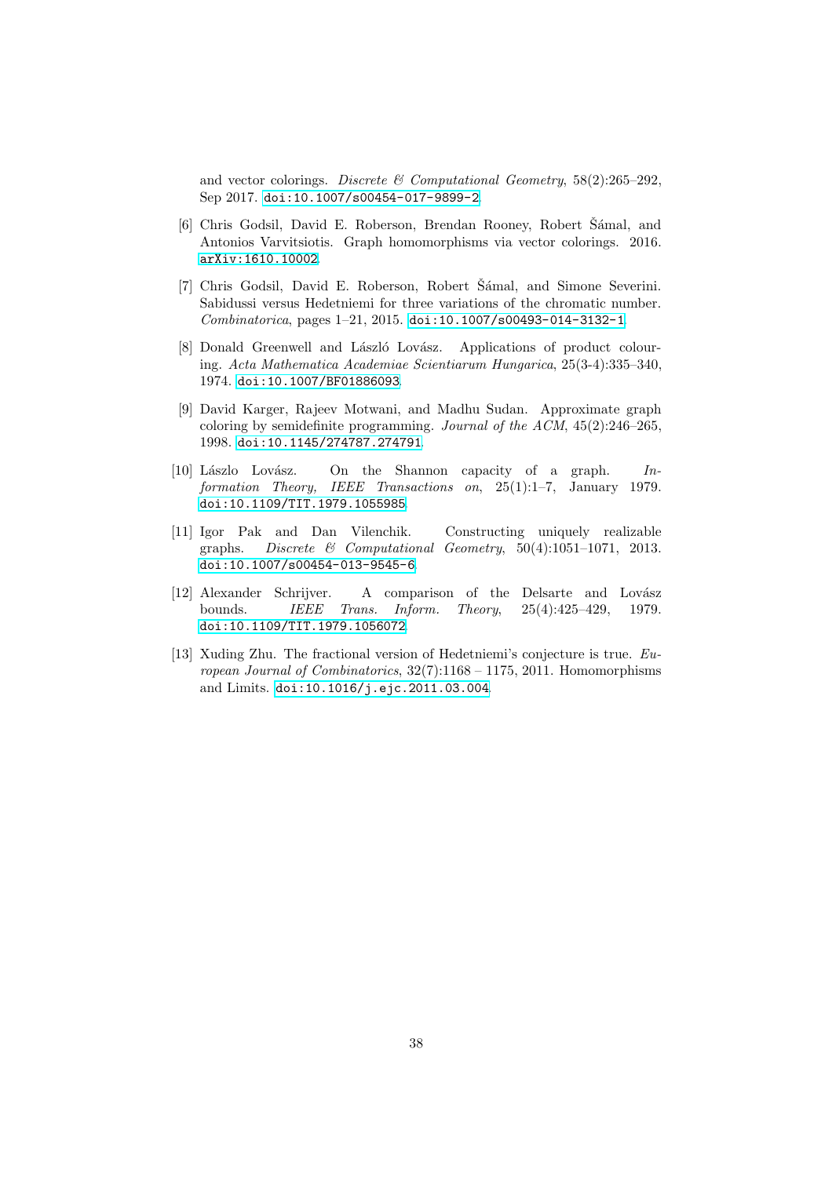and vector colorings. *Discrete & Computational Geometry*, 58(2):265–292, Sep 2017. doi:10.1007/s00454-017-9899-2.

[6] Chris Godsil, David E. Roberson, Brendan Rooney, Robert Šámal, and Antonios Varvitsiotis. Graph homomorphisms via vector colorings. 2016. arXiv:1610.10002.

[7] Chris Godsil, David E. Roberson, Robert Šámal, and Simone Severini. Sabidussi versus Hedetniemi for three variations of the chromatic number. *Combinatorica*, pages 1–21, 2015. doi:10.1007/s00493-014-3132-1.

[8] Donald Greenwell and László Lovász. Applications of product colouring. *Acta Mathematica Academiae Scientiarum Hungarica*, 25(3-4):335–340, 1974. doi:10.1007/BF01886093.

[9] David Karger, Rajeev Motwani, and Madhu Sudan. Approximate graph coloring by semidefinite programming. *Journal of the ACM*, 45(2):246–265, 1998. doi:10.1145/274787.274791.

[10] Lászlo Lovász. On the Shannon capacity of a graph. *Information Theory, IEEE Transactions on*, 25(1):1–7, January 1979. doi:10.1109/TIT.1979.1055985.

[11] Igor Pak and Dan Vilenchik. Constructing uniquely realizable graphs. *Discrete & Computational Geometry*, 50(4):1051–1071, 2013. doi:10.1007/s00454-013-9545-6.

[12] Alexander Schrijver. A comparison of the Delsarte and Lovász bounds. *IEEE Trans. Inform. Theory*, 25(4):425–429, 1979. doi:10.1109/TIT.1979.1056072.

[13] Xuding Zhu. The fractional version of Hedetniemi's conjecture is true. *European Journal of Combinatorics*, 32(7):1168 – 1175, 2011. Homomorphisms and Limits. doi:10.1016/j.ejc.2011.03.004.